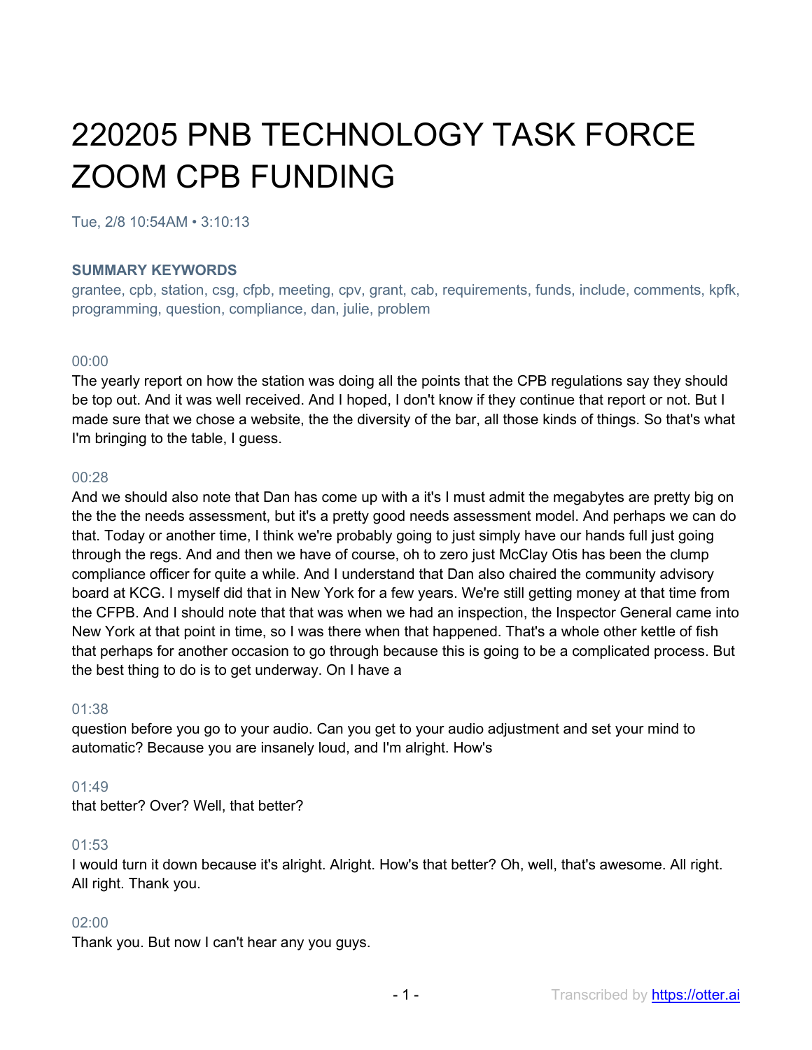# 220205 PNB TECHNOLOGY TASK FORCE ZOOM CPB FUNDING

Tue, 2/8 10:54AM • 3:10:13

### SUMMARY KEYWORDS

grantee, cpb, station, csg, cfpb, meeting, cpv, grant, cab, requirements, funds, include, comments, kpfk, programming, question, compliance, dan, julie, problem

00:00

The yearly report on how the station was doing all the points that the CPB regulations say they should be top out. And it was well received. And I hoped, I don't know if they continue that report or not. But I made sure that we chose a website, the the diversity of the bar, all those kinds of things. So that's what I'm bringing to the table, I guess.

00:28

And we should also note that Dan has come up with a it's I must admit the megabytes are pretty big on the the the needs assessment, but it's a pretty good needs assessment model. And perhaps we can do that. Today or another time, I think we're probably going to just simply have our hands full just going through the regs. And and then we have of course, oh to zero just McClay Otis has been the clump compliance officer for quite a while. And I understand that Dan also chaired the community advisory board at KCG. I myself did that in New York for a few years. We're still getting money at that time from the CFPB. And I should note that that was when we had an inspection, the Inspector General came into New York at that point in time, so I was there when that happened. That's a whole other kettle of fish that perhaps for another occasion to go through because this is going to be a complicated process. But the best thing to do is to get underway. On I have a

01:38

question before you go to your audio. Can you get to your audio adjustment and set your mind to automatic? Because you are insanely loud, and I'm alright. How's

01:49

that better? Over? Well, that better?

01:53

I would turn it down because it's alright. Alright. How's that better? Oh, well, that's awesome. All right. All right. Thank you.

02:00

Thank you. But now I can't hear any you guys.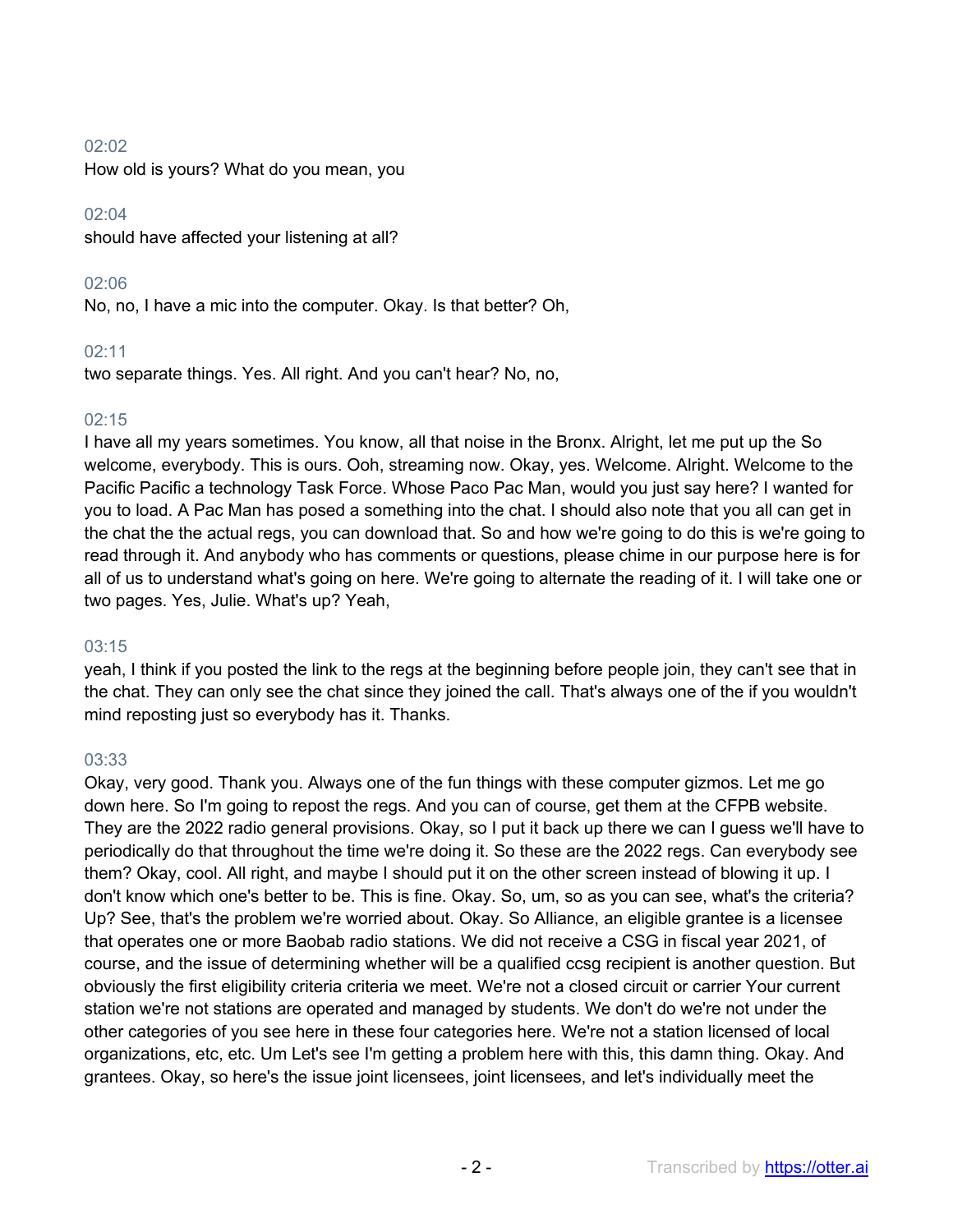02:02
How old is yours? What do you mean, you

02:04
should have affected your listening at all?

02:06
No, no, I have a mic into the computer. Okay. Is that better? Oh,

02:11
two separate things. Yes. All right. And you can't hear? No, no,

02:15
I have all my years sometimes. You know, all that noise in the Bronx. Alright, let me put up the So welcome, everybody. This is ours. Ooh, streaming now. Okay, yes. Welcome. Alright. Welcome to the Pacific Pacific a technology Task Force. Whose Paco Pac Man, would you just say here? I wanted for you to load. A Pac Man has posed a something into the chat. I should also note that you all can get in the chat the the actual regs, you can download that. So and how we're going to do this is we're going to read through it. And anybody who has comments or questions, please chime in our purpose here is for all of us to understand what's going on here. We're going to alternate the reading of it. I will take one or two pages. Yes, Julie. What's up? Yeah,

03:15
yeah, I think if you posted the link to the regs at the beginning before people join, they can't see that in the chat. They can only see the chat since they joined the call. That's always one of the if you wouldn't mind reposting just so everybody has it. Thanks.

03:33
Okay, very good. Thank you. Always one of the fun things with these computer gizmos. Let me go down here. So I'm going to repost the regs. And you can of course, get them at the CFPB website. They are the 2022 radio general provisions. Okay, so I put it back up there we can I guess we'll have to periodically do that throughout the time we're doing it. So these are the 2022 regs. Can everybody see them? Okay, cool. All right, and maybe I should put it on the other screen instead of blowing it up. I don't know which one's better to be. This is fine. Okay. So, um, so as you can see, what's the criteria? Up? See, that's the problem we're worried about. Okay. So Alliance, an eligible grantee is a licensee that operates one or more Baobab radio stations. We did not receive a CSG in fiscal year 2021, of course, and the issue of determining whether will be a qualified ccsg recipient is another question. But obviously the first eligibility criteria criteria we meet. We're not a closed circuit or carrier Your current station we're not stations are operated and managed by students. We don't do we're not under the other categories of you see here in these four categories here. We're not a station licensed of local organizations, etc, etc. Um Let's see I'm getting a problem here with this, this damn thing. Okay. And grantees. Okay, so here's the issue joint licensees, joint licensees, and let's individually meet the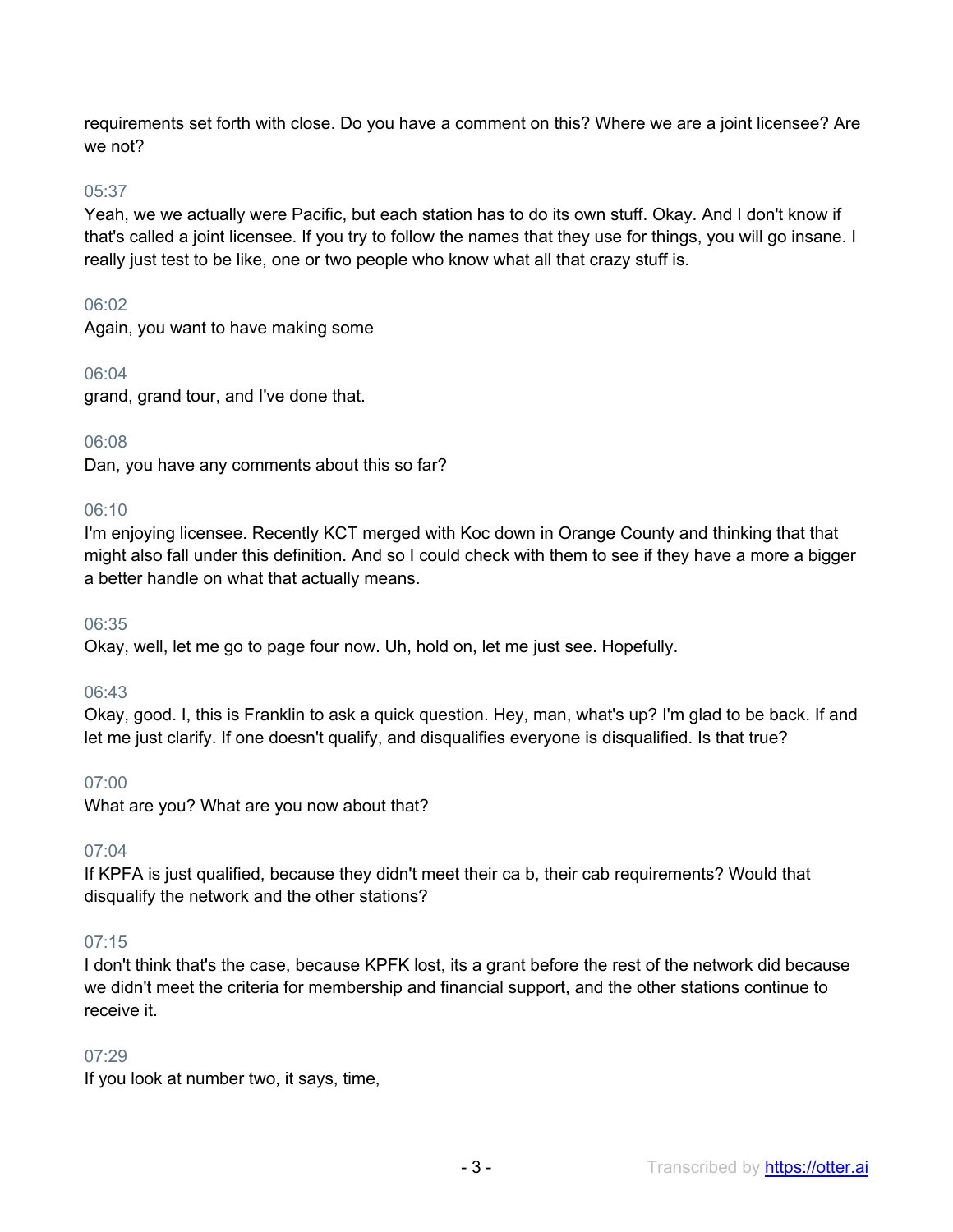requirements set forth with close. Do you have a comment on this? Where we are a joint licensee? Are we not?

05:37

Yeah, we we actually were Pacific, but each station has to do its own stuff. Okay. And I don't know if that's called a joint licensee. If you try to follow the names that they use for things, you will go insane. I really just test to be like, one or two people who know what all that crazy stuff is.

06:02

Again, you want to have making some

06:04

grand, grand tour, and I've done that.

06:08

Dan, you have any comments about this so far?

06:10

I'm enjoying licensee. Recently KCT merged with Koc down in Orange County and thinking that that might also fall under this definition. And so I could check with them to see if they have a more a bigger a better handle on what that actually means.

06:35

Okay, well, let me go to page four now. Uh, hold on, let me just see. Hopefully.

06:43

Okay, good. I, this is Franklin to ask a quick question. Hey, man, what's up? I'm glad to be back. If and let me just clarify. If one doesn't qualify, and disqualifies everyone is disqualified. Is that true?

07:00

What are you? What are you now about that?

07:04

If KPFA is just qualified, because they didn't meet their ca b, their cab requirements? Would that disqualify the network and the other stations?

07:15

I don't think that's the case, because KPFK lost, its a grant before the rest of the network did because we didn't meet the criteria for membership and financial support, and the other stations continue to receive it.

07:29

If you look at number two, it says, time,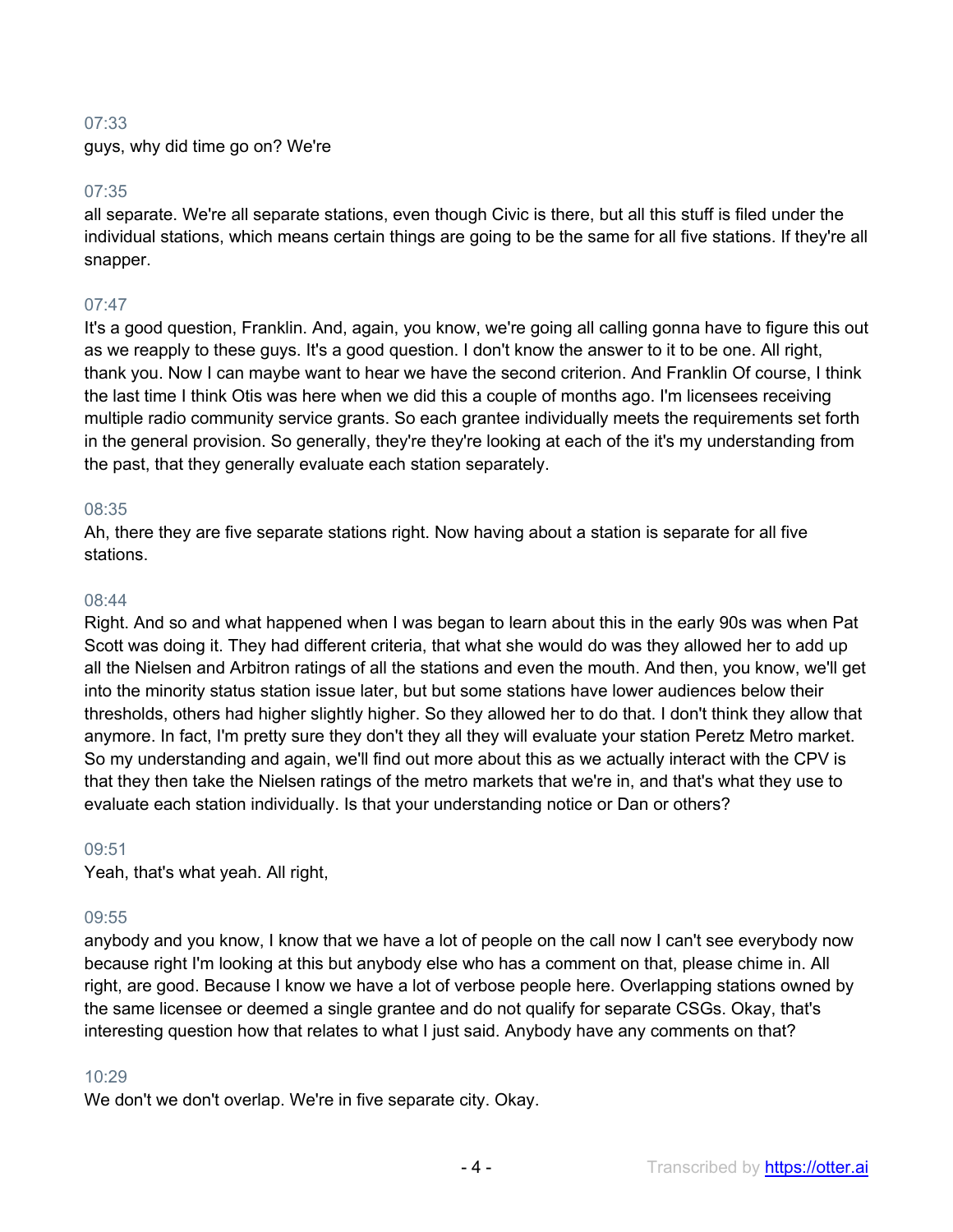07:33

guys, why did time go on? We're

07:35

all separate. We're all separate stations, even though Civic is there, but all this stuff is filed under the individual stations, which means certain things are going to be the same for all five stations. If they're all snapper.

07:47

It's a good question, Franklin. And, again, you know, we're going all calling gonna have to figure this out as we reapply to these guys. It's a good question. I don't know the answer to it to be one. All right, thank you. Now I can maybe want to hear we have the second criterion. And Franklin Of course, I think the last time I think Otis was here when we did this a couple of months ago. I'm licensees receiving multiple radio community service grants. So each grantee individually meets the requirements set forth in the general provision. So generally, they're they're looking at each of the it's my understanding from the past, that they generally evaluate each station separately.

08:35

Ah, there they are five separate stations right. Now having about a station is separate for all five stations.

08:44

Right. And so and what happened when I was began to learn about this in the early 90s was when Pat Scott was doing it. They had different criteria, that what she would do was they allowed her to add up all the Nielsen and Arbitron ratings of all the stations and even the mouth. And then, you know, we'll get into the minority status station issue later, but but some stations have lower audiences below their thresholds, others had higher slightly higher. So they allowed her to do that. I don't think they allow that anymore. In fact, I'm pretty sure they don't they all they will evaluate your station Peretz Metro market. So my understanding and again, we'll find out more about this as we actually interact with the CPV is that they then take the Nielsen ratings of the metro markets that we're in, and that's what they use to evaluate each station individually. Is that your understanding notice or Dan or others?

09:51

Yeah, that's what yeah. All right,

09:55

anybody and you know, I know that we have a lot of people on the call now I can't see everybody now because right I'm looking at this but anybody else who has a comment on that, please chime in. All right, are good. Because I know we have a lot of verbose people here. Overlapping stations owned by the same licensee or deemed a single grantee and do not qualify for separate CSGs. Okay, that's interesting question how that relates to what I just said. Anybody have any comments on that?

10:29

We don't we don't overlap. We're in five separate city. Okay.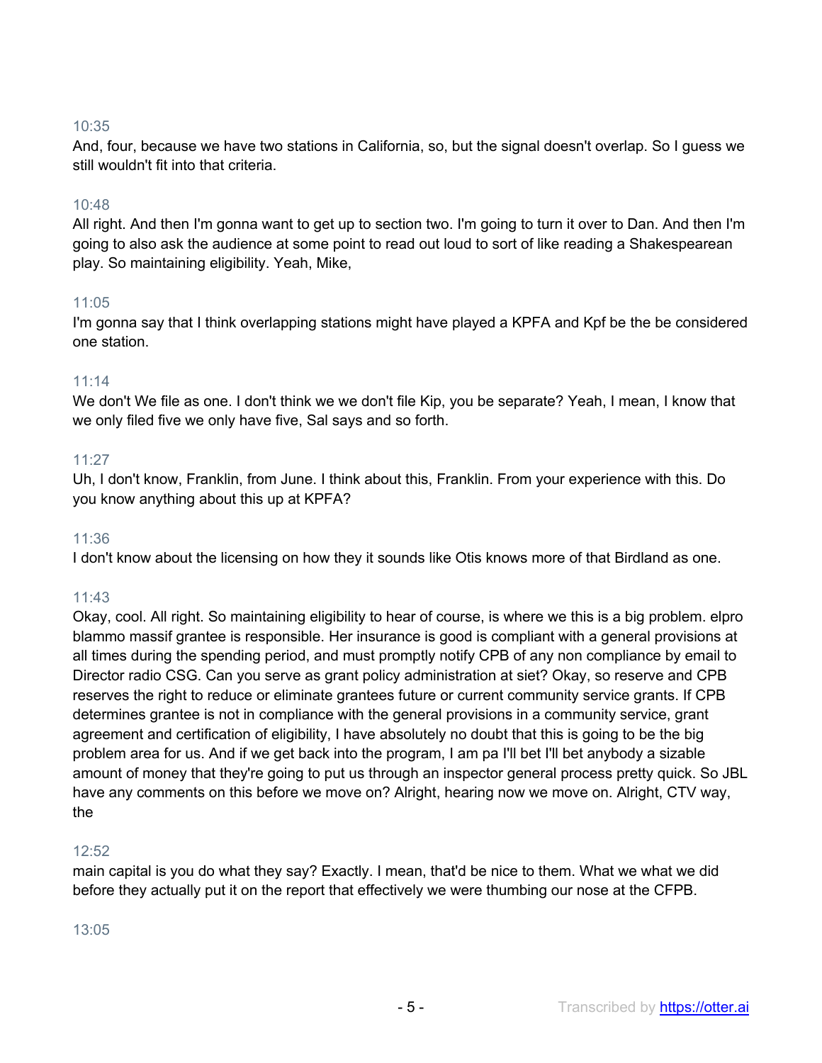10:35
And, four, because we have two stations in California, so, but the signal doesn't overlap. So I guess we still wouldn't fit into that criteria.

10:48
All right. And then I'm gonna want to get up to section two. I'm going to turn it over to Dan. And then I'm going to also ask the audience at some point to read out loud to sort of like reading a Shakespearean play. So maintaining eligibility. Yeah, Mike,

11:05
I'm gonna say that I think overlapping stations might have played a KPFA and Kpf be the be considered one station.

11:14
We don't We file as one. I don't think we we don't file Kip, you be separate? Yeah, I mean, I know that we only filed five we only have five, Sal says and so forth.

11:27
Uh, I don't know, Franklin, from June. I think about this, Franklin. From your experience with this. Do you know anything about this up at KPFA?

11:36
I don't know about the licensing on how they it sounds like Otis knows more of that Birdland as one.

11:43
Okay, cool. All right. So maintaining eligibility to hear of course, is where we this is a big problem. elpro blammo massif grantee is responsible. Her insurance is good is compliant with a general provisions at all times during the spending period, and must promptly notify CPB of any non compliance by email to Director radio CSG. Can you serve as grant policy administration at siet? Okay, so reserve and CPB reserves the right to reduce or eliminate grantees future or current community service grants. If CPB determines grantee is not in compliance with the general provisions in a community service, grant agreement and certification of eligibility, I have absolutely no doubt that this is going to be the big problem area for us. And if we get back into the program, I am pa I'll bet I'll bet anybody a sizable amount of money that they're going to put us through an inspector general process pretty quick. So JBL have any comments on this before we move on? Alright, hearing now we move on. Alright, CTV way, the

12:52
main capital is you do what they say? Exactly. I mean, that'd be nice to them. What we what we did before they actually put it on the report that effectively we were thumbing our nose at the CFPB.

13:05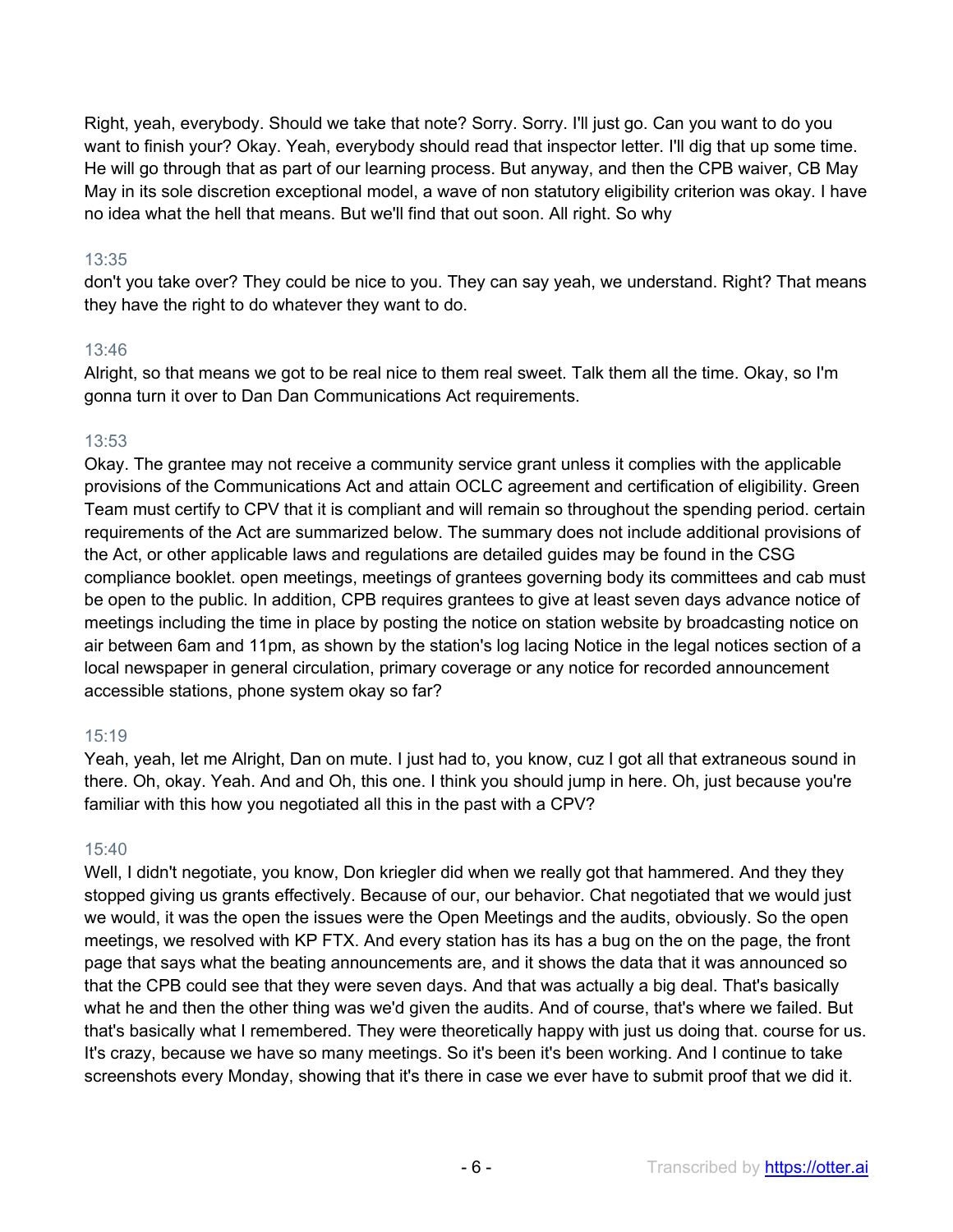Right, yeah, everybody. Should we take that note? Sorry. Sorry. I'll just go. Can you want to do you want to finish your? Okay. Yeah, everybody should read that inspector letter. I'll dig that up some time. He will go through that as part of our learning process. But anyway, and then the CPB waiver, CB May May in its sole discretion exceptional model, a wave of non statutory eligibility criterion was okay. I have no idea what the hell that means. But we'll find that out soon. All right. So why

13:35

don't you take over? They could be nice to you. They can say yeah, we understand. Right? That means they have the right to do whatever they want to do.

13:46

Alright, so that means we got to be real nice to them real sweet. Talk them all the time. Okay, so I'm gonna turn it over to Dan Dan Communications Act requirements.

13:53

Okay. The grantee may not receive a community service grant unless it complies with the applicable provisions of the Communications Act and attain OCLC agreement and certification of eligibility. Green Team must certify to CPV that it is compliant and will remain so throughout the spending period. certain requirements of the Act are summarized below. The summary does not include additional provisions of the Act, or other applicable laws and regulations are detailed guides may be found in the CSG compliance booklet. open meetings, meetings of grantees governing body its committees and cab must be open to the public. In addition, CPB requires grantees to give at least seven days advance notice of meetings including the time in place by posting the notice on station website by broadcasting notice on air between 6am and 11pm, as shown by the station's log lacing Notice in the legal notices section of a local newspaper in general circulation, primary coverage or any notice for recorded announcement accessible stations, phone system okay so far?

15:19

Yeah, yeah, let me Alright, Dan on mute. I just had to, you know, cuz I got all that extraneous sound in there. Oh, okay. Yeah. And and Oh, this one. I think you should jump in here. Oh, just because you're familiar with this how you negotiated all this in the past with a CPV?

15:40

Well, I didn't negotiate, you know, Don kriegler did when we really got that hammered. And they they stopped giving us grants effectively. Because of our, our behavior. Chat negotiated that we would just we would, it was the open the issues were the Open Meetings and the audits, obviously. So the open meetings, we resolved with KP FTX. And every station has its has a bug on the on the page, the front page that says what the beating announcements are, and it shows the data that it was announced so that the CPB could see that they were seven days. And that was actually a big deal. That's basically what he and then the other thing was we'd given the audits. And of course, that's where we failed. But that's basically what I remembered. They were theoretically happy with just us doing that. course for us. It's crazy, because we have so many meetings. So it's been it's been working. And I continue to take screenshots every Monday, showing that it's there in case we ever have to submit proof that we did it.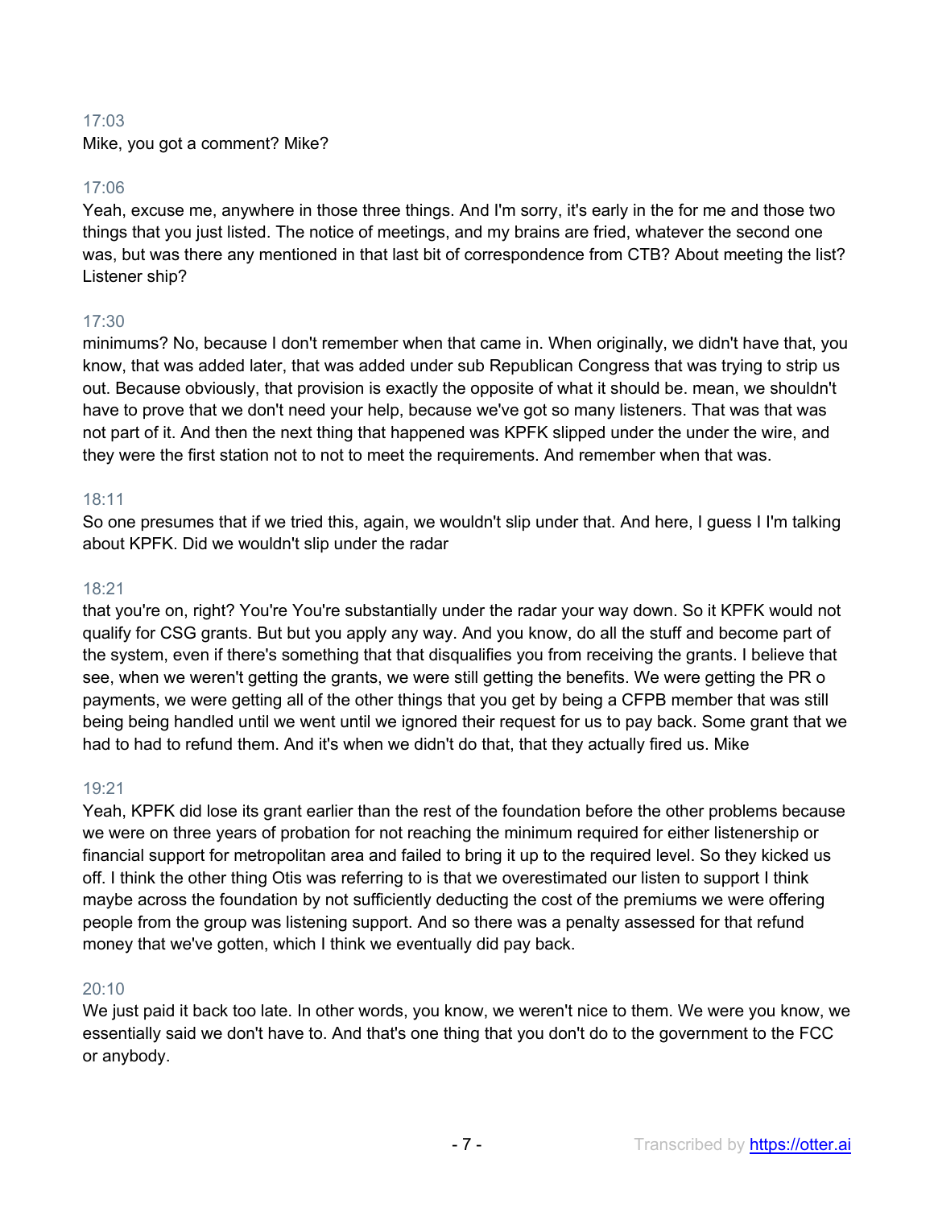17:03

Mike, you got a comment? Mike?

17:06

Yeah, excuse me, anywhere in those three things. And I'm sorry, it's early in the for me and those two things that you just listed. The notice of meetings, and my brains are fried, whatever the second one was, but was there any mentioned in that last bit of correspondence from CTB? About meeting the list? Listener ship?

17:30

minimums? No, because I don't remember when that came in. When originally, we didn't have that, you know, that was added later, that was added under sub Republican Congress that was trying to strip us out. Because obviously, that provision is exactly the opposite of what it should be. mean, we shouldn't have to prove that we don't need your help, because we've got so many listeners. That was that was not part of it. And then the next thing that happened was KPFK slipped under the under the wire, and they were the first station not to not to meet the requirements. And remember when that was.

18:11

So one presumes that if we tried this, again, we wouldn't slip under that. And here, I guess I I'm talking about KPFK. Did we wouldn't slip under the radar

18:21

that you're on, right? You're You're substantially under the radar your way down. So it KPFK would not qualify for CSG grants. But but you apply any way. And you know, do all the stuff and become part of the system, even if there's something that that disqualifies you from receiving the grants. I believe that see, when we weren't getting the grants, we were still getting the benefits. We were getting the PR o payments, we were getting all of the other things that you get by being a CFPB member that was still being being handled until we went until we ignored their request for us to pay back. Some grant that we had to had to refund them. And it's when we didn't do that, that they actually fired us. Mike

19:21

Yeah, KPFK did lose its grant earlier than the rest of the foundation before the other problems because we were on three years of probation for not reaching the minimum required for either listenership or financial support for metropolitan area and failed to bring it up to the required level. So they kicked us off. I think the other thing Otis was referring to is that we overestimated our listen to support I think maybe across the foundation by not sufficiently deducting the cost of the premiums we were offering people from the group was listening support. And so there was a penalty assessed for that refund money that we've gotten, which I think we eventually did pay back.

20:10

We just paid it back too late. In other words, you know, we weren't nice to them. We were you know, we essentially said we don't have to. And that's one thing that you don't do to the government to the FCC or anybody.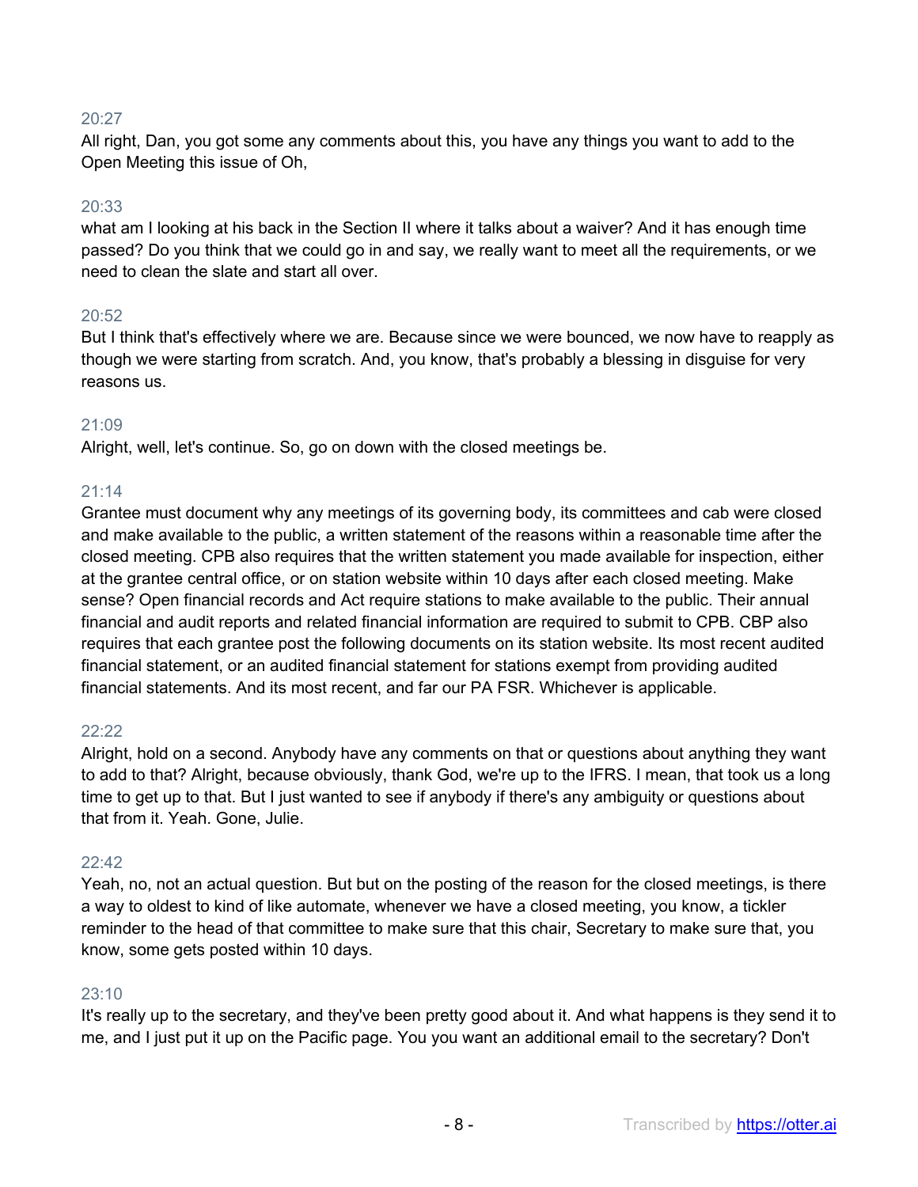20:27
All right, Dan, you got some any comments about this, you have any things you want to add to the Open Meeting this issue of Oh,

20:33
what am I looking at his back in the Section II where it talks about a waiver? And it has enough time passed? Do you think that we could go in and say, we really want to meet all the requirements, or we need to clean the slate and start all over.

20:52
But I think that's effectively where we are. Because since we were bounced, we now have to reapply as though we were starting from scratch. And, you know, that's probably a blessing in disguise for very reasons us.

21:09
Alright, well, let's continue. So, go on down with the closed meetings be.

21:14
Grantee must document why any meetings of its governing body, its committees and cab were closed and make available to the public, a written statement of the reasons within a reasonable time after the closed meeting. CPB also requires that the written statement you made available for inspection, either at the grantee central office, or on station website within 10 days after each closed meeting. Make sense? Open financial records and Act require stations to make available to the public. Their annual financial and audit reports and related financial information are required to submit to CPB. CBP also requires that each grantee post the following documents on its station website. Its most recent audited financial statement, or an audited financial statement for stations exempt from providing audited financial statements. And its most recent, and far our PA FSR. Whichever is applicable.

22:22
Alright, hold on a second. Anybody have any comments on that or questions about anything they want to add to that? Alright, because obviously, thank God, we're up to the IFRS. I mean, that took us a long time to get up to that. But I just wanted to see if anybody if there's any ambiguity or questions about that from it. Yeah. Gone, Julie.

22:42
Yeah, no, not an actual question. But but on the posting of the reason for the closed meetings, is there a way to oldest to kind of like automate, whenever we have a closed meeting, you know, a tickler reminder to the head of that committee to make sure that this chair, Secretary to make sure that, you know, some gets posted within 10 days.

23:10
It's really up to the secretary, and they've been pretty good about it. And what happens is they send it to me, and I just put it up on the Pacific page. You you want an additional email to the secretary? Don't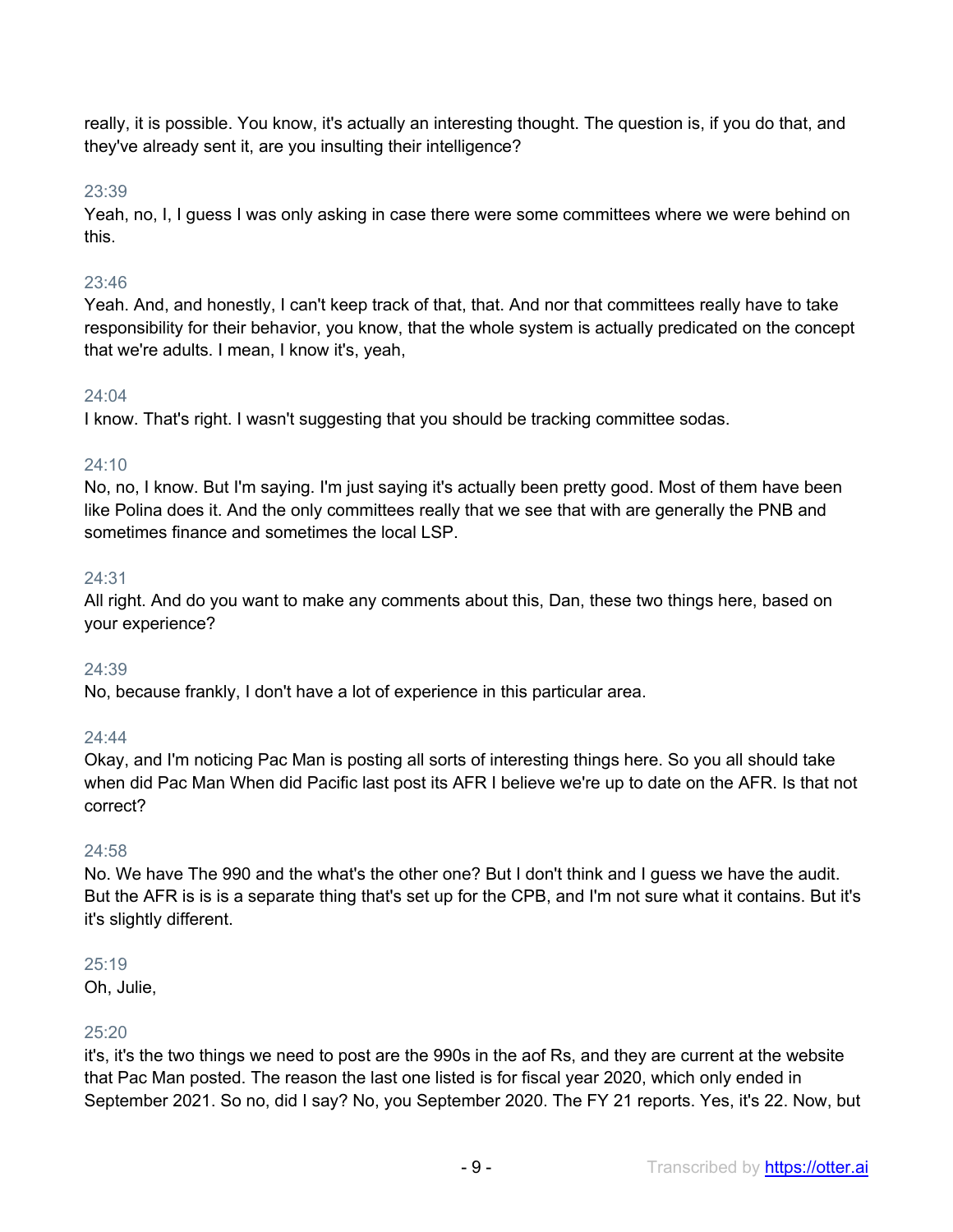really, it is possible. You know, it's actually an interesting thought. The question is, if you do that, and they've already sent it, are you insulting their intelligence?

23:39
Yeah, no, I, I guess I was only asking in case there were some committees where we were behind on this.

23:46
Yeah. And, and honestly, I can't keep track of that, that. And nor that committees really have to take responsibility for their behavior, you know, that the whole system is actually predicated on the concept that we're adults. I mean, I know it's, yeah,

24:04
I know. That's right. I wasn't suggesting that you should be tracking committee sodas.

24:10
No, no, I know. But I'm saying. I'm just saying it's actually been pretty good. Most of them have been like Polina does it. And the only committees really that we see that with are generally the PNB and sometimes finance and sometimes the local LSP.

24:31
All right. And do you want to make any comments about this, Dan, these two things here, based on your experience?

24:39
No, because frankly, I don't have a lot of experience in this particular area.

24:44
Okay, and I'm noticing Pac Man is posting all sorts of interesting things here. So you all should take when did Pac Man When did Pacific last post its AFR I believe we're up to date on the AFR. Is that not correct?

24:58
No. We have The 990 and the what's the other one? But I don't think and I guess we have the audit. But the AFR is is is a separate thing that's set up for the CPB, and I'm not sure what it contains. But it's it's slightly different.

25:19
Oh, Julie,

25:20
it's, it's the two things we need to post are the 990s in the aof Rs, and they are current at the website that Pac Man posted. The reason the last one listed is for fiscal year 2020, which only ended in September 2021. So no, did I say? No, you September 2020. The FY 21 reports. Yes, it's 22. Now, but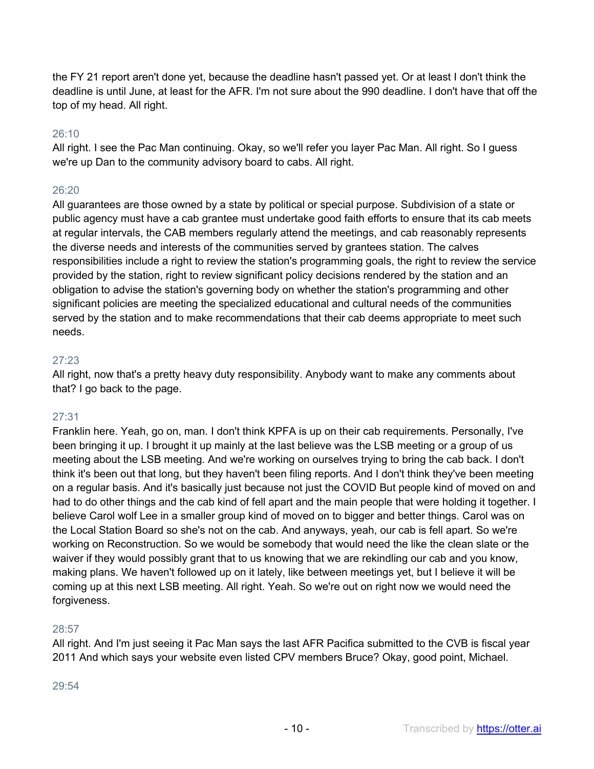the FY 21 report aren't done yet, because the deadline hasn't passed yet. Or at least I don't think the deadline is until June, at least for the AFR. I'm not sure about the 990 deadline. I don't have that off the top of my head. All right.

26:10

All right. I see the Pac Man continuing. Okay, so we'll refer you layer Pac Man. All right. So I guess we're up Dan to the community advisory board to cabs. All right.

26:20

All guarantees are those owned by a state by political or special purpose. Subdivision of a state or public agency must have a cab grantee must undertake good faith efforts to ensure that its cab meets at regular intervals, the CAB members regularly attend the meetings, and cab reasonably represents the diverse needs and interests of the communities served by grantees station. The calves responsibilities include a right to review the station's programming goals, the right to review the service provided by the station, right to review significant policy decisions rendered by the station and an obligation to advise the station's governing body on whether the station's programming and other significant policies are meeting the specialized educational and cultural needs of the communities served by the station and to make recommendations that their cab deems appropriate to meet such needs.

27:23

All right, now that's a pretty heavy duty responsibility. Anybody want to make any comments about that? I go back to the page.

27:31

Franklin here. Yeah, go on, man. I don't think KPFA is up on their cab requirements. Personally, I've been bringing it up. I brought it up mainly at the last believe was the LSB meeting or a group of us meeting about the LSB meeting. And we're working on ourselves trying to bring the cab back. I don't think it's been out that long, but they haven't been filing reports. And I don't think they've been meeting on a regular basis. And it's basically just because not just the COVID But people kind of moved on and had to do other things and the cab kind of fell apart and the main people that were holding it together. I believe Carol wolf Lee in a smaller group kind of moved on to bigger and better things. Carol was on the Local Station Board so she's not on the cab. And anyways, yeah, our cab is fell apart. So we're working on Reconstruction. So we would be somebody that would need the like the clean slate or the waiver if they would possibly grant that to us knowing that we are rekindling our cab and you know, making plans. We haven't followed up on it lately, like between meetings yet, but I believe it will be coming up at this next LSB meeting. All right. Yeah. So we're out on right now we would need the forgiveness.

28:57

All right. And I'm just seeing it Pac Man says the last AFR Pacifica submitted to the CVB is fiscal year 2011 And which says your website even listed CPV members Bruce? Okay, good point, Michael.

29:54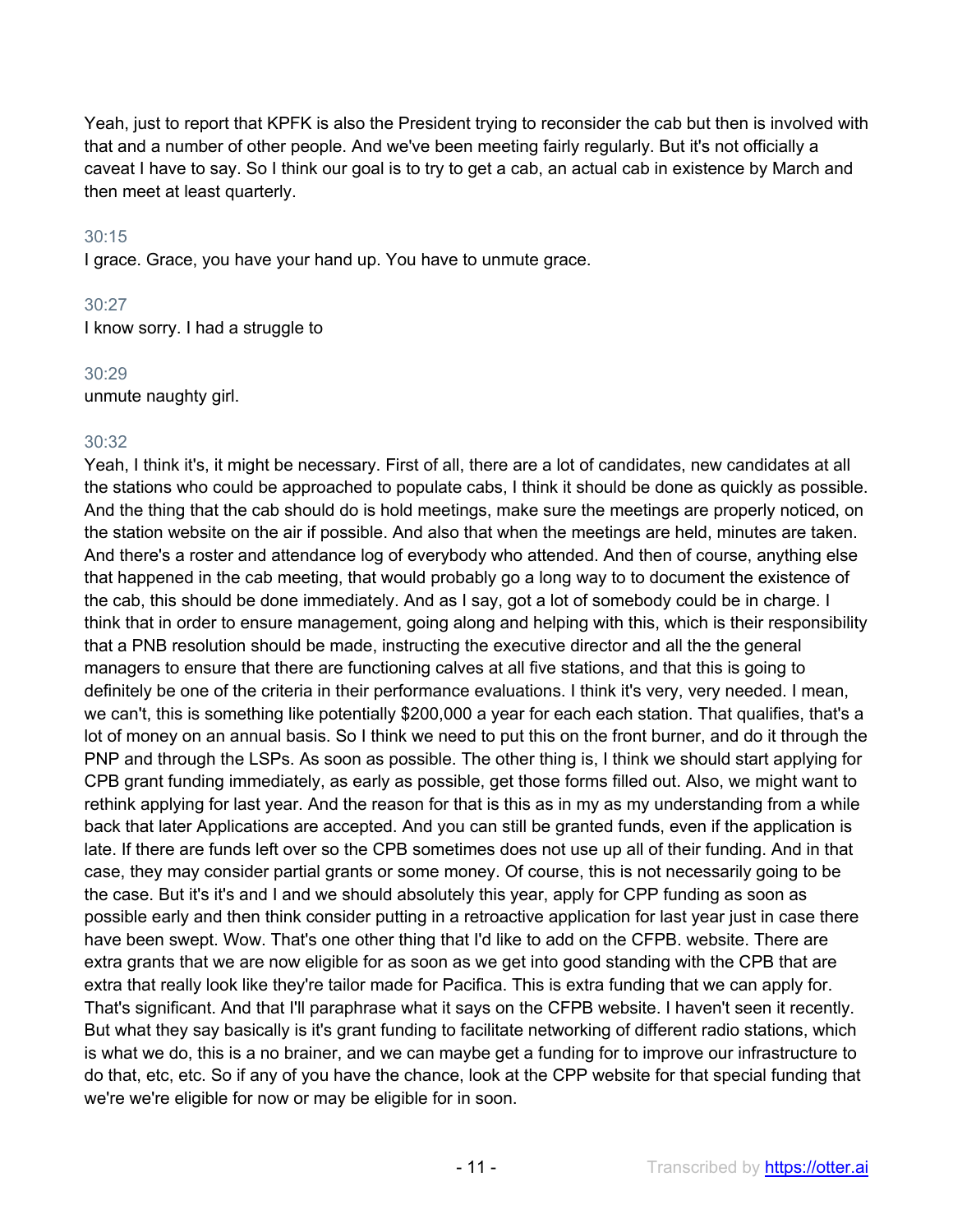Yeah, just to report that KPFK is also the President trying to reconsider the cab but then is involved with that and a number of other people. And we've been meeting fairly regularly. But it's not officially a caveat I have to say. So I think our goal is to try to get a cab, an actual cab in existence by March and then meet at least quarterly.

30:15
I grace. Grace, you have your hand up. You have to unmute grace.

30:27
I know sorry. I had a struggle to

30:29
unmute naughty girl.

30:32
Yeah, I think it's, it might be necessary. First of all, there are a lot of candidates, new candidates at all the stations who could be approached to populate cabs, I think it should be done as quickly as possible. And the thing that the cab should do is hold meetings, make sure the meetings are properly noticed, on the station website on the air if possible. And also that when the meetings are held, minutes are taken. And there's a roster and attendance log of everybody who attended. And then of course, anything else that happened in the cab meeting, that would probably go a long way to to document the existence of the cab, this should be done immediately. And as I say, got a lot of somebody could be in charge. I think that in order to ensure management, going along and helping with this, which is their responsibility that a PNB resolution should be made, instructing the executive director and all the the general managers to ensure that there are functioning calves at all five stations, and that this is going to definitely be one of the criteria in their performance evaluations. I think it's very, very needed. I mean, we can't, this is something like potentially $200,000 a year for each each station. That qualifies, that's a lot of money on an annual basis. So I think we need to put this on the front burner, and do it through the PNP and through the LSPs. As soon as possible. The other thing is, I think we should start applying for CPB grant funding immediately, as early as possible, get those forms filled out. Also, we might want to rethink applying for last year. And the reason for that is this as in my as my understanding from a while back that later Applications are accepted. And you can still be granted funds, even if the application is late. If there are funds left over so the CPB sometimes does not use up all of their funding. And in that case, they may consider partial grants or some money. Of course, this is not necessarily going to be the case. But it's it's and I and we should absolutely this year, apply for CPP funding as soon as possible early and then think consider putting in a retroactive application for last year just in case there have been swept. Wow. That's one other thing that I'd like to add on the CFPB. website. There are extra grants that we are now eligible for as soon as we get into good standing with the CPB that are extra that really look like they're tailor made for Pacifica. This is extra funding that we can apply for. That's significant. And that I'll paraphrase what it says on the CFPB website. I haven't seen it recently. But what they say basically is it's grant funding to facilitate networking of different radio stations, which is what we do, this is a no brainer, and we can maybe get a funding for to improve our infrastructure to do that, etc, etc. So if any of you have the chance, look at the CPP website for that special funding that we're we're eligible for now or may be eligible for in soon.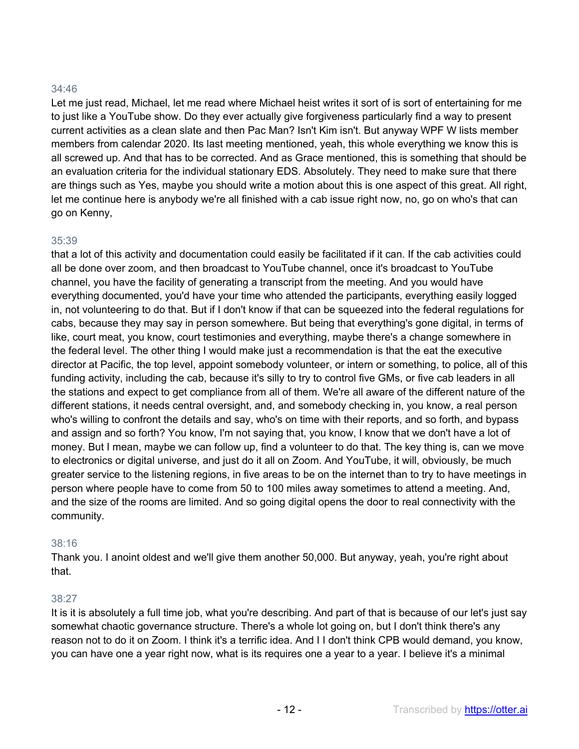34:46

Let me just read, Michael, let me read where Michael heist writes it sort of is sort of entertaining for me to just like a YouTube show. Do they ever actually give forgiveness particularly find a way to present current activities as a clean slate and then Pac Man? Isn't Kim isn't. But anyway WPF W lists member members from calendar 2020. Its last meeting mentioned, yeah, this whole everything we know this is all screwed up. And that has to be corrected. And as Grace mentioned, this is something that should be an evaluation criteria for the individual stationary EDS. Absolutely. They need to make sure that there are things such as Yes, maybe you should write a motion about this is one aspect of this great. All right, let me continue here is anybody we're all finished with a cab issue right now, no, go on who's that can go on Kenny,

35:39

that a lot of this activity and documentation could easily be facilitated if it can. If the cab activities could all be done over zoom, and then broadcast to YouTube channel, once it's broadcast to YouTube channel, you have the facility of generating a transcript from the meeting. And you would have everything documented, you'd have your time who attended the participants, everything easily logged in, not volunteering to do that. But if I don't know if that can be squeezed into the federal regulations for cabs, because they may say in person somewhere. But being that everything's gone digital, in terms of like, court meat, you know, court testimonies and everything, maybe there's a change somewhere in the federal level. The other thing I would make just a recommendation is that the eat the executive director at Pacific, the top level, appoint somebody volunteer, or intern or something, to police, all of this funding activity, including the cab, because it's silly to try to control five GMs, or five cab leaders in all the stations and expect to get compliance from all of them. We're all aware of the different nature of the different stations, it needs central oversight, and, and somebody checking in, you know, a real person who's willing to confront the details and say, who's on time with their reports, and so forth, and bypass and assign and so forth? You know, I'm not saying that, you know, I know that we don't have a lot of money. But I mean, maybe we can follow up, find a volunteer to do that. The key thing is, can we move to electronics or digital universe, and just do it all on Zoom. And YouTube, it will, obviously, be much greater service to the listening regions, in five areas to be on the internet than to try to have meetings in person where people have to come from 50 to 100 miles away sometimes to attend a meeting. And, and the size of the rooms are limited. And so going digital opens the door to real connectivity with the community.

38:16

Thank you. I anoint oldest and we'll give them another 50,000. But anyway, yeah, you're right about that.

38:27

It is it is absolutely a full time job, what you're describing. And part of that is because of our let's just say somewhat chaotic governance structure. There's a whole lot going on, but I don't think there's any reason not to do it on Zoom. I think it's a terrific idea. And I I don't think CPB would demand, you know, you can have one a year right now, what is its requires one a year to a year. I believe it's a minimal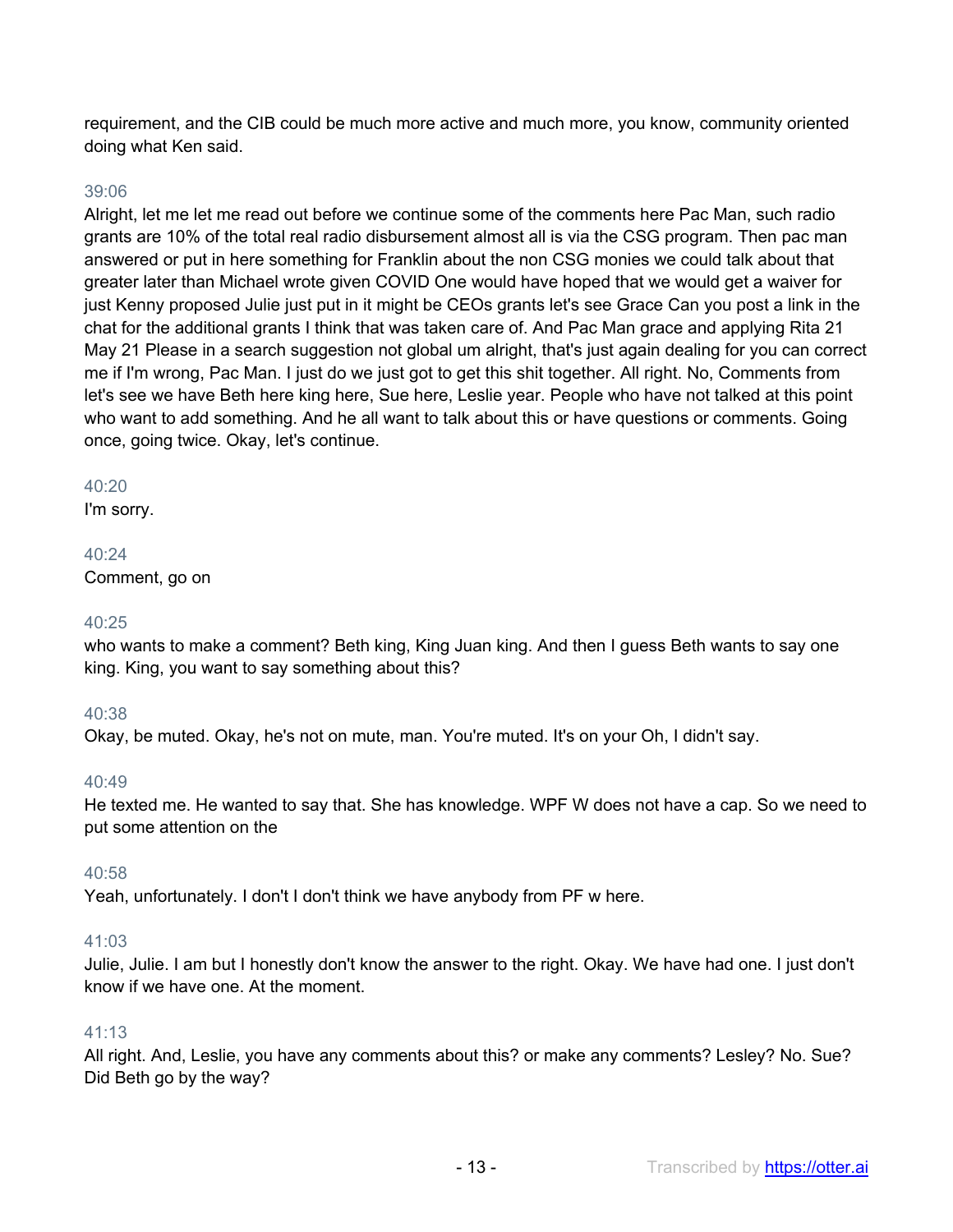requirement, and the CIB could be much more active and much more, you know, community oriented doing what Ken said.

39:06

Alright, let me let me read out before we continue some of the comments here Pac Man, such radio grants are 10% of the total real radio disbursement almost all is via the CSG program. Then pac man answered or put in here something for Franklin about the non CSG monies we could talk about that greater later than Michael wrote given COVID One would have hoped that we would get a waiver for just Kenny proposed Julie just put in it might be CEOs grants let's see Grace Can you post a link in the chat for the additional grants I think that was taken care of. And Pac Man grace and applying Rita 21 May 21 Please in a search suggestion not global um alright, that's just again dealing for you can correct me if I'm wrong, Pac Man. I just do we just got to get this shit together. All right. No, Comments from let's see we have Beth here king here, Sue here, Leslie year. People who have not talked at this point who want to add something. And he all want to talk about this or have questions or comments. Going once, going twice. Okay, let's continue.

40:20

I'm sorry.

40:24

Comment, go on

40:25

who wants to make a comment? Beth king, King Juan king. And then I guess Beth wants to say one king. King, you want to say something about this?

40:38

Okay, be muted. Okay, he's not on mute, man. You're muted. It's on your Oh, I didn't say.

40:49

He texted me. He wanted to say that. She has knowledge. WPF W does not have a cap. So we need to put some attention on the

40:58

Yeah, unfortunately. I don't I don't think we have anybody from PF w here.

41:03

Julie, Julie. I am but I honestly don't know the answer to the right. Okay. We have had one. I just don't know if we have one. At the moment.

41:13

All right. And, Leslie, you have any comments about this? or make any comments? Lesley? No. Sue? Did Beth go by the way?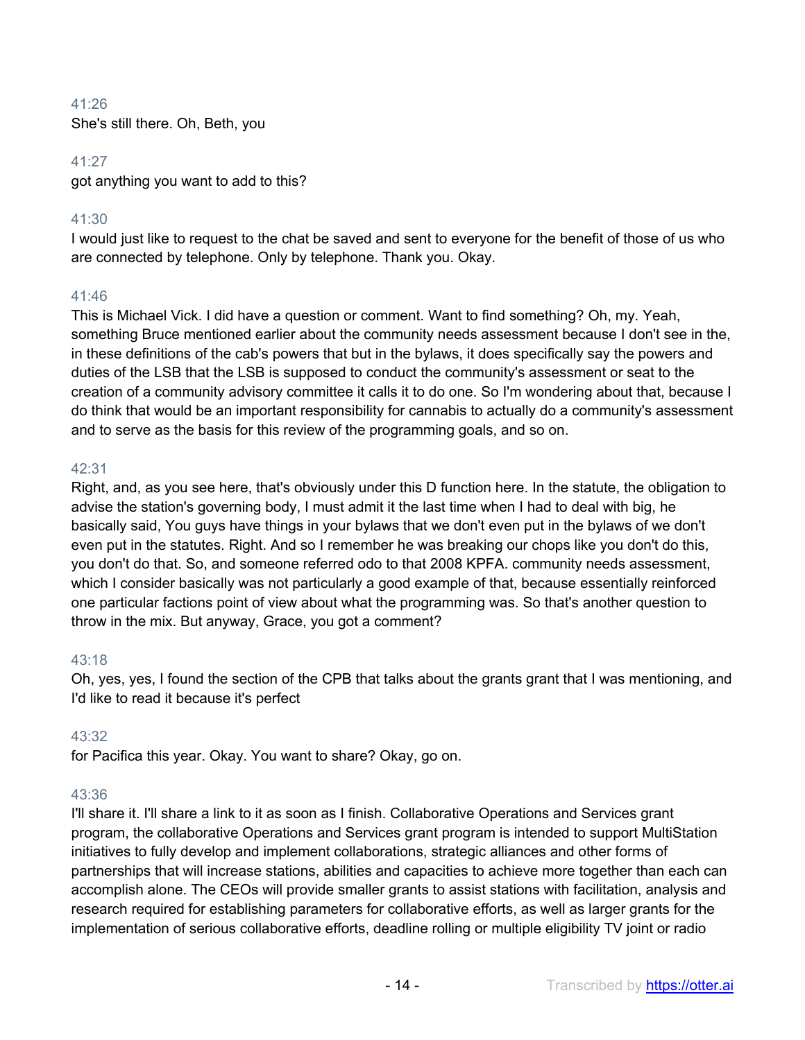41:26
She's still there. Oh, Beth, you

41:27
got anything you want to add to this?

41:30
I would just like to request to the chat be saved and sent to everyone for the benefit of those of us who are connected by telephone. Only by telephone. Thank you. Okay.

41:46
This is Michael Vick. I did have a question or comment. Want to find something? Oh, my. Yeah, something Bruce mentioned earlier about the community needs assessment because I don't see in the, in these definitions of the cab's powers that but in the bylaws, it does specifically say the powers and duties of the LSB that the LSB is supposed to conduct the community's assessment or seat to the creation of a community advisory committee it calls it to do one. So I'm wondering about that, because I do think that would be an important responsibility for cannabis to actually do a community's assessment and to serve as the basis for this review of the programming goals, and so on.

42:31
Right, and, as you see here, that's obviously under this D function here. In the statute, the obligation to advise the station's governing body, I must admit it the last time when I had to deal with big, he basically said, You guys have things in your bylaws that we don't even put in the bylaws of we don't even put in the statutes. Right. And so I remember he was breaking our chops like you don't do this, you don't do that. So, and someone referred odo to that 2008 KPFA. community needs assessment, which I consider basically was not particularly a good example of that, because essentially reinforced one particular factions point of view about what the programming was. So that's another question to throw in the mix. But anyway, Grace, you got a comment?

43:18
Oh, yes, yes, I found the section of the CPB that talks about the grants grant that I was mentioning, and I'd like to read it because it's perfect

43:32
for Pacifica this year. Okay. You want to share? Okay, go on.

43:36
I'll share it. I'll share a link to it as soon as I finish. Collaborative Operations and Services grant program, the collaborative Operations and Services grant program is intended to support MultiStation initiatives to fully develop and implement collaborations, strategic alliances and other forms of partnerships that will increase stations, abilities and capacities to achieve more together than each can accomplish alone. The CEOs will provide smaller grants to assist stations with facilitation, analysis and research required for establishing parameters for collaborative efforts, as well as larger grants for the implementation of serious collaborative efforts, deadline rolling or multiple eligibility TV joint or radio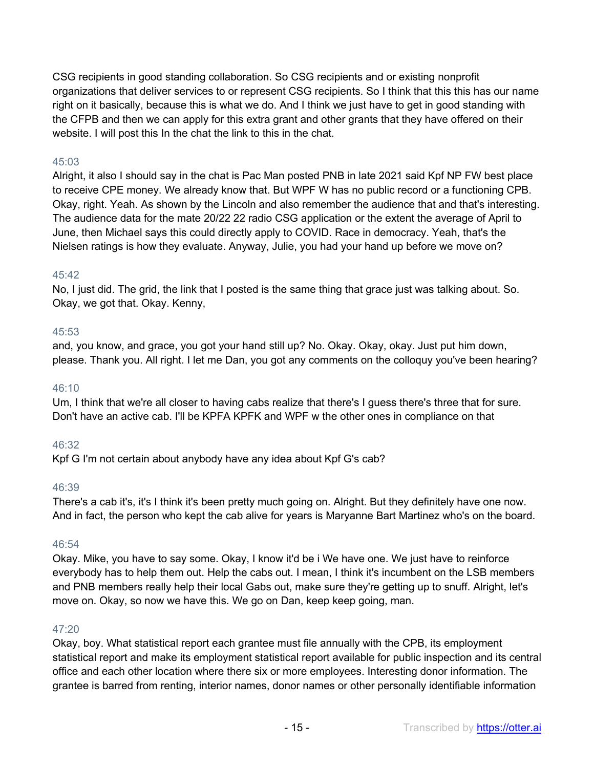CSG recipients in good standing collaboration. So CSG recipients and or existing nonprofit organizations that deliver services to or represent CSG recipients. So I think that this this has our name right on it basically, because this is what we do. And I think we just have to get in good standing with the CFPB and then we can apply for this extra grant and other grants that they have offered on their website. I will post this In the chat the link to this in the chat.

45:03

Alright, it also I should say in the chat is Pac Man posted PNB in late 2021 said Kpf NP FW best place to receive CPE money. We already know that. But WPF W has no public record or a functioning CPB. Okay, right. Yeah. As shown by the Lincoln and also remember the audience that and that's interesting. The audience data for the mate 20/22 22 radio CSG application or the extent the average of April to June, then Michael says this could directly apply to COVID. Race in democracy. Yeah, that's the Nielsen ratings is how they evaluate. Anyway, Julie, you had your hand up before we move on?

45:42

No, I just did. The grid, the link that I posted is the same thing that grace just was talking about. So. Okay, we got that. Okay. Kenny,

45:53

and, you know, and grace, you got your hand still up? No. Okay. Okay, okay. Just put him down, please. Thank you. All right. I let me Dan, you got any comments on the colloquy you've been hearing?

46:10

Um, I think that we're all closer to having cabs realize that there's I guess there's three that for sure. Don't have an active cab. I'll be KPFA KPFK and WPF w the other ones in compliance on that

46:32

Kpf G I'm not certain about anybody have any idea about Kpf G's cab?

46:39

There's a cab it's, it's I think it's been pretty much going on. Alright. But they definitely have one now. And in fact, the person who kept the cab alive for years is Maryanne Bart Martinez who's on the board.

46:54

Okay. Mike, you have to say some. Okay, I know it'd be i We have one. We just have to reinforce everybody has to help them out. Help the cabs out. I mean, I think it's incumbent on the LSB members and PNB members really help their local Gabs out, make sure they're getting up to snuff. Alright, let's move on. Okay, so now we have this. We go on Dan, keep keep going, man.

47:20

Okay, boy. What statistical report each grantee must file annually with the CPB, its employment statistical report and make its employment statistical report available for public inspection and its central office and each other location where there six or more employees. Interesting donor information. The grantee is barred from renting, interior names, donor names or other personally identifiable information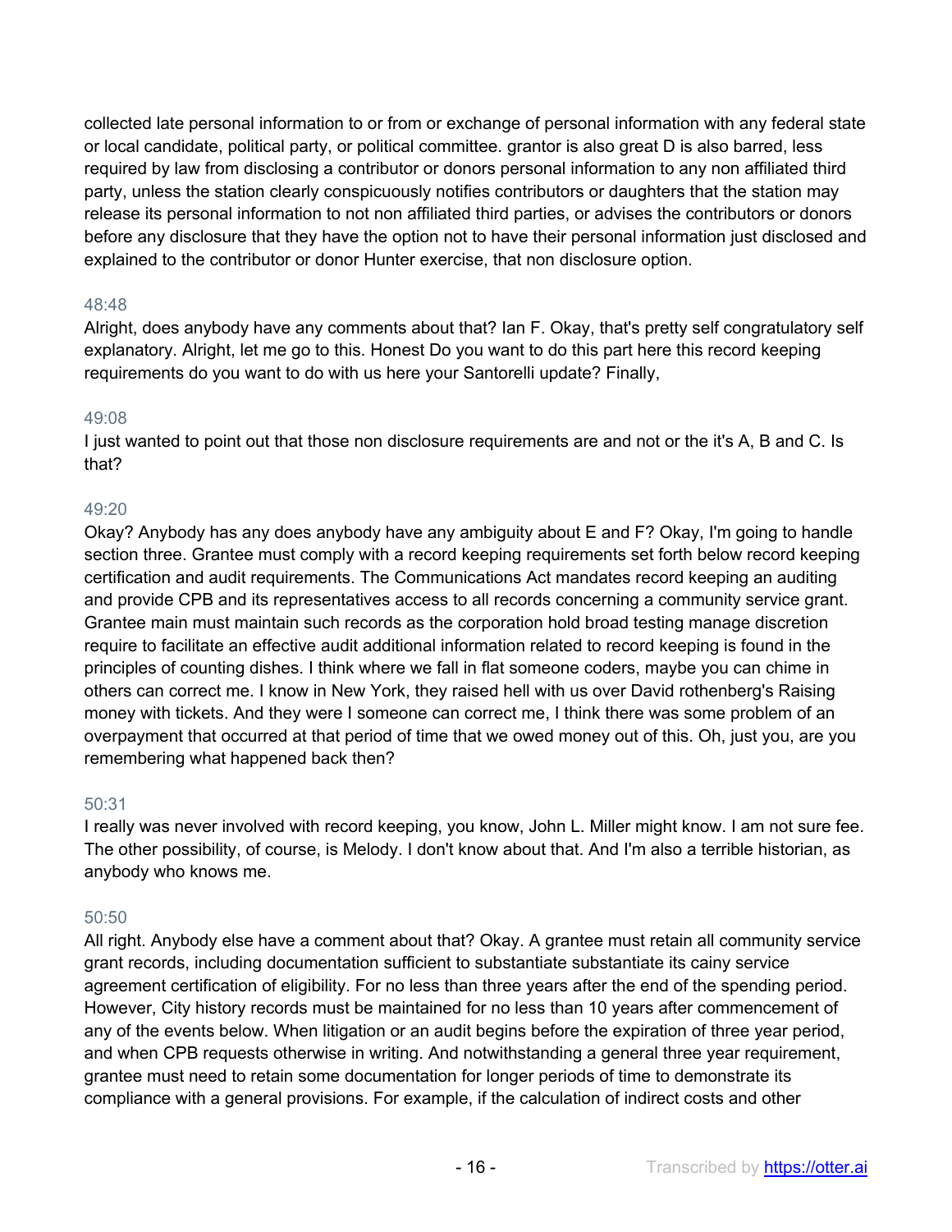collected late personal information to or from or exchange of personal information with any federal state or local candidate, political party, or political committee. grantor is also great D is also barred, less required by law from disclosing a contributor or donors personal information to any non affiliated third party, unless the station clearly conspicuously notifies contributors or daughters that the station may release its personal information to not non affiliated third parties, or advises the contributors or donors before any disclosure that they have the option not to have their personal information just disclosed and explained to the contributor or donor Hunter exercise, that non disclosure option.

48:48

Alright, does anybody have any comments about that? Ian F. Okay, that's pretty self congratulatory self explanatory. Alright, let me go to this. Honest Do you want to do this part here this record keeping requirements do you want to do with us here your Santorelli update? Finally,

49:08

I just wanted to point out that those non disclosure requirements are and not or the it's A, B and C. Is that?

49:20

Okay? Anybody has any does anybody have any ambiguity about E and F? Okay, I'm going to handle section three. Grantee must comply with a record keeping requirements set forth below record keeping certification and audit requirements. The Communications Act mandates record keeping an auditing and provide CPB and its representatives access to all records concerning a community service grant. Grantee main must maintain such records as the corporation hold broad testing manage discretion require to facilitate an effective audit additional information related to record keeping is found in the principles of counting dishes. I think where we fall in flat someone coders, maybe you can chime in others can correct me. I know in New York, they raised hell with us over David rothenberg's Raising money with tickets. And they were I someone can correct me, I think there was some problem of an overpayment that occurred at that period of time that we owed money out of this. Oh, just you, are you remembering what happened back then?

50:31

I really was never involved with record keeping, you know, John L. Miller might know. I am not sure fee. The other possibility, of course, is Melody. I don't know about that. And I'm also a terrible historian, as anybody who knows me.

50:50

All right. Anybody else have a comment about that? Okay. A grantee must retain all community service grant records, including documentation sufficient to substantiate substantiate its cainy service agreement certification of eligibility. For no less than three years after the end of the spending period. However, City history records must be maintained for no less than 10 years after commencement of any of the events below. When litigation or an audit begins before the expiration of three year period, and when CPB requests otherwise in writing. And notwithstanding a general three year requirement, grantee must need to retain some documentation for longer periods of time to demonstrate its compliance with a general provisions. For example, if the calculation of indirect costs and other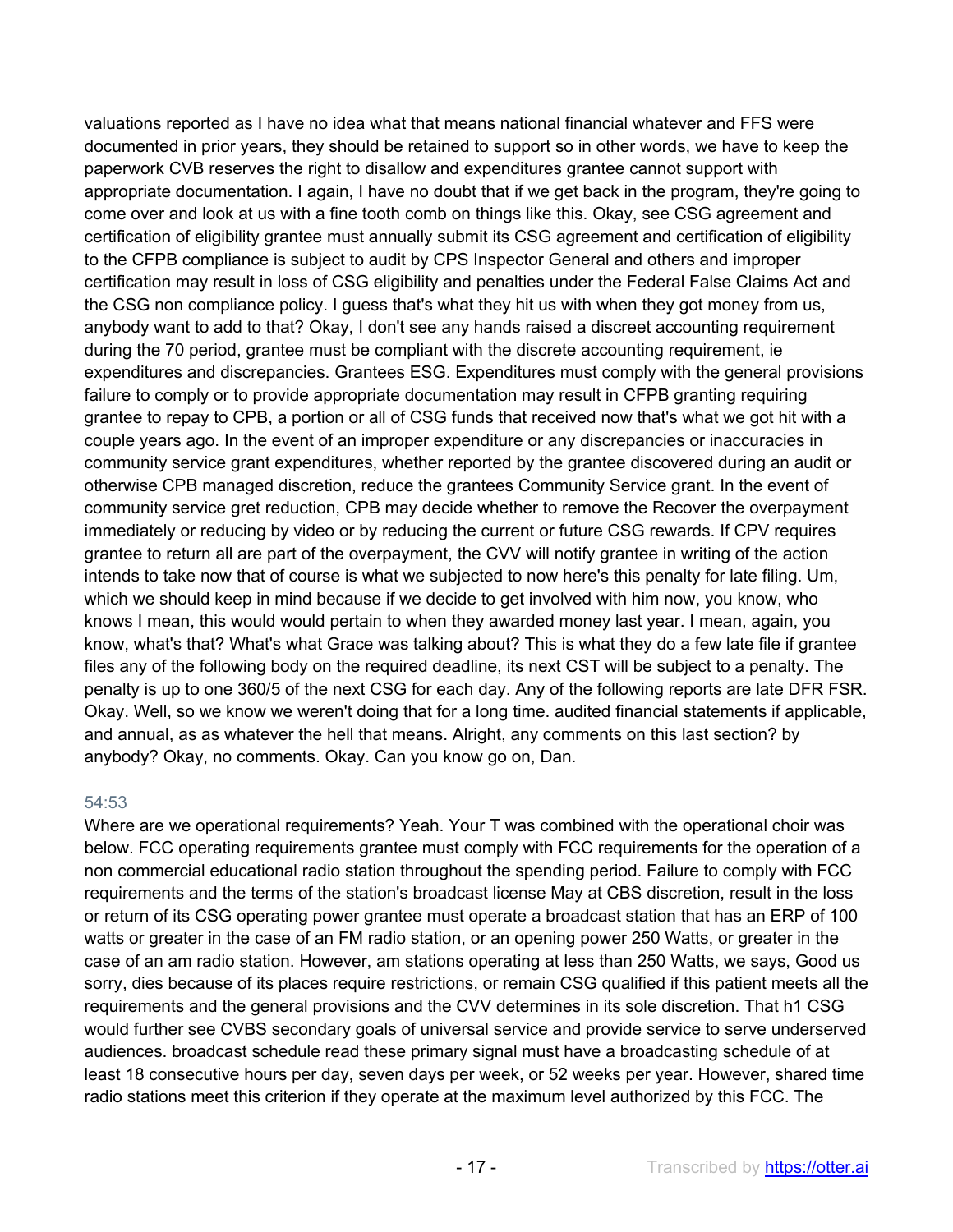valuations reported as I have no idea what that means national financial whatever and FFS were documented in prior years, they should be retained to support so in other words, we have to keep the paperwork CVB reserves the right to disallow and expenditures grantee cannot support with appropriate documentation. I again, I have no doubt that if we get back in the program, they're going to come over and look at us with a fine tooth comb on things like this. Okay, see CSG agreement and certification of eligibility grantee must annually submit its CSG agreement and certification of eligibility to the CFPB compliance is subject to audit by CPS Inspector General and others and improper certification may result in loss of CSG eligibility and penalties under the Federal False Claims Act and the CSG non compliance policy. I guess that's what they hit us with when they got money from us, anybody want to add to that? Okay, I don't see any hands raised a discreet accounting requirement during the 70 period, grantee must be compliant with the discrete accounting requirement, ie expenditures and discrepancies. Grantees ESG. Expenditures must comply with the general provisions failure to comply or to provide appropriate documentation may result in CFPB granting requiring grantee to repay to CPB, a portion or all of CSG funds that received now that's what we got hit with a couple years ago. In the event of an improper expenditure or any discrepancies or inaccuracies in community service grant expenditures, whether reported by the grantee discovered during an audit or otherwise CPB managed discretion, reduce the grantees Community Service grant. In the event of community service gret reduction, CPB may decide whether to remove the Recover the overpayment immediately or reducing by video or by reducing the current or future CSG rewards. If CPV requires grantee to return all are part of the overpayment, the CVV will notify grantee in writing of the action intends to take now that of course is what we subjected to now here's this penalty for late filing. Um, which we should keep in mind because if we decide to get involved with him now, you know, who knows I mean, this would would pertain to when they awarded money last year. I mean, again, you know, what's that? What's what Grace was talking about? This is what they do a few late file if grantee files any of the following body on the required deadline, its next CST will be subject to a penalty. The penalty is up to one 360/5 of the next CSG for each day. Any of the following reports are late DFR FSR. Okay. Well, so we know we weren't doing that for a long time. audited financial statements if applicable, and annual, as as whatever the hell that means. Alright, any comments on this last section? by anybody? Okay, no comments. Okay. Can you know go on, Dan.

54:53

Where are we operational requirements? Yeah. Your T was combined with the operational choir was below. FCC operating requirements grantee must comply with FCC requirements for the operation of a non commercial educational radio station throughout the spending period. Failure to comply with FCC requirements and the terms of the station's broadcast license May at CBS discretion, result in the loss or return of its CSG operating power grantee must operate a broadcast station that has an ERP of 100 watts or greater in the case of an FM radio station, or an opening power 250 Watts, or greater in the case of an am radio station. However, am stations operating at less than 250 Watts, we says, Good us sorry, dies because of its places require restrictions, or remain CSG qualified if this patient meets all the requirements and the general provisions and the CVV determines in its sole discretion. That h1 CSG would further see CVBS secondary goals of universal service and provide service to serve underserved audiences. broadcast schedule read these primary signal must have a broadcasting schedule of at least 18 consecutive hours per day, seven days per week, or 52 weeks per year. However, shared time radio stations meet this criterion if they operate at the maximum level authorized by this FCC. The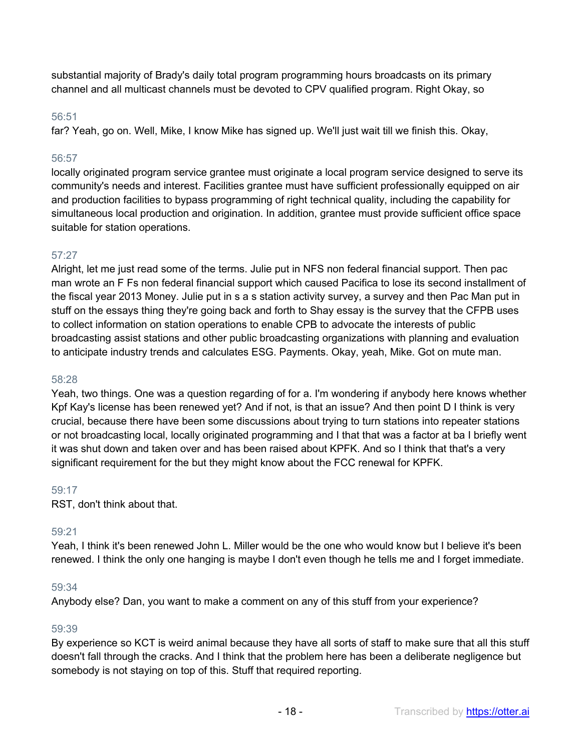substantial majority of Brady's daily total program programming hours broadcasts on its primary channel and all multicast channels must be devoted to CPV qualified program. Right Okay, so

56:51
far? Yeah, go on. Well, Mike, I know Mike has signed up. We'll just wait till we finish this. Okay,

56:57
locally originated program service grantee must originate a local program service designed to serve its community's needs and interest. Facilities grantee must have sufficient professionally equipped on air and production facilities to bypass programming of right technical quality, including the capability for simultaneous local production and origination. In addition, grantee must provide sufficient office space suitable for station operations.

57:27
Alright, let me just read some of the terms. Julie put in NFS non federal financial support. Then pac man wrote an F Fs non federal financial support which caused Pacifica to lose its second installment of the fiscal year 2013 Money. Julie put in s a s station activity survey, a survey and then Pac Man put in stuff on the essays thing they're going back and forth to Shay essay is the survey that the CFPB uses to collect information on station operations to enable CPB to advocate the interests of public broadcasting assist stations and other public broadcasting organizations with planning and evaluation to anticipate industry trends and calculates ESG. Payments. Okay, yeah, Mike. Got on mute man.

58:28
Yeah, two things. One was a question regarding of for a. I'm wondering if anybody here knows whether Kpf Kay's license has been renewed yet? And if not, is that an issue? And then point D I think is very crucial, because there have been some discussions about trying to turn stations into repeater stations or not broadcasting local, locally originated programming and I that that was a factor at ba I briefly went it was shut down and taken over and has been raised about KPFK. And so I think that that's a very significant requirement for the but they might know about the FCC renewal for KPFK.

59:17
RST, don't think about that.

59:21
Yeah, I think it's been renewed John L. Miller would be the one who would know but I believe it's been renewed. I think the only one hanging is maybe I don't even though he tells me and I forget immediate.

59:34
Anybody else? Dan, you want to make a comment on any of this stuff from your experience?

59:39
By experience so KCT is weird animal because they have all sorts of staff to make sure that all this stuff doesn't fall through the cracks. And I think that the problem here has been a deliberate negligence but somebody is not staying on top of this. Stuff that required reporting.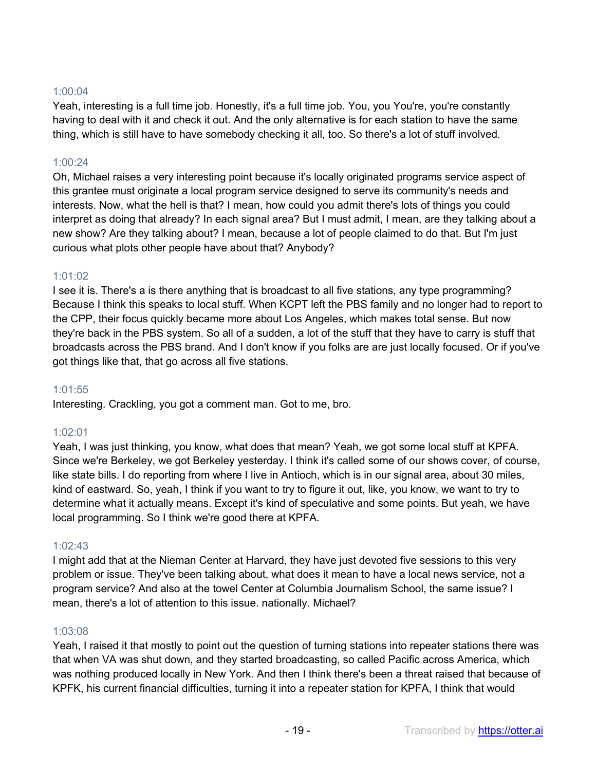1:00:04

Yeah, interesting is a full time job. Honestly, it's a full time job. You, you You're, you're constantly having to deal with it and check it out. And the only alternative is for each station to have the same thing, which is still have to have somebody checking it all, too. So there's a lot of stuff involved.

1:00:24

Oh, Michael raises a very interesting point because it's locally originated programs service aspect of this grantee must originate a local program service designed to serve its community's needs and interests. Now, what the hell is that? I mean, how could you admit there's lots of things you could interpret as doing that already? In each signal area? But I must admit, I mean, are they talking about a new show? Are they talking about? I mean, because a lot of people claimed to do that. But I'm just curious what plots other people have about that? Anybody?

1:01:02

I see it is. There's a is there anything that is broadcast to all five stations, any type programming? Because I think this speaks to local stuff. When KCPT left the PBS family and no longer had to report to the CPP, their focus quickly became more about Los Angeles, which makes total sense. But now they're back in the PBS system. So all of a sudden, a lot of the stuff that they have to carry is stuff that broadcasts across the PBS brand. And I don't know if you folks are are just locally focused. Or if you've got things like that, that go across all five stations.

1:01:55

Interesting. Crackling, you got a comment man. Got to me, bro.

1:02:01

Yeah, I was just thinking, you know, what does that mean? Yeah, we got some local stuff at KPFA. Since we're Berkeley, we got Berkeley yesterday. I think it's called some of our shows cover, of course, like state bills. I do reporting from where I live in Antioch, which is in our signal area, about 30 miles, kind of eastward. So, yeah, I think if you want to try to figure it out, like, you know, we want to try to determine what it actually means. Except it's kind of speculative and some points. But yeah, we have local programming. So I think we're good there at KPFA.

1:02:43

I might add that at the Nieman Center at Harvard, they have just devoted five sessions to this very problem or issue. They've been talking about, what does it mean to have a local news service, not a program service? And also at the towel Center at Columbia Journalism School, the same issue? I mean, there's a lot of attention to this issue. nationally. Michael?

1:03:08

Yeah, I raised it that mostly to point out the question of turning stations into repeater stations there was that when VA was shut down, and they started broadcasting, so called Pacific across America, which was nothing produced locally in New York. And then I think there's been a threat raised that because of KPFK, his current financial difficulties, turning it into a repeater station for KPFA, I think that would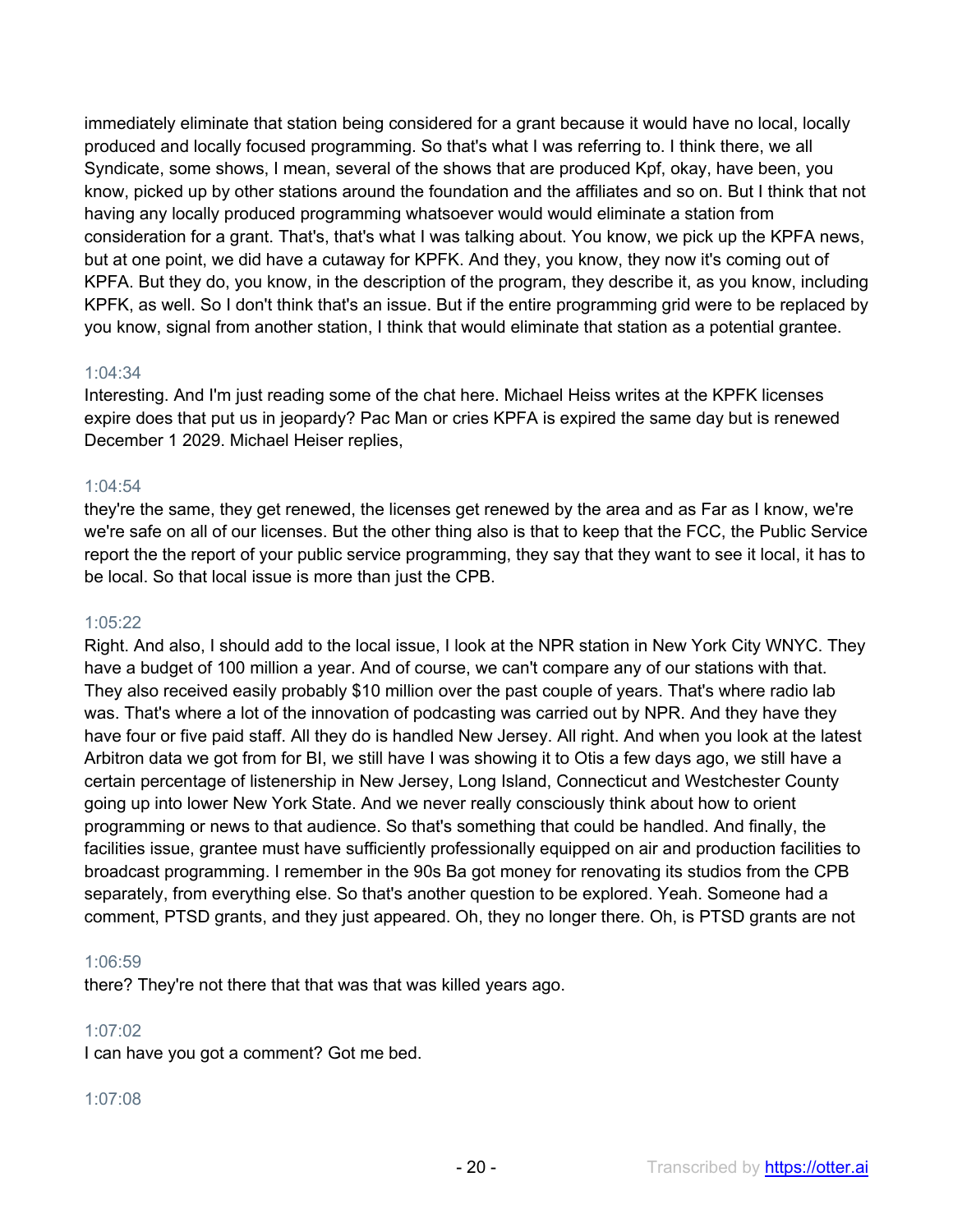immediately eliminate that station being considered for a grant because it would have no local, locally produced and locally focused programming. So that's what I was referring to. I think there, we all Syndicate, some shows, I mean, several of the shows that are produced Kpf, okay, have been, you know, picked up by other stations around the foundation and the affiliates and so on. But I think that not having any locally produced programming whatsoever would would eliminate a station from consideration for a grant. That's, that's what I was talking about. You know, we pick up the KPFA news, but at one point, we did have a cutaway for KPFK. And they, you know, they now it's coming out of KPFA. But they do, you know, in the description of the program, they describe it, as you know, including KPFK, as well. So I don't think that's an issue. But if the entire programming grid were to be replaced by you know, signal from another station, I think that would eliminate that station as a potential grantee.

1:04:34

Interesting. And I'm just reading some of the chat here. Michael Heiss writes at the KPFK licenses expire does that put us in jeopardy? Pac Man or cries KPFA is expired the same day but is renewed December 1 2029. Michael Heiser replies,

1:04:54

they're the same, they get renewed, the licenses get renewed by the area and as Far as I know, we're we're safe on all of our licenses. But the other thing also is that to keep that the FCC, the Public Service report the the report of your public service programming, they say that they want to see it local, it has to be local. So that local issue is more than just the CPB.

1:05:22

Right. And also, I should add to the local issue, I look at the NPR station in New York City WNYC. They have a budget of 100 million a year. And of course, we can't compare any of our stations with that. They also received easily probably $10 million over the past couple of years. That's where radio lab was. That's where a lot of the innovation of podcasting was carried out by NPR. And they have they have four or five paid staff. All they do is handled New Jersey. All right. And when you look at the latest Arbitron data we got from for BI, we still have I was showing it to Otis a few days ago, we still have a certain percentage of listenership in New Jersey, Long Island, Connecticut and Westchester County going up into lower New York State. And we never really consciously think about how to orient programming or news to that audience. So that's something that could be handled. And finally, the facilities issue, grantee must have sufficiently professionally equipped on air and production facilities to broadcast programming. I remember in the 90s Ba got money for renovating its studios from the CPB separately, from everything else. So that's another question to be explored. Yeah. Someone had a comment, PTSD grants, and they just appeared. Oh, they no longer there. Oh, is PTSD grants are not

1:06:59

there? They're not there that that was that was killed years ago.

1:07:02

I can have you got a comment? Got me bed.

1:07:08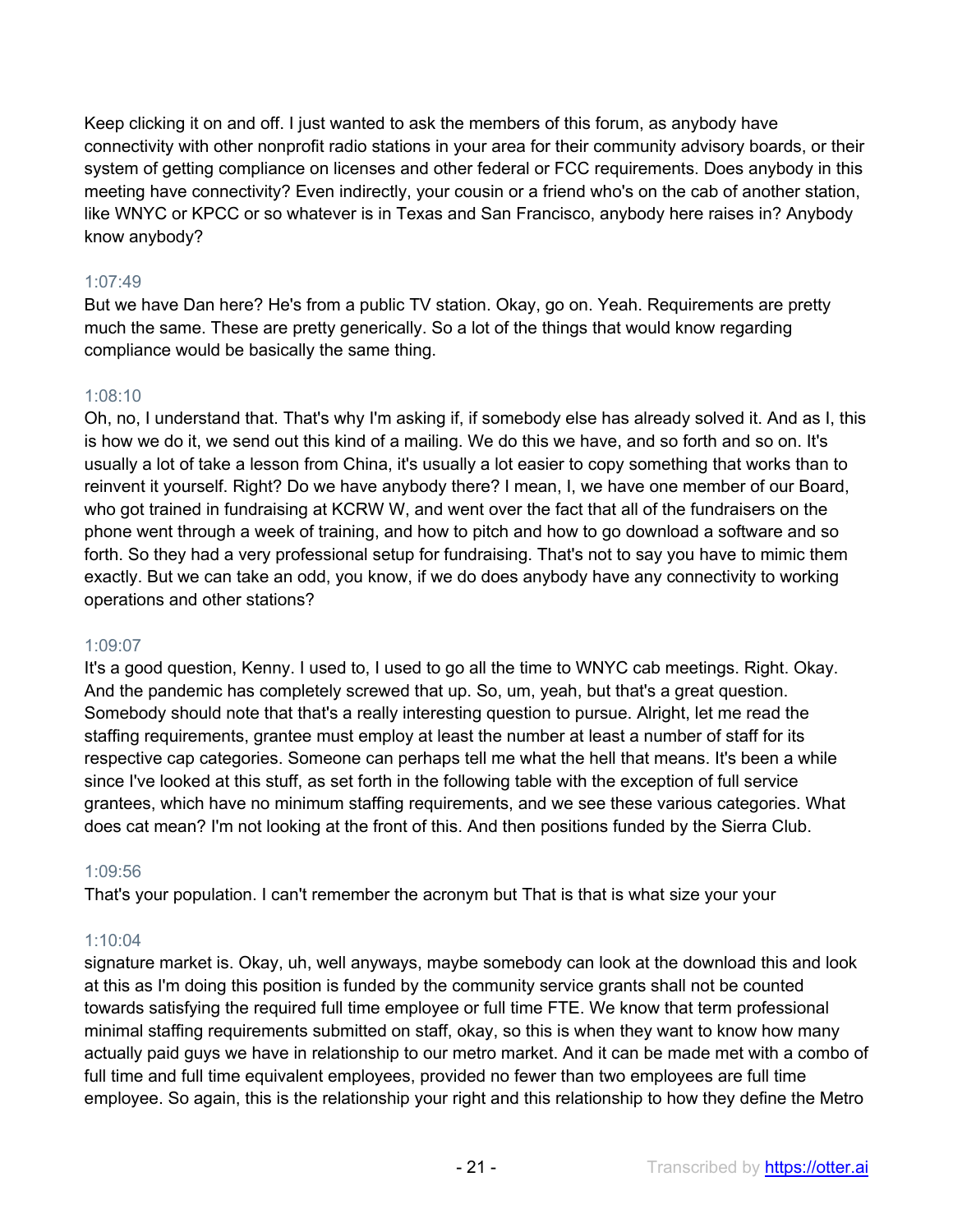Keep clicking it on and off. I just wanted to ask the members of this forum, as anybody have connectivity with other nonprofit radio stations in your area for their community advisory boards, or their system of getting compliance on licenses and other federal or FCC requirements. Does anybody in this meeting have connectivity? Even indirectly, your cousin or a friend who's on the cab of another station, like WNYC or KPCC or so whatever is in Texas and San Francisco, anybody here raises in? Anybody know anybody?

1:07:49

But we have Dan here? He's from a public TV station. Okay, go on. Yeah. Requirements are pretty much the same. These are pretty generically. So a lot of the things that would know regarding compliance would be basically the same thing.

1:08:10

Oh, no, I understand that. That's why I'm asking if, if somebody else has already solved it. And as I, this is how we do it, we send out this kind of a mailing. We do this we have, and so forth and so on. It's usually a lot of take a lesson from China, it's usually a lot easier to copy something that works than to reinvent it yourself. Right? Do we have anybody there? I mean, I, we have one member of our Board, who got trained in fundraising at KCRW W, and went over the fact that all of the fundraisers on the phone went through a week of training, and how to pitch and how to go download a software and so forth. So they had a very professional setup for fundraising. That's not to say you have to mimic them exactly. But we can take an odd, you know, if we do does anybody have any connectivity to working operations and other stations?

1:09:07

It's a good question, Kenny. I used to, I used to go all the time to WNYC cab meetings. Right. Okay. And the pandemic has completely screwed that up. So, um, yeah, but that's a great question. Somebody should note that that's a really interesting question to pursue. Alright, let me read the staffing requirements, grantee must employ at least the number at least a number of staff for its respective cap categories. Someone can perhaps tell me what the hell that means. It's been a while since I've looked at this stuff, as set forth in the following table with the exception of full service grantees, which have no minimum staffing requirements, and we see these various categories. What does cat mean? I'm not looking at the front of this. And then positions funded by the Sierra Club.

1:09:56

That's your population. I can't remember the acronym but That is that is what size your your

1:10:04

signature market is. Okay, uh, well anyways, maybe somebody can look at the download this and look at this as I'm doing this position is funded by the community service grants shall not be counted towards satisfying the required full time employee or full time FTE. We know that term professional minimal staffing requirements submitted on staff, okay, so this is when they want to know how many actually paid guys we have in relationship to our metro market. And it can be made met with a combo of full time and full time equivalent employees, provided no fewer than two employees are full time employee. So again, this is the relationship your right and this relationship to how they define the Metro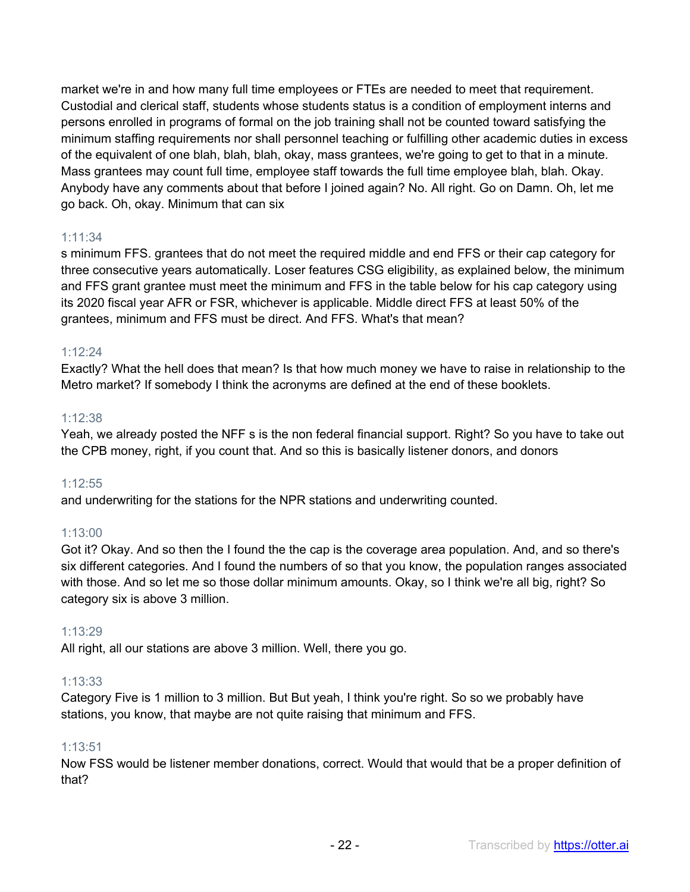market we're in and how many full time employees or FTEs are needed to meet that requirement. Custodial and clerical staff, students whose students status is a condition of employment interns and persons enrolled in programs of formal on the job training shall not be counted toward satisfying the minimum staffing requirements nor shall personnel teaching or fulfilling other academic duties in excess of the equivalent of one blah, blah, blah, okay, mass grantees, we're going to get to that in a minute. Mass grantees may count full time, employee staff towards the full time employee blah, blah. Okay. Anybody have any comments about that before I joined again? No. All right. Go on Damn. Oh, let me go back. Oh, okay. Minimum that can six

1:11:34

s minimum FFS. grantees that do not meet the required middle and end FFS or their cap category for three consecutive years automatically. Loser features CSG eligibility, as explained below, the minimum and FFS grant grantee must meet the minimum and FFS in the table below for his cap category using its 2020 fiscal year AFR or FSR, whichever is applicable. Middle direct FFS at least 50% of the grantees, minimum and FFS must be direct. And FFS. What's that mean?

1:12:24

Exactly? What the hell does that mean? Is that how much money we have to raise in relationship to the Metro market? If somebody I think the acronyms are defined at the end of these booklets.

1:12:38

Yeah, we already posted the NFF s is the non federal financial support. Right? So you have to take out the CPB money, right, if you count that. And so this is basically listener donors, and donors

1:12:55

and underwriting for the stations for the NPR stations and underwriting counted.

1:13:00

Got it? Okay. And so then the I found the the cap is the coverage area population. And, and so there's six different categories. And I found the numbers of so that you know, the population ranges associated with those. And so let me so those dollar minimum amounts. Okay, so I think we're all big, right? So category six is above 3 million.

1:13:29

All right, all our stations are above 3 million. Well, there you go.

1:13:33

Category Five is 1 million to 3 million. But But yeah, I think you're right. So so we probably have stations, you know, that maybe are not quite raising that minimum and FFS.

1:13:51

Now FSS would be listener member donations, correct. Would that would that be a proper definition of that?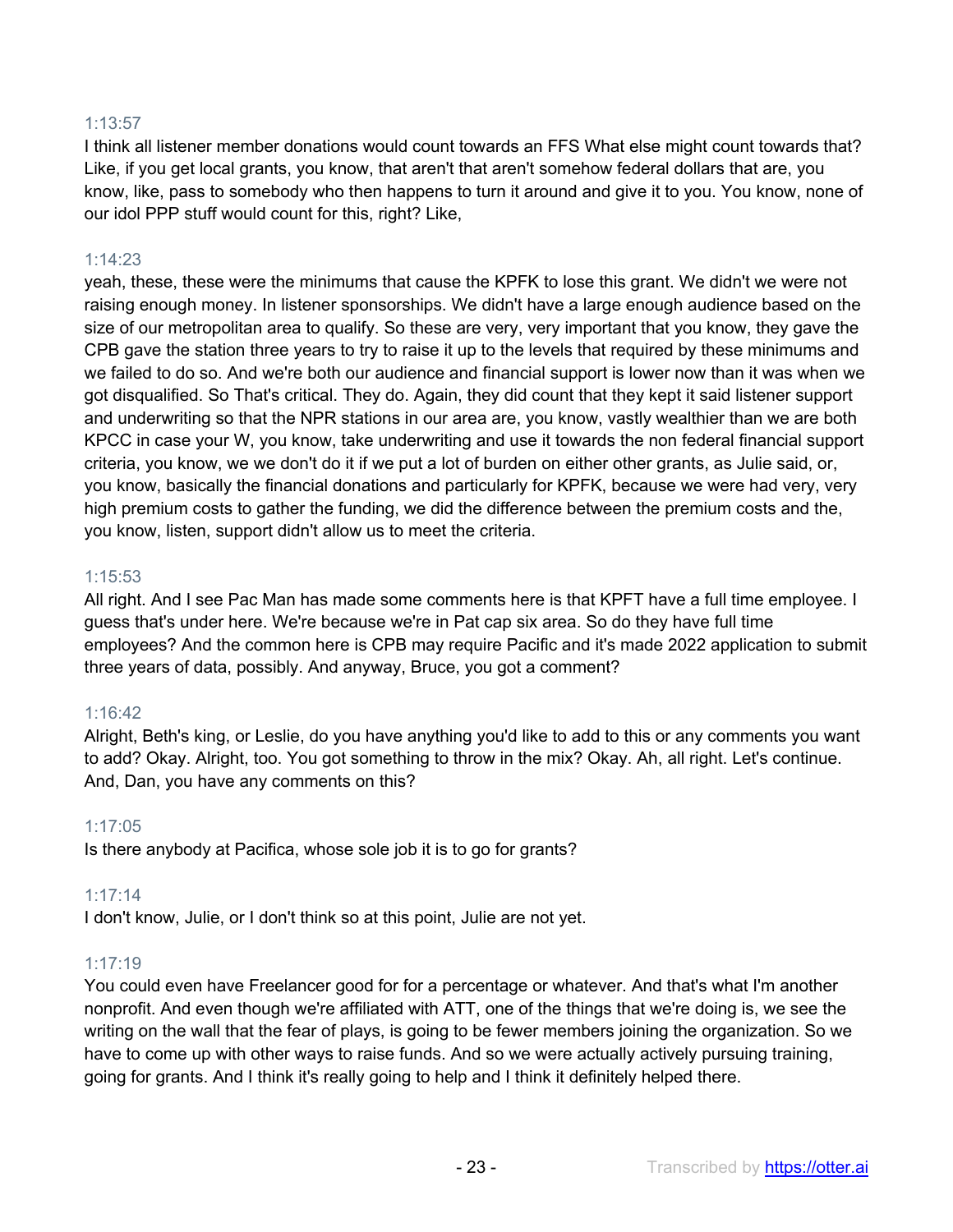1:13:57

I think all listener member donations would count towards an FFS What else might count towards that? Like, if you get local grants, you know, that aren't that aren't somehow federal dollars that are, you know, like, pass to somebody who then happens to turn it around and give it to you. You know, none of our idol PPP stuff would count for this, right? Like,

1:14:23

yeah, these, these were the minimums that cause the KPFK to lose this grant. We didn't we were not raising enough money. In listener sponsorships. We didn't have a large enough audience based on the size of our metropolitan area to qualify. So these are very, very important that you know, they gave the CPB gave the station three years to try to raise it up to the levels that required by these minimums and we failed to do so. And we're both our audience and financial support is lower now than it was when we got disqualified. So That's critical. They do. Again, they did count that they kept it said listener support and underwriting so that the NPR stations in our area are, you know, vastly wealthier than we are both KPCC in case your W, you know, take underwriting and use it towards the non federal financial support criteria, you know, we we don't do it if we put a lot of burden on either other grants, as Julie said, or, you know, basically the financial donations and particularly for KPFK, because we were had very, very high premium costs to gather the funding, we did the difference between the premium costs and the, you know, listen, support didn't allow us to meet the criteria.

1:15:53

All right. And I see Pac Man has made some comments here is that KPFT have a full time employee. I guess that's under here. We're because we're in Pat cap six area. So do they have full time employees? And the common here is CPB may require Pacific and it's made 2022 application to submit three years of data, possibly. And anyway, Bruce, you got a comment?

1:16:42

Alright, Beth's king, or Leslie, do you have anything you'd like to add to this or any comments you want to add? Okay. Alright, too. You got something to throw in the mix? Okay. Ah, all right. Let's continue. And, Dan, you have any comments on this?

1:17:05

Is there anybody at Pacifica, whose sole job it is to go for grants?

1:17:14

I don't know, Julie, or I don't think so at this point, Julie are not yet.

1:17:19

You could even have Freelancer good for for a percentage or whatever. And that's what I'm another nonprofit. And even though we're affiliated with ATT, one of the things that we're doing is, we see the writing on the wall that the fear of plays, is going to be fewer members joining the organization. So we have to come up with other ways to raise funds. And so we were actually actively pursuing training, going for grants. And I think it's really going to help and I think it definitely helped there.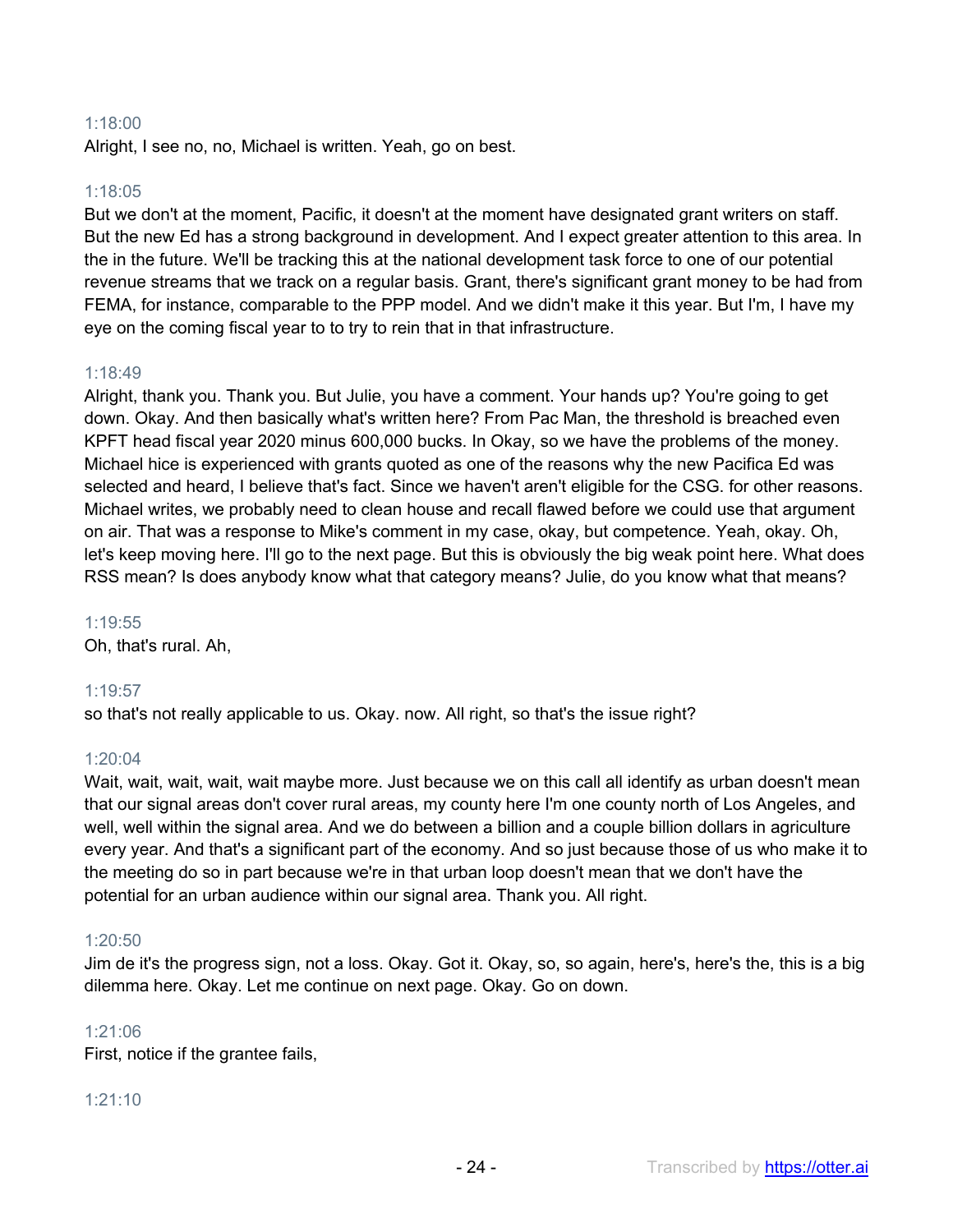1:18:00

Alright, I see no, no, Michael is written. Yeah, go on best.

1:18:05

But we don't at the moment, Pacific, it doesn't at the moment have designated grant writers on staff. But the new Ed has a strong background in development. And I expect greater attention to this area. In the in the future. We'll be tracking this at the national development task force to one of our potential revenue streams that we track on a regular basis. Grant, there's significant grant money to be had from FEMA, for instance, comparable to the PPP model. And we didn't make it this year. But I'm, I have my eye on the coming fiscal year to to try to rein that in that infrastructure.

1:18:49

Alright, thank you. Thank you. But Julie, you have a comment. Your hands up? You're going to get down. Okay. And then basically what's written here? From Pac Man, the threshold is breached even KPFT head fiscal year 2020 minus 600,000 bucks. In Okay, so we have the problems of the money. Michael hice is experienced with grants quoted as one of the reasons why the new Pacifica Ed was selected and heard, I believe that's fact. Since we haven't aren't eligible for the CSG. for other reasons. Michael writes, we probably need to clean house and recall flawed before we could use that argument on air. That was a response to Mike's comment in my case, okay, but competence. Yeah, okay. Oh, let's keep moving here. I'll go to the next page. But this is obviously the big weak point here. What does RSS mean? Is does anybody know what that category means? Julie, do you know what that means?

1:19:55

Oh, that's rural. Ah,

1:19:57

so that's not really applicable to us. Okay. now. All right, so that's the issue right?

1:20:04

Wait, wait, wait, wait, wait maybe more. Just because we on this call all identify as urban doesn't mean that our signal areas don't cover rural areas, my county here I'm one county north of Los Angeles, and well, well within the signal area. And we do between a billion and a couple billion dollars in agriculture every year. And that's a significant part of the economy. And so just because those of us who make it to the meeting do so in part because we're in that urban loop doesn't mean that we don't have the potential for an urban audience within our signal area. Thank you. All right.

1:20:50

Jim de it's the progress sign, not a loss. Okay. Got it. Okay, so, so again, here's, here's the, this is a big dilemma here. Okay. Let me continue on next page. Okay. Go on down.

1:21:06

First, notice if the grantee fails,

1:21:10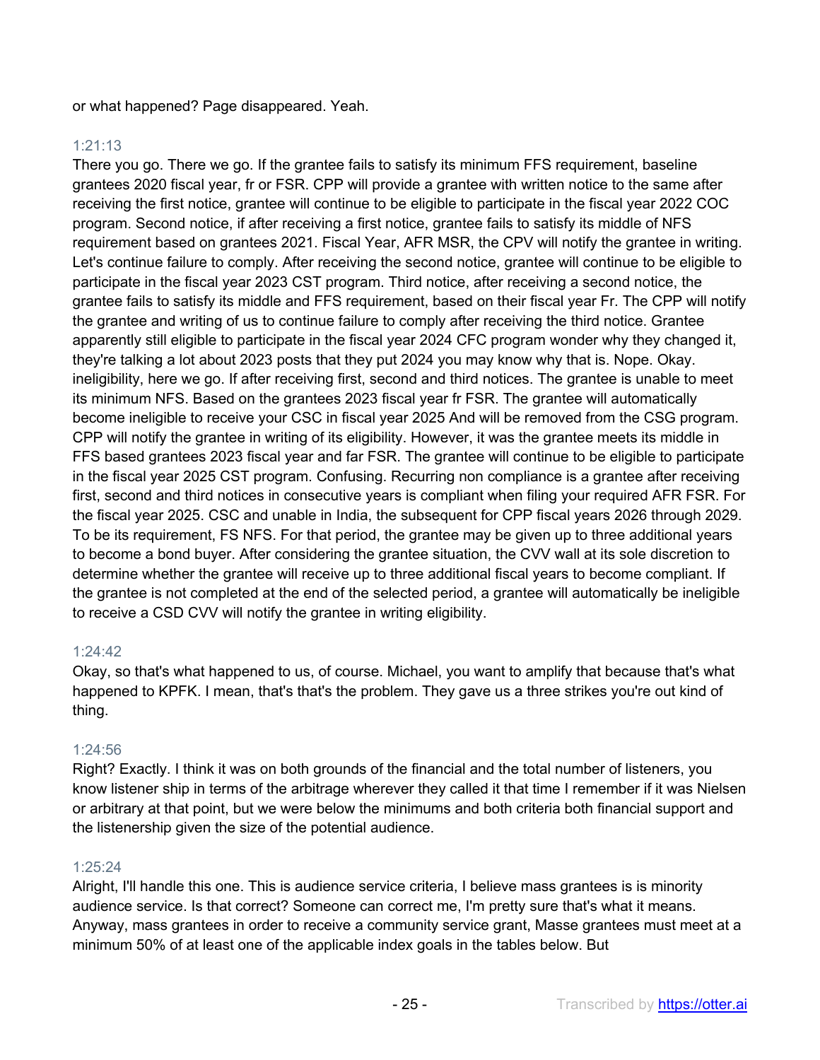or what happened? Page disappeared. Yeah.

1:21:13

There you go. There we go. If the grantee fails to satisfy its minimum FFS requirement, baseline grantees 2020 fiscal year, fr or FSR. CPP will provide a grantee with written notice to the same after receiving the first notice, grantee will continue to be eligible to participate in the fiscal year 2022 COC program. Second notice, if after receiving a first notice, grantee fails to satisfy its middle of NFS requirement based on grantees 2021. Fiscal Year, AFR MSR, the CPV will notify the grantee in writing. Let's continue failure to comply. After receiving the second notice, grantee will continue to be eligible to participate in the fiscal year 2023 CST program. Third notice, after receiving a second notice, the grantee fails to satisfy its middle and FFS requirement, based on their fiscal year Fr. The CPP will notify the grantee and writing of us to continue failure to comply after receiving the third notice. Grantee apparently still eligible to participate in the fiscal year 2024 CFC program wonder why they changed it, they're talking a lot about 2023 posts that they put 2024 you may know why that is. Nope. Okay. ineligibility, here we go. If after receiving first, second and third notices. The grantee is unable to meet its minimum NFS. Based on the grantees 2023 fiscal year fr FSR. The grantee will automatically become ineligible to receive your CSC in fiscal year 2025 And will be removed from the CSG program. CPP will notify the grantee in writing of its eligibility. However, it was the grantee meets its middle in FFS based grantees 2023 fiscal year and far FSR. The grantee will continue to be eligible to participate in the fiscal year 2025 CST program. Confusing. Recurring non compliance is a grantee after receiving first, second and third notices in consecutive years is compliant when filing your required AFR FSR. For the fiscal year 2025. CSC and unable in India, the subsequent for CPP fiscal years 2026 through 2029. To be its requirement, FS NFS. For that period, the grantee may be given up to three additional years to become a bond buyer. After considering the grantee situation, the CVV wall at its sole discretion to determine whether the grantee will receive up to three additional fiscal years to become compliant. If the grantee is not completed at the end of the selected period, a grantee will automatically be ineligible to receive a CSD CVV will notify the grantee in writing eligibility.

1:24:42

Okay, so that's what happened to us, of course. Michael, you want to amplify that because that's what happened to KPFK. I mean, that's that's the problem. They gave us a three strikes you're out kind of thing.

1:24:56

Right? Exactly. I think it was on both grounds of the financial and the total number of listeners, you know listener ship in terms of the arbitrage wherever they called it that time I remember if it was Nielsen or arbitrary at that point, but we were below the minimums and both criteria both financial support and the listenership given the size of the potential audience.

1:25:24

Alright, I'll handle this one. This is audience service criteria, I believe mass grantees is is minority audience service. Is that correct? Someone can correct me, I'm pretty sure that's what it means. Anyway, mass grantees in order to receive a community service grant, Masse grantees must meet at a minimum 50% of at least one of the applicable index goals in the tables below. But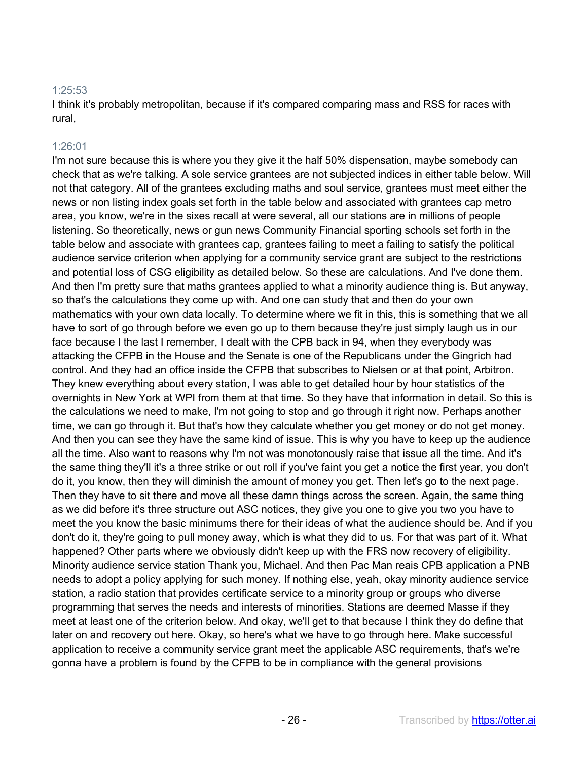1:25:53

I think it's probably metropolitan, because if it's compared comparing mass and RSS for races with rural,

1:26:01

I'm not sure because this is where you they give it the half 50% dispensation, maybe somebody can check that as we're talking. A sole service grantees are not subjected indices in either table below. Will not that category. All of the grantees excluding maths and soul service, grantees must meet either the news or non listing index goals set forth in the table below and associated with grantees cap metro area, you know, we're in the sixes recall at were several, all our stations are in millions of people listening. So theoretically, news or gun news Community Financial sporting schools set forth in the table below and associate with grantees cap, grantees failing to meet a failing to satisfy the political audience service criterion when applying for a community service grant are subject to the restrictions and potential loss of CSG eligibility as detailed below. So these are calculations. And I've done them. And then I'm pretty sure that maths grantees applied to what a minority audience thing is. But anyway, so that's the calculations they come up with. And one can study that and then do your own mathematics with your own data locally. To determine where we fit in this, this is something that we all have to sort of go through before we even go up to them because they're just simply laugh us in our face because I the last I remember, I dealt with the CPB back in 94, when they everybody was attacking the CFPB in the House and the Senate is one of the Republicans under the Gingrich had control. And they had an office inside the CFPB that subscribes to Nielsen or at that point, Arbitron. They knew everything about every station, I was able to get detailed hour by hour statistics of the overnights in New York at WPI from them at that time. So they have that information in detail. So this is the calculations we need to make, I'm not going to stop and go through it right now. Perhaps another time, we can go through it. But that's how they calculate whether you get money or do not get money. And then you can see they have the same kind of issue. This is why you have to keep up the audience all the time. Also want to reasons why I'm not was monotonously raise that issue all the time. And it's the same thing they'll it's a three strike or out roll if you've faint you get a notice the first year, you don't do it, you know, then they will diminish the amount of money you get. Then let's go to the next page. Then they have to sit there and move all these damn things across the screen. Again, the same thing as we did before it's three structure out ASC notices, they give you one to give you two you have to meet the you know the basic minimums there for their ideas of what the audience should be. And if you don't do it, they're going to pull money away, which is what they did to us. For that was part of it. What happened? Other parts where we obviously didn't keep up with the FRS now recovery of eligibility. Minority audience service station Thank you, Michael. And then Pac Man reais CPB application a PNB needs to adopt a policy applying for such money. If nothing else, yeah, okay minority audience service station, a radio station that provides certificate service to a minority group or groups who diverse programming that serves the needs and interests of minorities. Stations are deemed Masse if they meet at least one of the criterion below. And okay, we'll get to that because I think they do define that later on and recovery out here. Okay, so here's what we have to go through here. Make successful application to receive a community service grant meet the applicable ASC requirements, that's we're gonna have a problem is found by the CFPB to be in compliance with the general provisions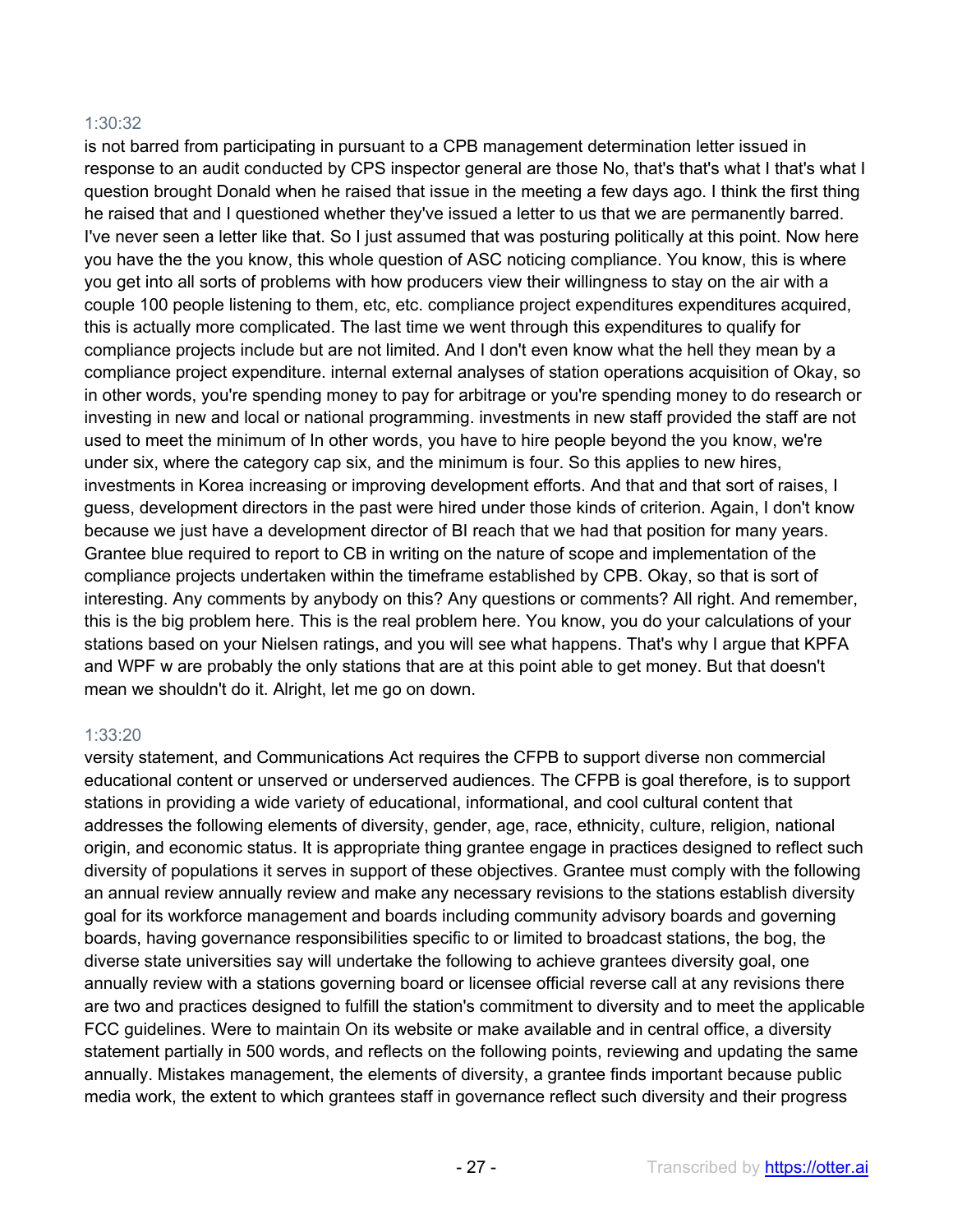1:30:32

is not barred from participating in pursuant to a CPB management determination letter issued in response to an audit conducted by CPS inspector general are those No, that's that's what I that's what I question brought Donald when he raised that issue in the meeting a few days ago. I think the first thing he raised that and I questioned whether they've issued a letter to us that we are permanently barred. I've never seen a letter like that. So I just assumed that was posturing politically at this point. Now here you have the the you know, this whole question of ASC noticing compliance. You know, this is where you get into all sorts of problems with how producers view their willingness to stay on the air with a couple 100 people listening to them, etc, etc. compliance project expenditures expenditures acquired, this is actually more complicated. The last time we went through this expenditures to qualify for compliance projects include but are not limited. And I don't even know what the hell they mean by a compliance project expenditure. internal external analyses of station operations acquisition of Okay, so in other words, you're spending money to pay for arbitrage or you're spending money to do research or investing in new and local or national programming. investments in new staff provided the staff are not used to meet the minimum of In other words, you have to hire people beyond the you know, we're under six, where the category cap six, and the minimum is four. So this applies to new hires, investments in Korea increasing or improving development efforts. And that and that sort of raises, I guess, development directors in the past were hired under those kinds of criterion. Again, I don't know because we just have a development director of BI reach that we had that position for many years. Grantee blue required to report to CB in writing on the nature of scope and implementation of the compliance projects undertaken within the timeframe established by CPB. Okay, so that is sort of interesting. Any comments by anybody on this? Any questions or comments? All right. And remember, this is the big problem here. This is the real problem here. You know, you do your calculations of your stations based on your Nielsen ratings, and you will see what happens. That's why I argue that KPFA and WPF w are probably the only stations that are at this point able to get money. But that doesn't mean we shouldn't do it. Alright, let me go on down.

1:33:20

versity statement, and Communications Act requires the CFPB to support diverse non commercial educational content or unserved or underserved audiences. The CFPB is goal therefore, is to support stations in providing a wide variety of educational, informational, and cool cultural content that addresses the following elements of diversity, gender, age, race, ethnicity, culture, religion, national origin, and economic status. It is appropriate thing grantee engage in practices designed to reflect such diversity of populations it serves in support of these objectives. Grantee must comply with the following an annual review annually review and make any necessary revisions to the stations establish diversity goal for its workforce management and boards including community advisory boards and governing boards, having governance responsibilities specific to or limited to broadcast stations, the bog, the diverse state universities say will undertake the following to achieve grantees diversity goal, one annually review with a stations governing board or licensee official reverse call at any revisions there are two and practices designed to fulfill the station's commitment to diversity and to meet the applicable FCC guidelines. Were to maintain On its website or make available and in central office, a diversity statement partially in 500 words, and reflects on the following points, reviewing and updating the same annually. Mistakes management, the elements of diversity, a grantee finds important because public media work, the extent to which grantees staff in governance reflect such diversity and their progress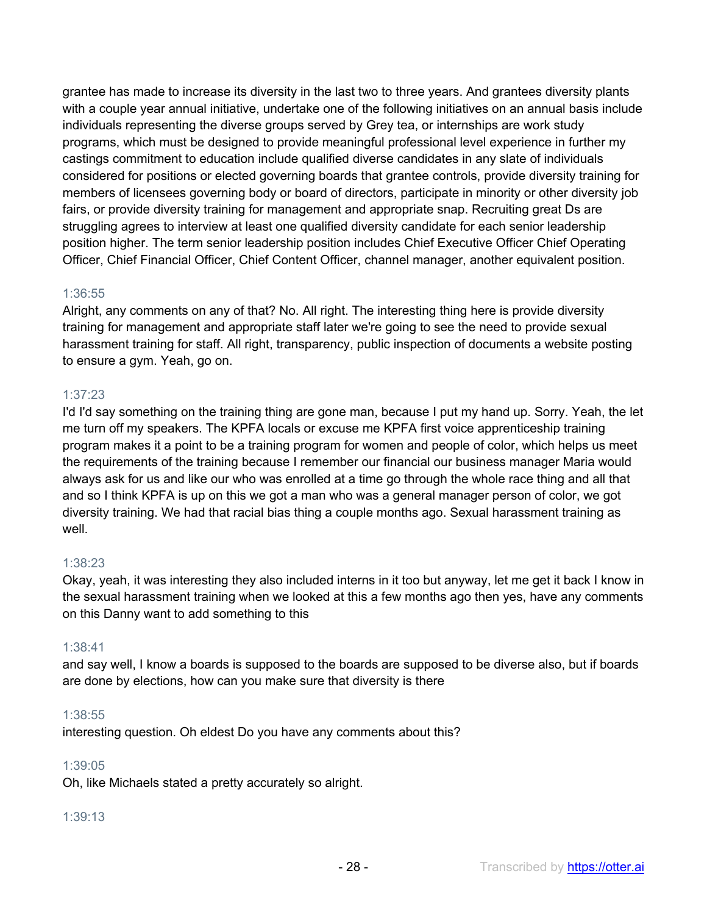grantee has made to increase its diversity in the last two to three years. And grantees diversity plants with a couple year annual initiative, undertake one of the following initiatives on an annual basis include individuals representing the diverse groups served by Grey tea, or internships are work study programs, which must be designed to provide meaningful professional level experience in further my castings commitment to education include qualified diverse candidates in any slate of individuals considered for positions or elected governing boards that grantee controls, provide diversity training for members of licensees governing body or board of directors, participate in minority or other diversity job fairs, or provide diversity training for management and appropriate snap. Recruiting great Ds are struggling agrees to interview at least one qualified diversity candidate for each senior leadership position higher. The term senior leadership position includes Chief Executive Officer Chief Operating Officer, Chief Financial Officer, Chief Content Officer, channel manager, another equivalent position.

1:36:55

Alright, any comments on any of that? No. All right. The interesting thing here is provide diversity training for management and appropriate staff later we're going to see the need to provide sexual harassment training for staff. All right, transparency, public inspection of documents a website posting to ensure a gym. Yeah, go on.

1:37:23

I'd I'd say something on the training thing are gone man, because I put my hand up. Sorry. Yeah, the let me turn off my speakers. The KPFA locals or excuse me KPFA first voice apprenticeship training program makes it a point to be a training program for women and people of color, which helps us meet the requirements of the training because I remember our financial our business manager Maria would always ask for us and like our who was enrolled at a time go through the whole race thing and all that and so I think KPFA is up on this we got a man who was a general manager person of color, we got diversity training. We had that racial bias thing a couple months ago. Sexual harassment training as well.

1:38:23

Okay, yeah, it was interesting they also included interns in it too but anyway, let me get it back I know in the sexual harassment training when we looked at this a few months ago then yes, have any comments on this Danny want to add something to this

1:38:41

and say well, I know a boards is supposed to the boards are supposed to be diverse also, but if boards are done by elections, how can you make sure that diversity is there

1:38:55

interesting question. Oh eldest Do you have any comments about this?

1:39:05

Oh, like Michaels stated a pretty accurately so alright.

1:39:13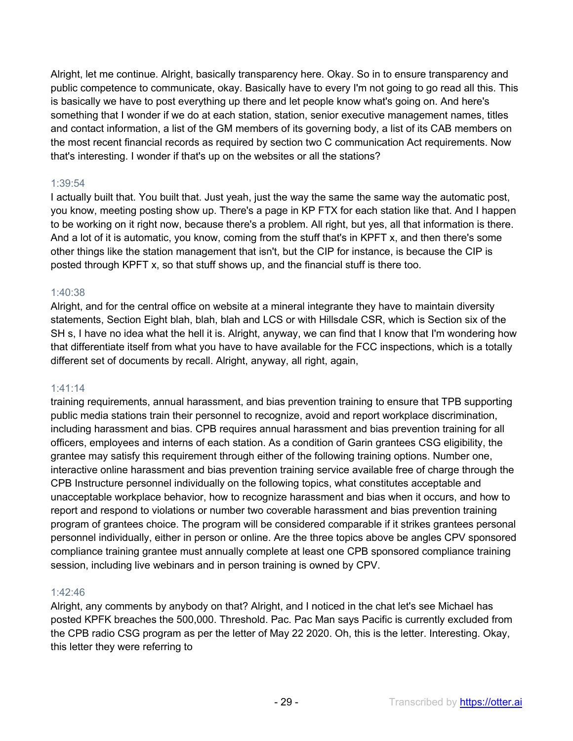Alright, let me continue. Alright, basically transparency here. Okay. So in to ensure transparency and public competence to communicate, okay. Basically have to every I'm not going to go read all this. This is basically we have to post everything up there and let people know what's going on. And here's something that I wonder if we do at each station, station, senior executive management names, titles and contact information, a list of the GM members of its governing body, a list of its CAB members on the most recent financial records as required by section two C communication Act requirements. Now that's interesting. I wonder if that's up on the websites or all the stations?

1:39:54

I actually built that. You built that. Just yeah, just the way the same the same way the automatic post, you know, meeting posting show up. There's a page in KP FTX for each station like that. And I happen to be working on it right now, because there's a problem. All right, but yes, all that information is there. And a lot of it is automatic, you know, coming from the stuff that's in KPFT x, and then there's some other things like the station management that isn't, but the CIP for instance, is because the CIP is posted through KPFT x, so that stuff shows up, and the financial stuff is there too.

1:40:38

Alright, and for the central office on website at a mineral integrante they have to maintain diversity statements, Section Eight blah, blah, blah and LCS or with Hillsdale CSR, which is Section six of the SH s, I have no idea what the hell it is. Alright, anyway, we can find that I know that I'm wondering how that differentiate itself from what you have to have available for the FCC inspections, which is a totally different set of documents by recall. Alright, anyway, all right, again,

1:41:14

training requirements, annual harassment, and bias prevention training to ensure that TPB supporting public media stations train their personnel to recognize, avoid and report workplace discrimination, including harassment and bias. CPB requires annual harassment and bias prevention training for all officers, employees and interns of each station. As a condition of Garin grantees CSG eligibility, the grantee may satisfy this requirement through either of the following training options. Number one, interactive online harassment and bias prevention training service available free of charge through the CPB Instructure personnel individually on the following topics, what constitutes acceptable and unacceptable workplace behavior, how to recognize harassment and bias when it occurs, and how to report and respond to violations or number two coverable harassment and bias prevention training program of grantees choice. The program will be considered comparable if it strikes grantees personal personnel individually, either in person or online. Are the three topics above be angles CPV sponsored compliance training grantee must annually complete at least one CPB sponsored compliance training session, including live webinars and in person training is owned by CPV.

1:42:46

Alright, any comments by anybody on that? Alright, and I noticed in the chat let's see Michael has posted KPFK breaches the 500,000. Threshold. Pac. Pac Man says Pacific is currently excluded from the CPB radio CSG program as per the letter of May 22 2020. Oh, this is the letter. Interesting. Okay, this letter they were referring to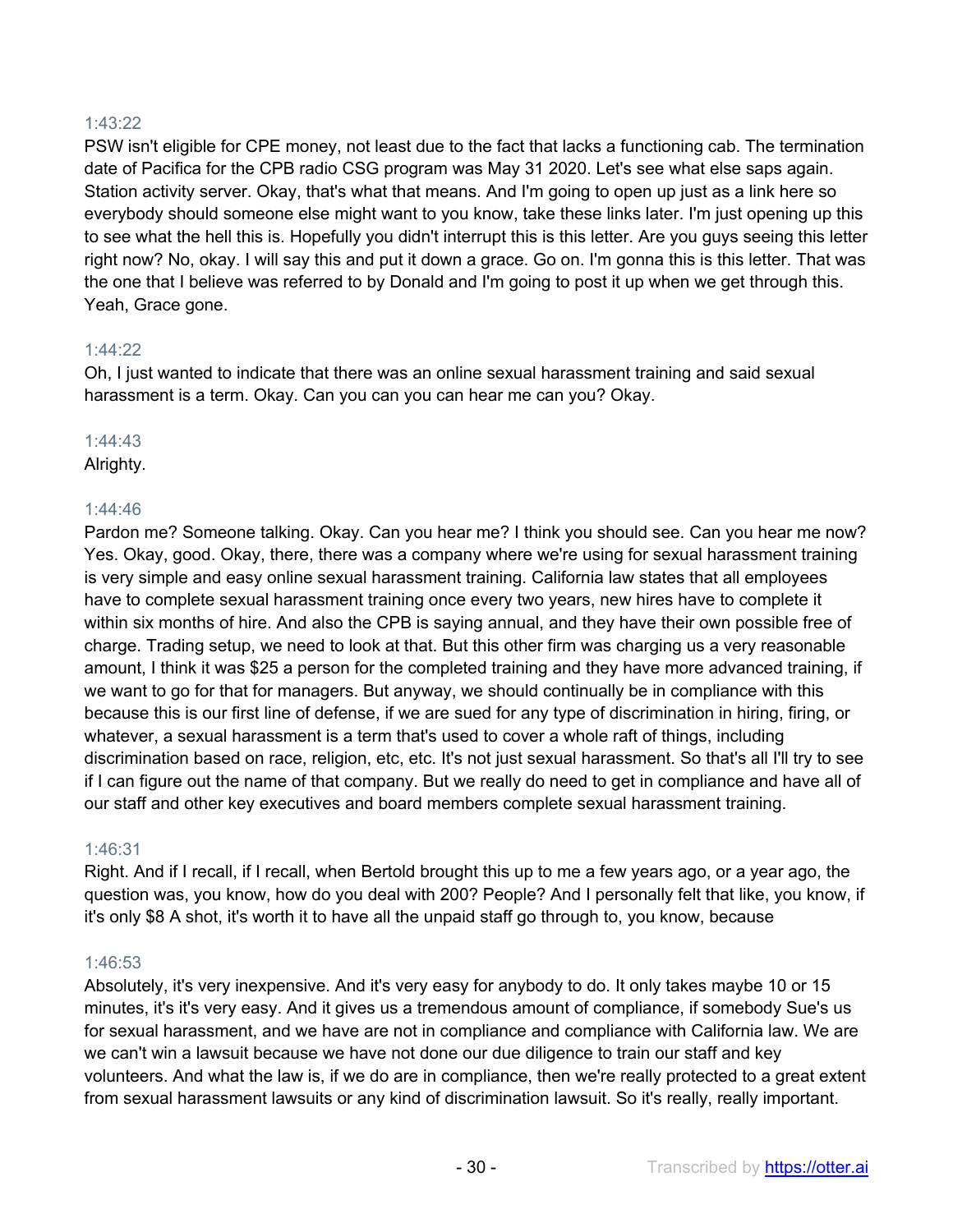1:43:22

PSW isn't eligible for CPE money, not least due to the fact that lacks a functioning cab. The termination date of Pacifica for the CPB radio CSG program was May 31 2020. Let's see what else saps again. Station activity server. Okay, that's what that means. And I'm going to open up just as a link here so everybody should someone else might want to you know, take these links later. I'm just opening up this to see what the hell this is. Hopefully you didn't interrupt this is this letter. Are you guys seeing this letter right now? No, okay. I will say this and put it down a grace. Go on. I'm gonna this is this letter. That was the one that I believe was referred to by Donald and I'm going to post it up when we get through this. Yeah, Grace gone.

1:44:22

Oh, I just wanted to indicate that there was an online sexual harassment training and said sexual harassment is a term. Okay. Can you can you can hear me can you? Okay.

1:44:43

Alrighty.

1:44:46

Pardon me? Someone talking. Okay. Can you hear me? I think you should see. Can you hear me now? Yes. Okay, good. Okay, there, there was a company where we're using for sexual harassment training is very simple and easy online sexual harassment training. California law states that all employees have to complete sexual harassment training once every two years, new hires have to complete it within six months of hire. And also the CPB is saying annual, and they have their own possible free of charge. Trading setup, we need to look at that. But this other firm was charging us a very reasonable amount, I think it was $25 a person for the completed training and they have more advanced training, if we want to go for that for managers. But anyway, we should continually be in compliance with this because this is our first line of defense, if we are sued for any type of discrimination in hiring, firing, or whatever, a sexual harassment is a term that's used to cover a whole raft of things, including discrimination based on race, religion, etc, etc. It's not just sexual harassment. So that's all I'll try to see if I can figure out the name of that company. But we really do need to get in compliance and have all of our staff and other key executives and board members complete sexual harassment training.

1:46:31

Right. And if I recall, if I recall, when Bertold brought this up to me a few years ago, or a year ago, the question was, you know, how do you deal with 200? People? And I personally felt that like, you know, if it's only $8 A shot, it's worth it to have all the unpaid staff go through to, you know, because

1:46:53

Absolutely, it's very inexpensive. And it's very easy for anybody to do. It only takes maybe 10 or 15 minutes, it's it's very easy. And it gives us a tremendous amount of compliance, if somebody Sue's us for sexual harassment, and we have are not in compliance and compliance with California law. We are we can't win a lawsuit because we have not done our due diligence to train our staff and key volunteers. And what the law is, if we do are in compliance, then we're really protected to a great extent from sexual harassment lawsuits or any kind of discrimination lawsuit. So it's really, really important.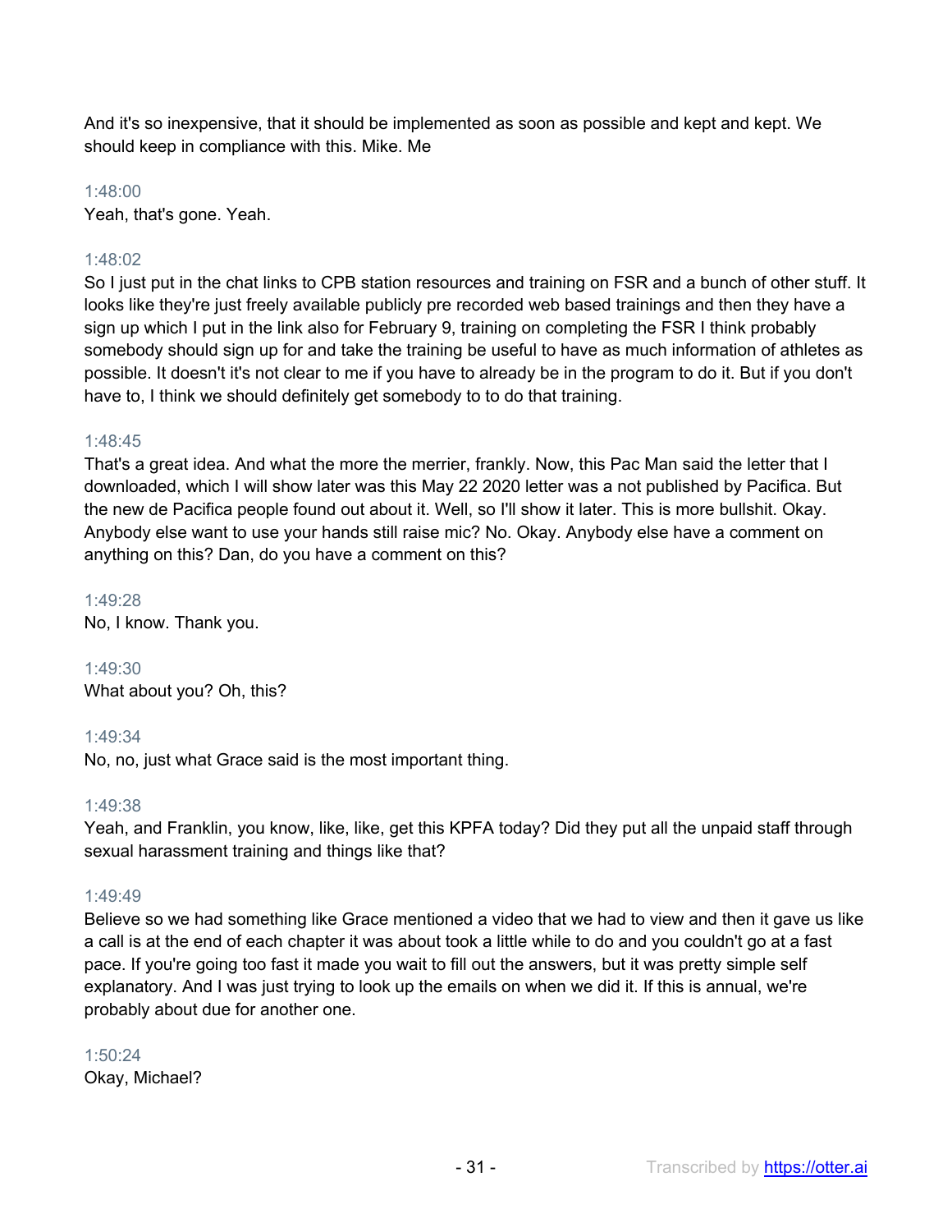And it's so inexpensive, that it should be implemented as soon as possible and kept and kept. We should keep in compliance with this. Mike. Me

1:48:00
Yeah, that's gone. Yeah.

1:48:02
So I just put in the chat links to CPB station resources and training on FSR and a bunch of other stuff. It looks like they're just freely available publicly pre recorded web based trainings and then they have a sign up which I put in the link also for February 9, training on completing the FSR I think probably somebody should sign up for and take the training be useful to have as much information of athletes as possible. It doesn't it's not clear to me if you have to already be in the program to do it. But if you don't have to, I think we should definitely get somebody to to do that training.

1:48:45
That's a great idea. And what the more the merrier, frankly. Now, this Pac Man said the letter that I downloaded, which I will show later was this May 22 2020 letter was a not published by Pacifica. But the new de Pacifica people found out about it. Well, so I'll show it later. This is more bullshit. Okay. Anybody else want to use your hands still raise mic? No. Okay. Anybody else have a comment on anything on this? Dan, do you have a comment on this?

1:49:28
No, I know. Thank you.

1:49:30
What about you? Oh, this?

1:49:34
No, no, just what Grace said is the most important thing.

1:49:38
Yeah, and Franklin, you know, like, like, get this KPFA today? Did they put all the unpaid staff through sexual harassment training and things like that?

1:49:49
Believe so we had something like Grace mentioned a video that we had to view and then it gave us like a call is at the end of each chapter it was about took a little while to do and you couldn't go at a fast pace. If you're going too fast it made you wait to fill out the answers, but it was pretty simple self explanatory. And I was just trying to look up the emails on when we did it. If this is annual, we're probably about due for another one.

1:50:24
Okay, Michael?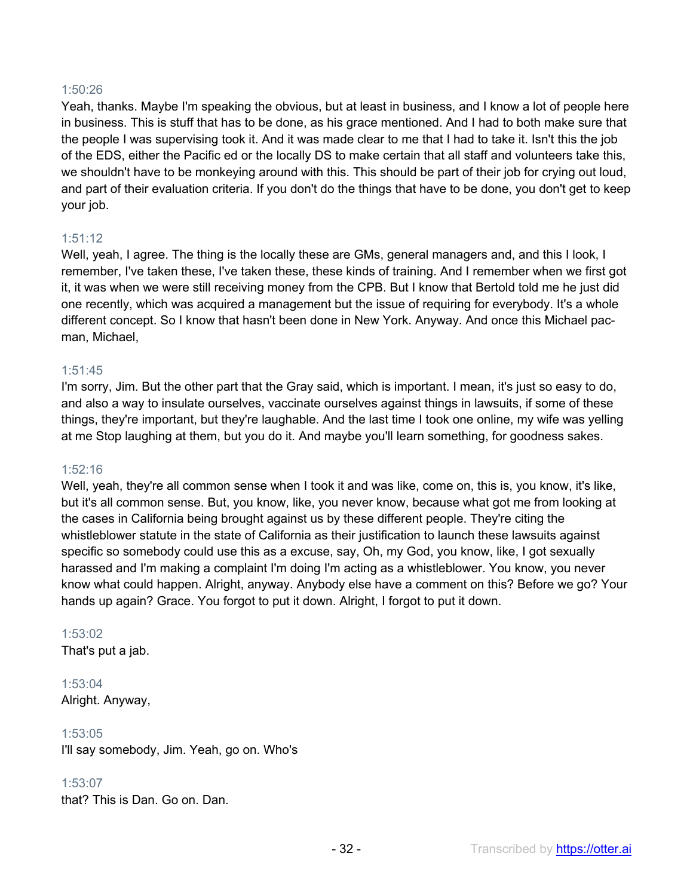1:50:26

Yeah, thanks. Maybe I'm speaking the obvious, but at least in business, and I know a lot of people here in business. This is stuff that has to be done, as his grace mentioned. And I had to both make sure that the people I was supervising took it. And it was made clear to me that I had to take it. Isn't this the job of the EDS, either the Pacific ed or the locally DS to make certain that all staff and volunteers take this, we shouldn't have to be monkeying around with this. This should be part of their job for crying out loud, and part of their evaluation criteria. If you don't do the things that have to be done, you don't get to keep your job.

1:51:12

Well, yeah, I agree. The thing is the locally these are GMs, general managers and, and this I look, I remember, I've taken these, I've taken these, these kinds of training. And I remember when we first got it, it was when we were still receiving money from the CPB. But I know that Bertold told me he just did one recently, which was acquired a management but the issue of requiring for everybody. It's a whole different concept. So I know that hasn't been done in New York. Anyway. And once this Michael pac-man, Michael,

1:51:45

I'm sorry, Jim. But the other part that the Gray said, which is important. I mean, it's just so easy to do, and also a way to insulate ourselves, vaccinate ourselves against things in lawsuits, if some of these things, they're important, but they're laughable. And the last time I took one online, my wife was yelling at me Stop laughing at them, but you do it. And maybe you'll learn something, for goodness sakes.

1:52:16

Well, yeah, they're all common sense when I took it and was like, come on, this is, you know, it's like, but it's all common sense. But, you know, like, you never know, because what got me from looking at the cases in California being brought against us by these different people. They're citing the whistleblower statute in the state of California as their justification to launch these lawsuits against specific so somebody could use this as a excuse, say, Oh, my God, you know, like, I got sexually harassed and I'm making a complaint I'm doing I'm acting as a whistleblower. You know, you never know what could happen. Alright, anyway. Anybody else have a comment on this? Before we go? Your hands up again? Grace. You forgot to put it down. Alright, I forgot to put it down.

1:53:02

That's put a jab.

1:53:04

Alright. Anyway,

1:53:05

I'll say somebody, Jim. Yeah, go on. Who's

1:53:07

that? This is Dan. Go on. Dan.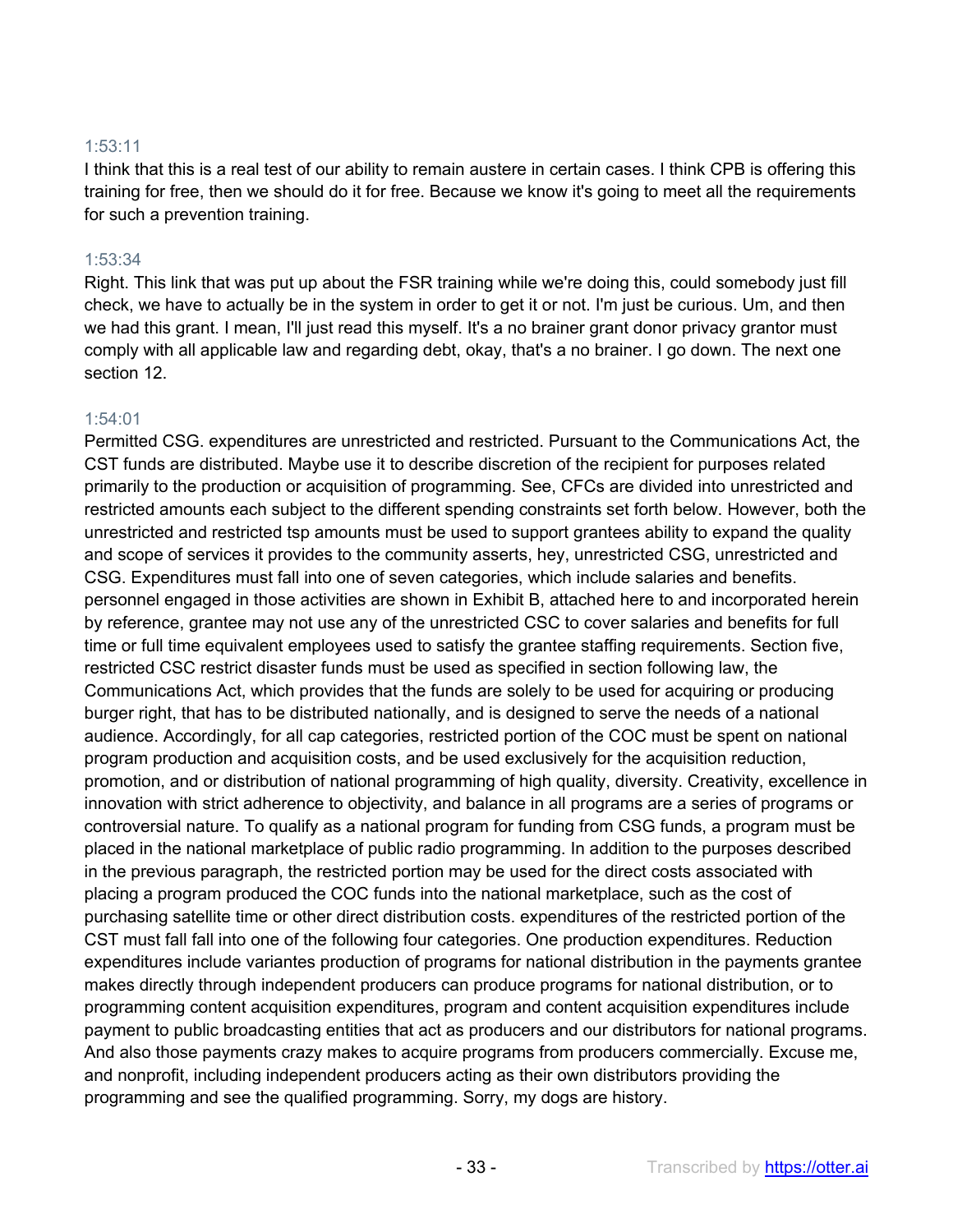1:53:11

I think that this is a real test of our ability to remain austere in certain cases. I think CPB is offering this training for free, then we should do it for free. Because we know it's going to meet all the requirements for such a prevention training.

1:53:34

Right. This link that was put up about the FSR training while we're doing this, could somebody just fill check, we have to actually be in the system in order to get it or not. I'm just be curious. Um, and then we had this grant. I mean, I'll just read this myself. It's a no brainer grant donor privacy grantor must comply with all applicable law and regarding debt, okay, that's a no brainer. I go down. The next one section 12.

1:54:01

Permitted CSG. expenditures are unrestricted and restricted. Pursuant to the Communications Act, the CST funds are distributed. Maybe use it to describe discretion of the recipient for purposes related primarily to the production or acquisition of programming. See, CFCs are divided into unrestricted and restricted amounts each subject to the different spending constraints set forth below. However, both the unrestricted and restricted tsp amounts must be used to support grantees ability to expand the quality and scope of services it provides to the community asserts, hey, unrestricted CSG, unrestricted and CSG. Expenditures must fall into one of seven categories, which include salaries and benefits. personnel engaged in those activities are shown in Exhibit B, attached here to and incorporated herein by reference, grantee may not use any of the unrestricted CSC to cover salaries and benefits for full time or full time equivalent employees used to satisfy the grantee staffing requirements. Section five, restricted CSC restrict disaster funds must be used as specified in section following law, the Communications Act, which provides that the funds are solely to be used for acquiring or producing burger right, that has to be distributed nationally, and is designed to serve the needs of a national audience. Accordingly, for all cap categories, restricted portion of the COC must be spent on national program production and acquisition costs, and be used exclusively for the acquisition reduction, promotion, and or distribution of national programming of high quality, diversity. Creativity, excellence in innovation with strict adherence to objectivity, and balance in all programs are a series of programs or controversial nature. To qualify as a national program for funding from CSG funds, a program must be placed in the national marketplace of public radio programming. In addition to the purposes described in the previous paragraph, the restricted portion may be used for the direct costs associated with placing a program produced the COC funds into the national marketplace, such as the cost of purchasing satellite time or other direct distribution costs. expenditures of the restricted portion of the CST must fall fall into one of the following four categories. One production expenditures. Reduction expenditures include variantes production of programs for national distribution in the payments grantee makes directly through independent producers can produce programs for national distribution, or to programming content acquisition expenditures, program and content acquisition expenditures include payment to public broadcasting entities that act as producers and our distributors for national programs. And also those payments crazy makes to acquire programs from producers commercially. Excuse me, and nonprofit, including independent producers acting as their own distributors providing the programming and see the qualified programming. Sorry, my dogs are history.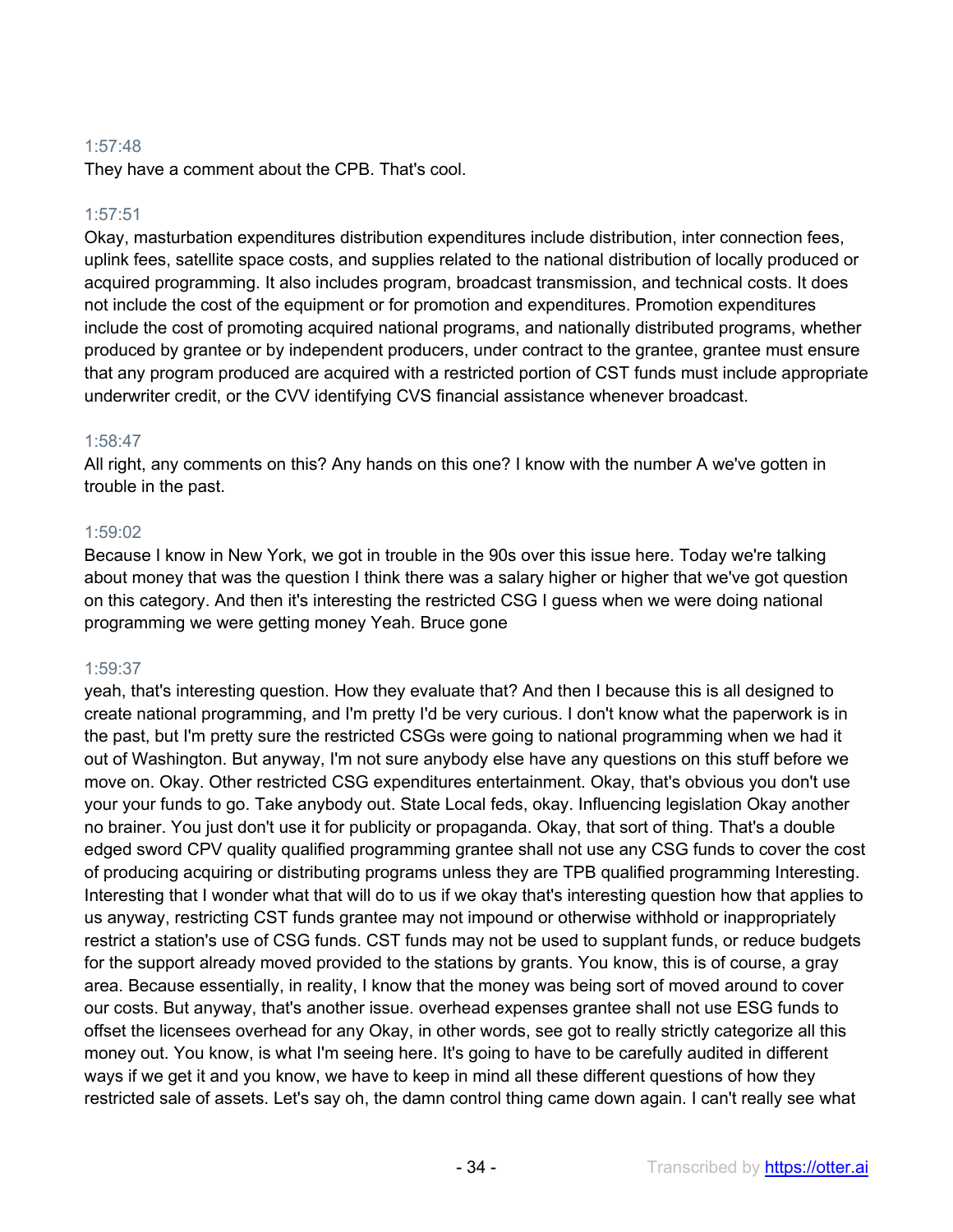1:57:48
They have a comment about the CPB. That's cool.

1:57:51
Okay, masturbation expenditures distribution expenditures include distribution, inter connection fees, uplink fees, satellite space costs, and supplies related to the national distribution of locally produced or acquired programming. It also includes program, broadcast transmission, and technical costs. It does not include the cost of the equipment or for promotion and expenditures. Promotion expenditures include the cost of promoting acquired national programs, and nationally distributed programs, whether produced by grantee or by independent producers, under contract to the grantee, grantee must ensure that any program produced are acquired with a restricted portion of CST funds must include appropriate underwriter credit, or the CVV identifying CVS financial assistance whenever broadcast.

1:58:47
All right, any comments on this? Any hands on this one? I know with the number A we've gotten in trouble in the past.

1:59:02
Because I know in New York, we got in trouble in the 90s over this issue here. Today we're talking about money that was the question I think there was a salary higher or higher that we've got question on this category. And then it's interesting the restricted CSG I guess when we were doing national programming we were getting money Yeah. Bruce gone

1:59:37
yeah, that's interesting question. How they evaluate that? And then I because this is all designed to create national programming, and I'm pretty I'd be very curious. I don't know what the paperwork is in the past, but I'm pretty sure the restricted CSGs were going to national programming when we had it out of Washington. But anyway, I'm not sure anybody else have any questions on this stuff before we move on. Okay. Other restricted CSG expenditures entertainment. Okay, that's obvious you don't use your your funds to go. Take anybody out. State Local feds, okay. Influencing legislation Okay another no brainer. You just don't use it for publicity or propaganda. Okay, that sort of thing. That's a double edged sword CPV quality qualified programming grantee shall not use any CSG funds to cover the cost of producing acquiring or distributing programs unless they are TPB qualified programming Interesting. Interesting that I wonder what that will do to us if we okay that's interesting question how that applies to us anyway, restricting CST funds grantee may not impound or otherwise withhold or inappropriately restrict a station's use of CSG funds. CST funds may not be used to supplant funds, or reduce budgets for the support already moved provided to the stations by grants. You know, this is of course, a gray area. Because essentially, in reality, I know that the money was being sort of moved around to cover our costs. But anyway, that's another issue. overhead expenses grantee shall not use ESG funds to offset the licensees overhead for any Okay, in other words, see got to really strictly categorize all this money out. You know, is what I'm seeing here. It's going to have to be carefully audited in different ways if we get it and you know, we have to keep in mind all these different questions of how they restricted sale of assets. Let's say oh, the damn control thing came down again. I can't really see what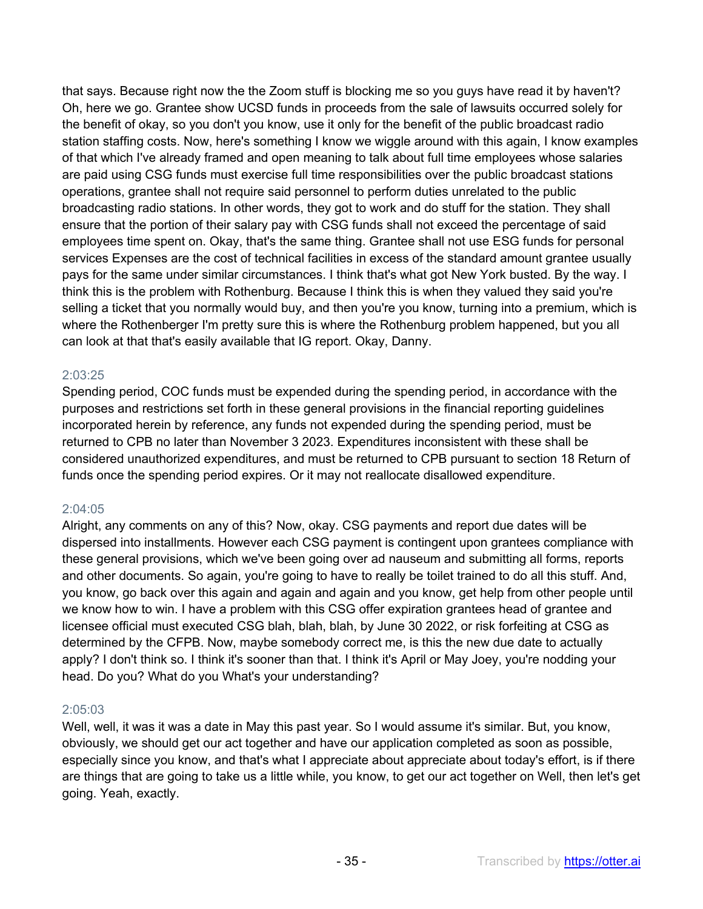that says. Because right now the the Zoom stuff is blocking me so you guys have read it by haven't? Oh, here we go. Grantee show UCSD funds in proceeds from the sale of lawsuits occurred solely for the benefit of okay, so you don't you know, use it only for the benefit of the public broadcast radio station staffing costs. Now, here's something I know we wiggle around with this again, I know examples of that which I've already framed and open meaning to talk about full time employees whose salaries are paid using CSG funds must exercise full time responsibilities over the public broadcast stations operations, grantee shall not require said personnel to perform duties unrelated to the public broadcasting radio stations. In other words, they got to work and do stuff for the station. They shall ensure that the portion of their salary pay with CSG funds shall not exceed the percentage of said employees time spent on. Okay, that's the same thing. Grantee shall not use ESG funds for personal services Expenses are the cost of technical facilities in excess of the standard amount grantee usually pays for the same under similar circumstances. I think that's what got New York busted. By the way. I think this is the problem with Rothenburg. Because I think this is when they valued they said you're selling a ticket that you normally would buy, and then you're you know, turning into a premium, which is where the Rothenberger I'm pretty sure this is where the Rothenburg problem happened, but you all can look at that that's easily available that IG report. Okay, Danny.

2:03:25

Spending period, COC funds must be expended during the spending period, in accordance with the purposes and restrictions set forth in these general provisions in the financial reporting guidelines incorporated herein by reference, any funds not expended during the spending period, must be returned to CPB no later than November 3 2023. Expenditures inconsistent with these shall be considered unauthorized expenditures, and must be returned to CPB pursuant to section 18 Return of funds once the spending period expires. Or it may not reallocate disallowed expenditure.

2:04:05

Alright, any comments on any of this? Now, okay. CSG payments and report due dates will be dispersed into installments. However each CSG payment is contingent upon grantees compliance with these general provisions, which we've been going over ad nauseum and submitting all forms, reports and other documents. So again, you're going to have to really be toilet trained to do all this stuff. And, you know, go back over this again and again and again and you know, get help from other people until we know how to win. I have a problem with this CSG offer expiration grantees head of grantee and licensee official must executed CSG blah, blah, blah, by June 30 2022, or risk forfeiting at CSG as determined by the CFPB. Now, maybe somebody correct me, is this the new due date to actually apply? I don't think so. I think it's sooner than that. I think it's April or May Joey, you're nodding your head. Do you? What do you What's your understanding?

2:05:03

Well, well, it was it was a date in May this past year. So I would assume it's similar. But, you know, obviously, we should get our act together and have our application completed as soon as possible, especially since you know, and that's what I appreciate about appreciate about today's effort, is if there are things that are going to take us a little while, you know, to get our act together on Well, then let's get going. Yeah, exactly.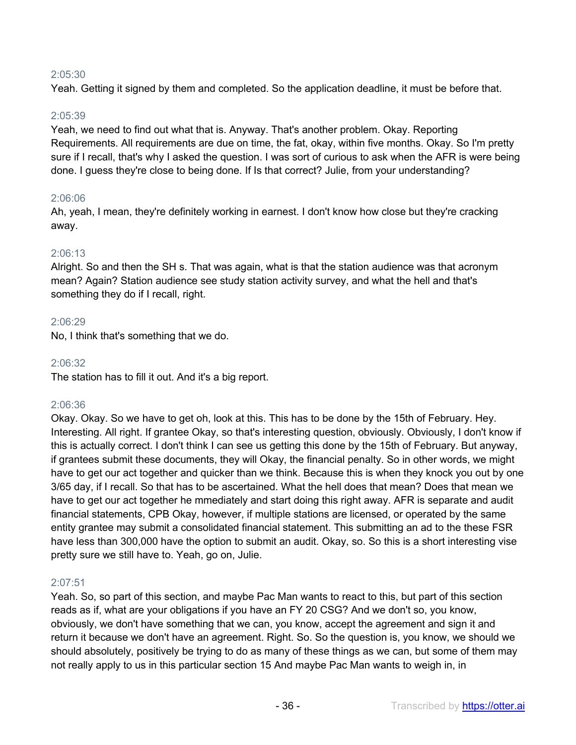2:05:30

Yeah. Getting it signed by them and completed. So the application deadline, it must be before that.

2:05:39

Yeah, we need to find out what that is. Anyway. That's another problem. Okay. Reporting Requirements. All requirements are due on time, the fat, okay, within five months. Okay. So I'm pretty sure if I recall, that's why I asked the question. I was sort of curious to ask when the AFR is were being done. I guess they're close to being done. If Is that correct? Julie, from your understanding?

2:06:06

Ah, yeah, I mean, they're definitely working in earnest. I don't know how close but they're cracking away.

2:06:13

Alright. So and then the SH s. That was again, what is that the station audience was that acronym mean? Again? Station audience see study station activity survey, and what the hell and that's something they do if I recall, right.

2:06:29

No, I think that's something that we do.

2:06:32

The station has to fill it out. And it's a big report.

2:06:36

Okay. Okay. So we have to get oh, look at this. This has to be done by the 15th of February. Hey. Interesting. All right. If grantee Okay, so that's interesting question, obviously. Obviously, I don't know if this is actually correct. I don't think I can see us getting this done by the 15th of February. But anyway, if grantees submit these documents, they will Okay, the financial penalty. So in other words, we might have to get our act together and quicker than we think. Because this is when they knock you out by one 3/65 day, if I recall. So that has to be ascertained. What the hell does that mean? Does that mean we have to get our act together he mmediately and start doing this right away. AFR is separate and audit financial statements, CPB Okay, however, if multiple stations are licensed, or operated by the same entity grantee may submit a consolidated financial statement. This submitting an ad to the these FSR have less than 300,000 have the option to submit an audit. Okay, so. So this is a short interesting vise pretty sure we still have to. Yeah, go on, Julie.

2:07:51

Yeah. So, so part of this section, and maybe Pac Man wants to react to this, but part of this section reads as if, what are your obligations if you have an FY 20 CSG? And we don't so, you know, obviously, we don't have something that we can, you know, accept the agreement and sign it and return it because we don't have an agreement. Right. So. So the question is, you know, we should we should absolutely, positively be trying to do as many of these things as we can, but some of them may not really apply to us in this particular section 15 And maybe Pac Man wants to weigh in, in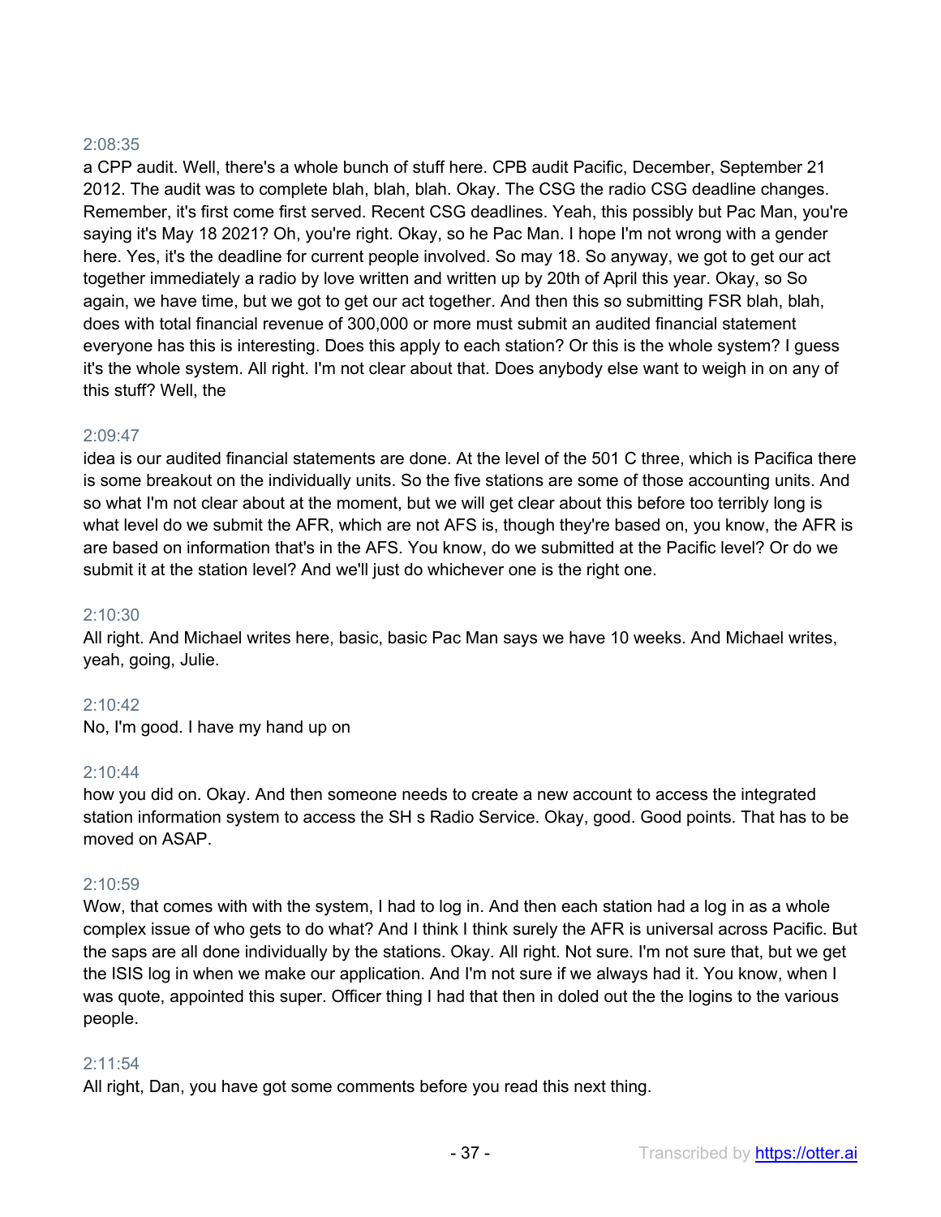2:08:35

a CPP audit. Well, there's a whole bunch of stuff here. CPB audit Pacific, December, September 21 2012. The audit was to complete blah, blah, blah. Okay. The CSG the radio CSG deadline changes. Remember, it's first come first served. Recent CSG deadlines. Yeah, this possibly but Pac Man, you're saying it's May 18 2021? Oh, you're right. Okay, so he Pac Man. I hope I'm not wrong with a gender here. Yes, it's the deadline for current people involved. So may 18. So anyway, we got to get our act together immediately a radio by love written and written up by 20th of April this year. Okay, so So again, we have time, but we got to get our act together. And then this so submitting FSR blah, blah, does with total financial revenue of 300,000 or more must submit an audited financial statement everyone has this is interesting. Does this apply to each station? Or this is the whole system? I guess it's the whole system. All right. I'm not clear about that. Does anybody else want to weigh in on any of this stuff? Well, the

2:09:47

idea is our audited financial statements are done. At the level of the 501 C three, which is Pacifica there is some breakout on the individually units. So the five stations are some of those accounting units. And so what I'm not clear about at the moment, but we will get clear about this before too terribly long is what level do we submit the AFR, which are not AFS is, though they're based on, you know, the AFR is are based on information that's in the AFS. You know, do we submitted at the Pacific level? Or do we submit it at the station level? And we'll just do whichever one is the right one.

2:10:30

All right. And Michael writes here, basic, basic Pac Man says we have 10 weeks. And Michael writes, yeah, going, Julie.

2:10:42

No, I'm good. I have my hand up on

2:10:44

how you did on. Okay. And then someone needs to create a new account to access the integrated station information system to access the SH s Radio Service. Okay, good. Good points. That has to be moved on ASAP.

2:10:59

Wow, that comes with with the system, I had to log in. And then each station had a log in as a whole complex issue of who gets to do what? And I think I think surely the AFR is universal across Pacific. But the saps are all done individually by the stations. Okay. All right. Not sure. I'm not sure that, but we get the ISIS log in when we make our application. And I'm not sure if we always had it. You know, when I was quote, appointed this super. Officer thing I had that then in doled out the the logins to the various people.

2:11:54

All right, Dan, you have got some comments before you read this next thing.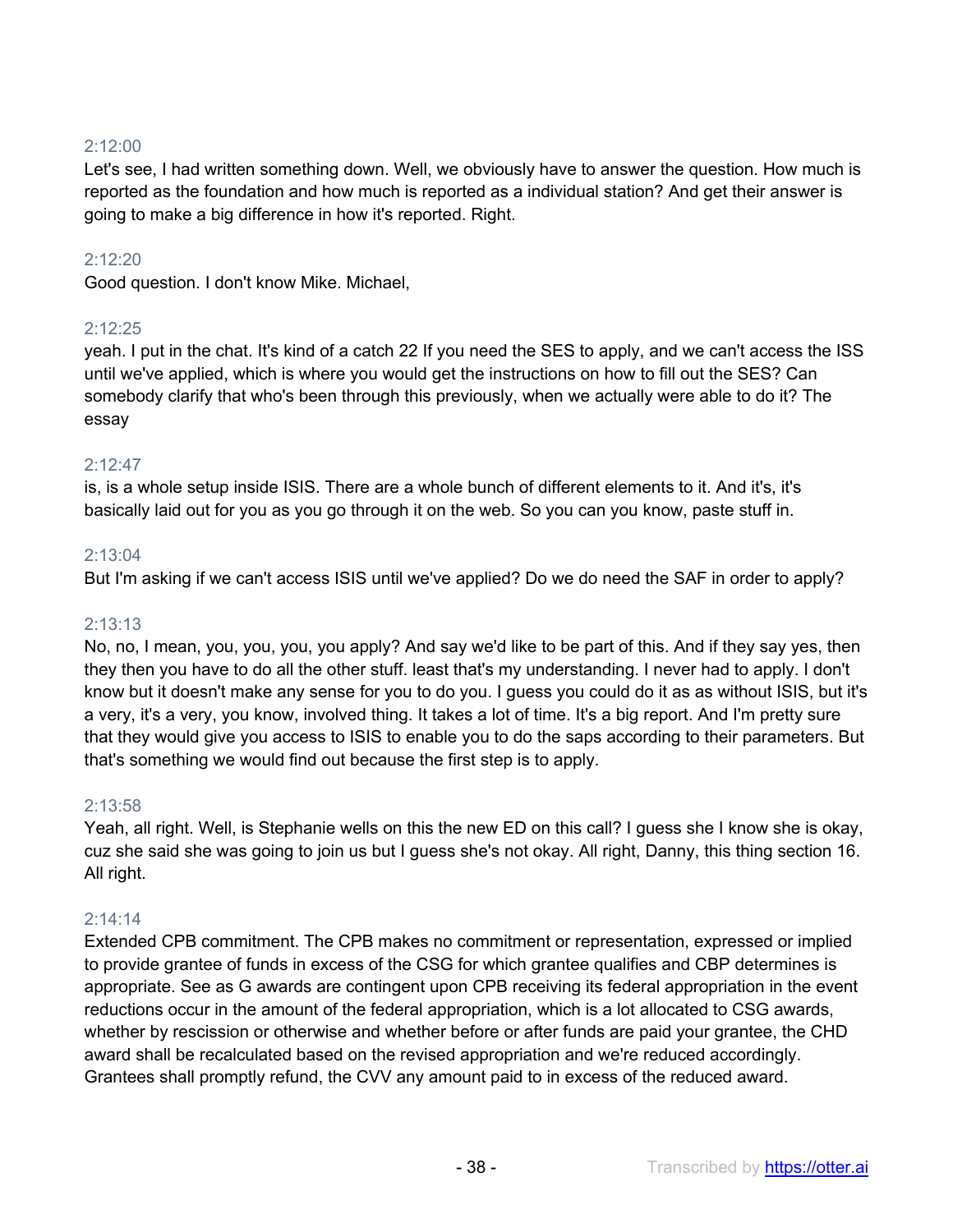2:12:00

Let's see, I had written something down. Well, we obviously have to answer the question. How much is reported as the foundation and how much is reported as a individual station? And get their answer is going to make a big difference in how it's reported. Right.

2:12:20

Good question. I don't know Mike. Michael,

2:12:25

yeah. I put in the chat. It's kind of a catch 22 If you need the SES to apply, and we can't access the ISS until we've applied, which is where you would get the instructions on how to fill out the SES? Can somebody clarify that who's been through this previously, when we actually were able to do it? The essay

2:12:47

is, is a whole setup inside ISIS. There are a whole bunch of different elements to it. And it's, it's basically laid out for you as you go through it on the web. So you can you know, paste stuff in.

2:13:04

But I'm asking if we can't access ISIS until we've applied? Do we do need the SAF in order to apply?

2:13:13

No, no, I mean, you, you, you, you apply? And say we'd like to be part of this. And if they say yes, then they then you have to do all the other stuff. least that's my understanding. I never had to apply. I don't know but it doesn't make any sense for you to do you. I guess you could do it as as without ISIS, but it's a very, it's a very, you know, involved thing. It takes a lot of time. It's a big report. And I'm pretty sure that they would give you access to ISIS to enable you to do the saps according to their parameters. But that's something we would find out because the first step is to apply.

2:13:58

Yeah, all right. Well, is Stephanie wells on this the new ED on this call? I guess she I know she is okay, cuz she said she was going to join us but I guess she's not okay. All right, Danny, this thing section 16. All right.

2:14:14

Extended CPB commitment. The CPB makes no commitment or representation, expressed or implied to provide grantee of funds in excess of the CSG for which grantee qualifies and CBP determines is appropriate. See as G awards are contingent upon CPB receiving its federal appropriation in the event reductions occur in the amount of the federal appropriation, which is a lot allocated to CSG awards, whether by rescission or otherwise and whether before or after funds are paid your grantee, the CHD award shall be recalculated based on the revised appropriation and we're reduced accordingly. Grantees shall promptly refund, the CVV any amount paid to in excess of the reduced award.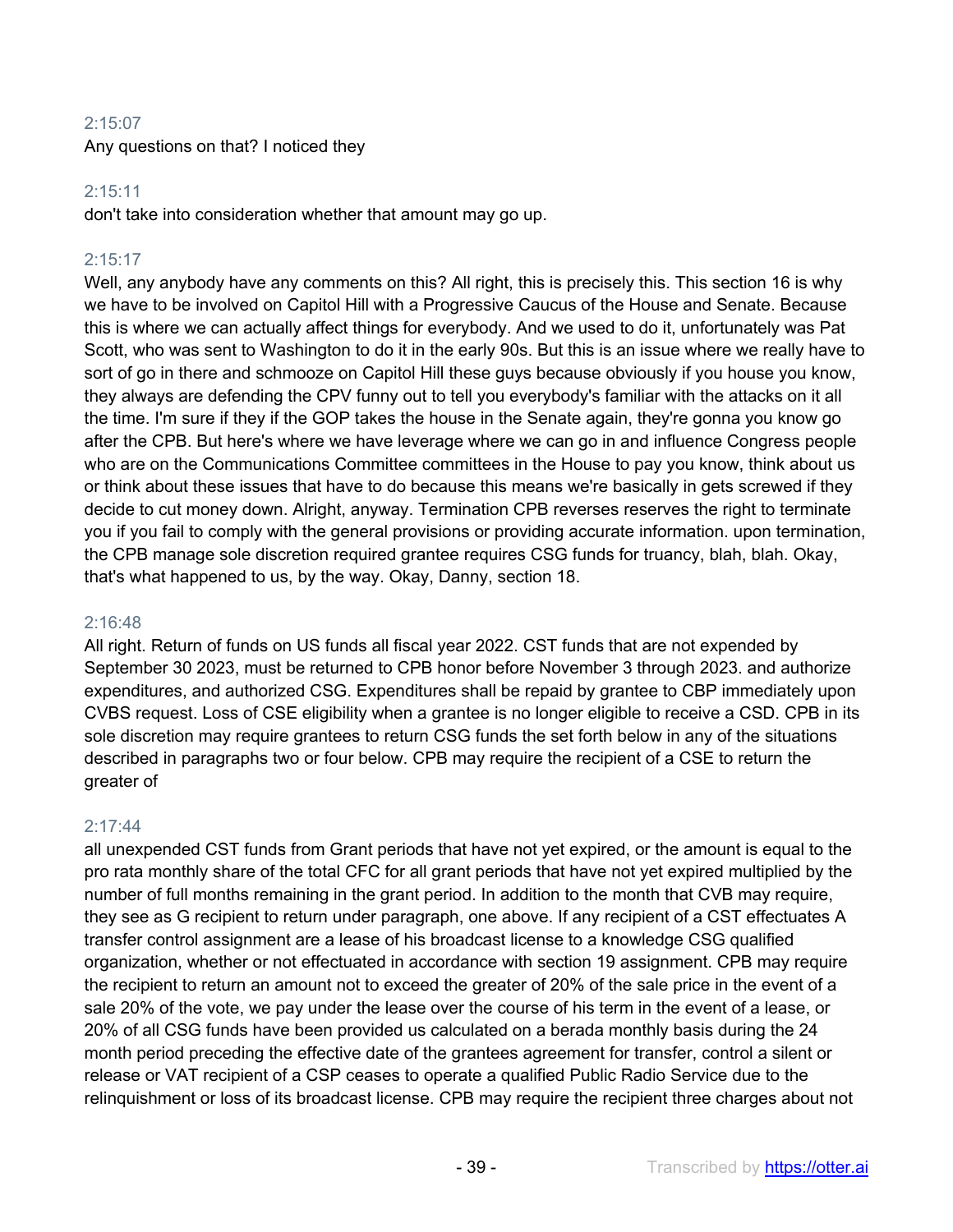2:15:07
Any questions on that? I noticed they

2:15:11
don't take into consideration whether that amount may go up.

2:15:17
Well, any anybody have any comments on this? All right, this is precisely this. This section 16 is why we have to be involved on Capitol Hill with a Progressive Caucus of the House and Senate. Because this is where we can actually affect things for everybody. And we used to do it, unfortunately was Pat Scott, who was sent to Washington to do it in the early 90s. But this is an issue where we really have to sort of go in there and schmooze on Capitol Hill these guys because obviously if you house you know, they always are defending the CPV funny out to tell you everybody's familiar with the attacks on it all the time. I'm sure if they if the GOP takes the house in the Senate again, they're gonna you know go after the CPB. But here's where we have leverage where we can go in and influence Congress people who are on the Communications Committee committees in the House to pay you know, think about us or think about these issues that have to do because this means we're basically in gets screwed if they decide to cut money down. Alright, anyway. Termination CPB reverses reserves the right to terminate you if you fail to comply with the general provisions or providing accurate information. upon termination, the CPB manage sole discretion required grantee requires CSG funds for truancy, blah, blah. Okay, that's what happened to us, by the way. Okay, Danny, section 18.

2:16:48
All right. Return of funds on US funds all fiscal year 2022. CST funds that are not expended by September 30 2023, must be returned to CPB honor before November 3 through 2023. and authorize expenditures, and authorized CSG. Expenditures shall be repaid by grantee to CBP immediately upon CVBS request. Loss of CSE eligibility when a grantee is no longer eligible to receive a CSD. CPB in its sole discretion may require grantees to return CSG funds the set forth below in any of the situations described in paragraphs two or four below. CPB may require the recipient of a CSE to return the greater of

2:17:44
all unexpended CST funds from Grant periods that have not yet expired, or the amount is equal to the pro rata monthly share of the total CFC for all grant periods that have not yet expired multiplied by the number of full months remaining in the grant period. In addition to the month that CVB may require, they see as G recipient to return under paragraph, one above. If any recipient of a CST effectuates A transfer control assignment are a lease of his broadcast license to a knowledge CSG qualified organization, whether or not effectuated in accordance with section 19 assignment. CPB may require the recipient to return an amount not to exceed the greater of 20% of the sale price in the event of a sale 20% of the vote, we pay under the lease over the course of his term in the event of a lease, or 20% of all CSG funds have been provided us calculated on a berada monthly basis during the 24 month period preceding the effective date of the grantees agreement for transfer, control a silent or release or VAT recipient of a CSP ceases to operate a qualified Public Radio Service due to the relinquishment or loss of its broadcast license. CPB may require the recipient three charges about not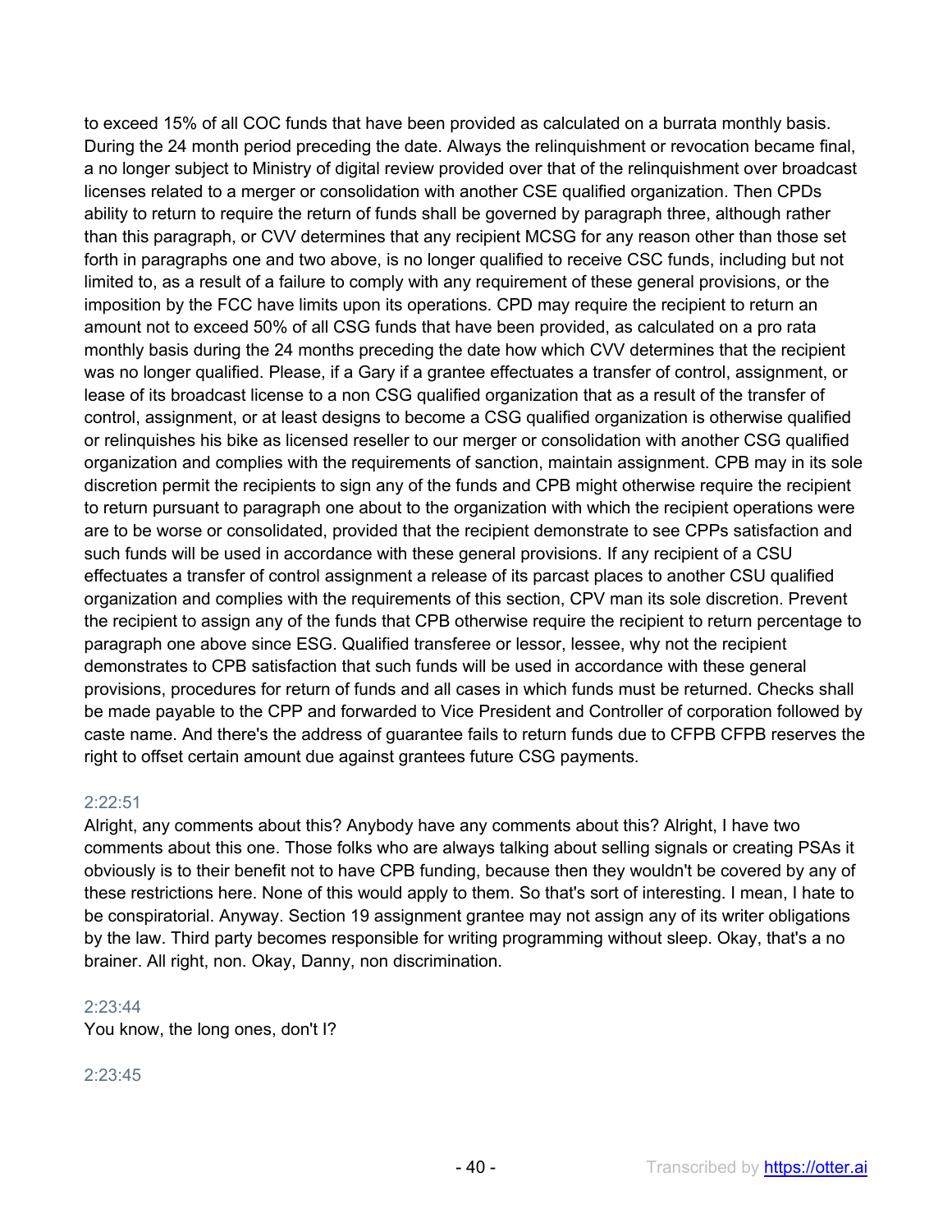to exceed 15% of all COC funds that have been provided as calculated on a burrata monthly basis. During the 24 month period preceding the date. Always the relinquishment or revocation became final, a no longer subject to Ministry of digital review provided over that of the relinquishment over broadcast licenses related to a merger or consolidation with another CSE qualified organization. Then CPDs ability to return to require the return of funds shall be governed by paragraph three, although rather than this paragraph, or CVV determines that any recipient MCSG for any reason other than those set forth in paragraphs one and two above, is no longer qualified to receive CSC funds, including but not limited to, as a result of a failure to comply with any requirement of these general provisions, or the imposition by the FCC have limits upon its operations. CPD may require the recipient to return an amount not to exceed 50% of all CSG funds that have been provided, as calculated on a pro rata monthly basis during the 24 months preceding the date how which CVV determines that the recipient was no longer qualified. Please, if a Gary if a grantee effectuates a transfer of control, assignment, or lease of its broadcast license to a non CSG qualified organization that as a result of the transfer of control, assignment, or at least designs to become a CSG qualified organization is otherwise qualified or relinquishes his bike as licensed reseller to our merger or consolidation with another CSG qualified organization and complies with the requirements of sanction, maintain assignment. CPB may in its sole discretion permit the recipients to sign any of the funds and CPB might otherwise require the recipient to return pursuant to paragraph one about to the organization with which the recipient operations were are to be worse or consolidated, provided that the recipient demonstrate to see CPPs satisfaction and such funds will be used in accordance with these general provisions. If any recipient of a CSU effectuates a transfer of control assignment a release of its parcast places to another CSU qualified organization and complies with the requirements of this section, CPV man its sole discretion. Prevent the recipient to assign any of the funds that CPB otherwise require the recipient to return percentage to paragraph one above since ESG. Qualified transferee or lessor, lessee, why not the recipient demonstrates to CPB satisfaction that such funds will be used in accordance with these general provisions, procedures for return of funds and all cases in which funds must be returned. Checks shall be made payable to the CPP and forwarded to Vice President and Controller of corporation followed by caste name. And there's the address of guarantee fails to return funds due to CFPB CFPB reserves the right to offset certain amount due against grantees future CSG payments.

2:22:51
Alright, any comments about this? Anybody have any comments about this? Alright, I have two comments about this one. Those folks who are always talking about selling signals or creating PSAs it obviously is to their benefit not to have CPB funding, because then they wouldn't be covered by any of these restrictions here. None of this would apply to them. So that's sort of interesting. I mean, I hate to be conspiratorial. Anyway. Section 19 assignment grantee may not assign any of its writer obligations by the law. Third party becomes responsible for writing programming without sleep. Okay, that's a no brainer. All right, non. Okay, Danny, non discrimination.

2:23:44
You know, the long ones, don't I?

2:23:45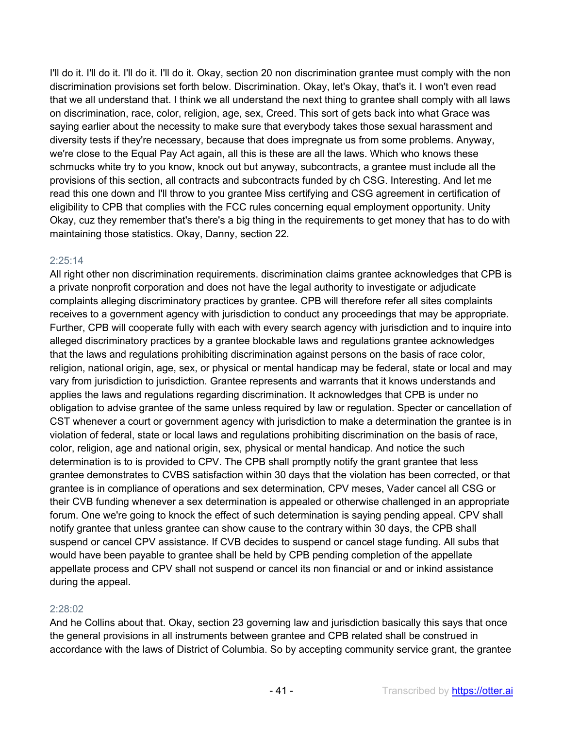I'll do it. I'll do it. I'll do it. I'll do it. Okay, section 20 non discrimination grantee must comply with the non discrimination provisions set forth below. Discrimination. Okay, let's Okay, that's it. I won't even read that we all understand that. I think we all understand the next thing to grantee shall comply with all laws on discrimination, race, color, religion, age, sex, Creed. This sort of gets back into what Grace was saying earlier about the necessity to make sure that everybody takes those sexual harassment and diversity tests if they're necessary, because that does impregnate us from some problems. Anyway, we're close to the Equal Pay Act again, all this is these are all the laws. Which who knows these schmucks white try to you know, knock out but anyway, subcontracts, a grantee must include all the provisions of this section, all contracts and subcontracts funded by ch CSG. Interesting. And let me read this one down and I'll throw to you grantee Miss certifying and CSG agreement in certification of eligibility to CPB that complies with the FCC rules concerning equal employment opportunity. Unity Okay, cuz they remember that's there's a big thing in the requirements to get money that has to do with maintaining those statistics. Okay, Danny, section 22.

2:25:14

All right other non discrimination requirements. discrimination claims grantee acknowledges that CPB is a private nonprofit corporation and does not have the legal authority to investigate or adjudicate complaints alleging discriminatory practices by grantee. CPB will therefore refer all sites complaints receives to a government agency with jurisdiction to conduct any proceedings that may be appropriate. Further, CPB will cooperate fully with each with every search agency with jurisdiction and to inquire into alleged discriminatory practices by a grantee blockable laws and regulations grantee acknowledges that the laws and regulations prohibiting discrimination against persons on the basis of race color, religion, national origin, age, sex, or physical or mental handicap may be federal, state or local and may vary from jurisdiction to jurisdiction. Grantee represents and warrants that it knows understands and applies the laws and regulations regarding discrimination. It acknowledges that CPB is under no obligation to advise grantee of the same unless required by law or regulation. Specter or cancellation of CST whenever a court or government agency with jurisdiction to make a determination the grantee is in violation of federal, state or local laws and regulations prohibiting discrimination on the basis of race, color, religion, age and national origin, sex, physical or mental handicap. And notice the such determination is to is provided to CPV. The CPB shall promptly notify the grant grantee that less grantee demonstrates to CVBS satisfaction within 30 days that the violation has been corrected, or that grantee is in compliance of operations and sex determination, CPV meses, Vader cancel all CSG or their CVB funding whenever a sex determination is appealed or otherwise challenged in an appropriate forum. One we're going to knock the effect of such determination is saying pending appeal. CPV shall notify grantee that unless grantee can show cause to the contrary within 30 days, the CPB shall suspend or cancel CPV assistance. If CVB decides to suspend or cancel stage funding. All subs that would have been payable to grantee shall be held by CPB pending completion of the appellate appellate process and CPV shall not suspend or cancel its non financial or and or inkind assistance during the appeal.

2:28:02

And he Collins about that. Okay, section 23 governing law and jurisdiction basically this says that once the general provisions in all instruments between grantee and CPB related shall be construed in accordance with the laws of District of Columbia. So by accepting community service grant, the grantee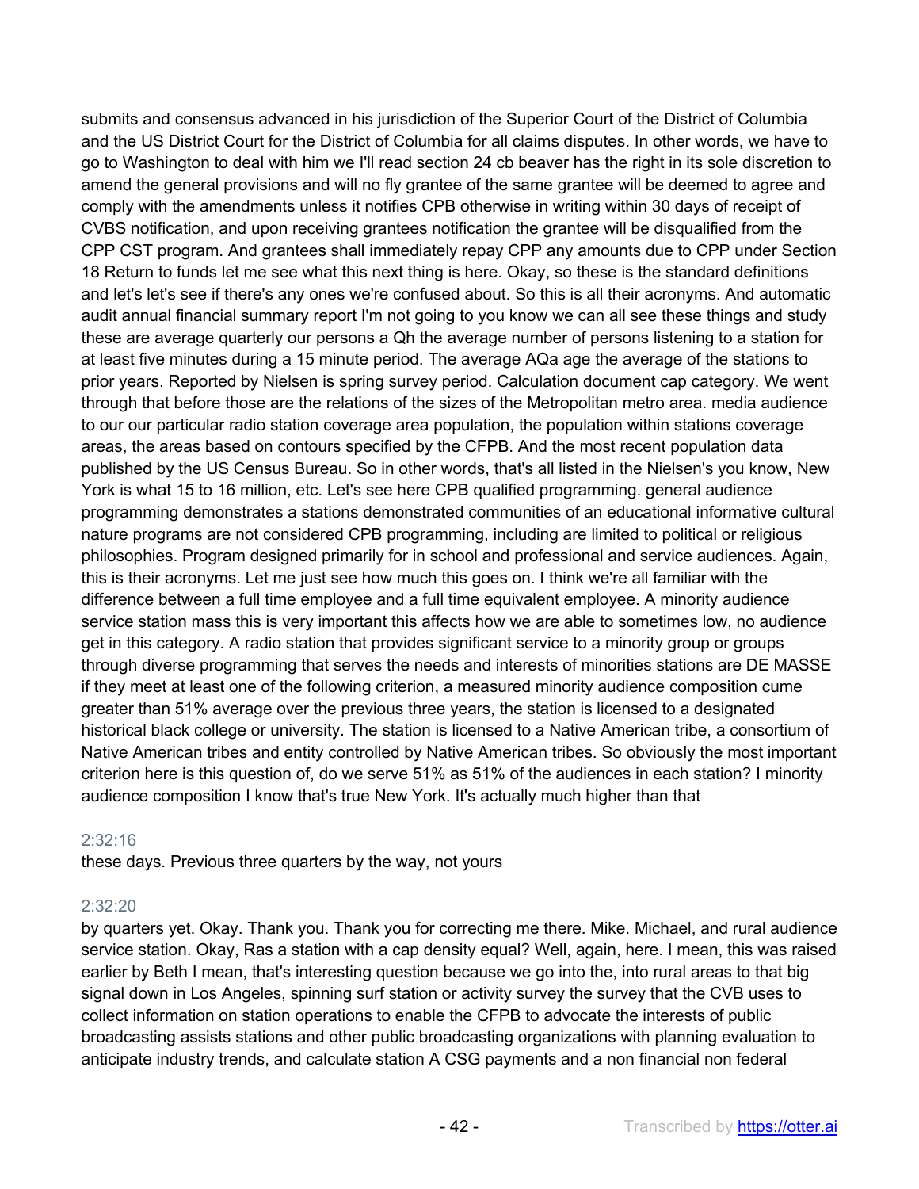submits and consensus advanced in his jurisdiction of the Superior Court of the District of Columbia and the US District Court for the District of Columbia for all claims disputes. In other words, we have to go to Washington to deal with him we I'll read section 24 cb beaver has the right in its sole discretion to amend the general provisions and will no fly grantee of the same grantee will be deemed to agree and comply with the amendments unless it notifies CPB otherwise in writing within 30 days of receipt of CVBS notification, and upon receiving grantees notification the grantee will be disqualified from the CPP CST program. And grantees shall immediately repay CPP any amounts due to CPP under Section 18 Return to funds let me see what this next thing is here. Okay, so these is the standard definitions and let's let's see if there's any ones we're confused about. So this is all their acronyms. And automatic audit annual financial summary report I'm not going to you know we can all see these things and study these are average quarterly our persons a Qh the average number of persons listening to a station for at least five minutes during a 15 minute period. The average AQa age the average of the stations to prior years. Reported by Nielsen is spring survey period. Calculation document cap category. We went through that before those are the relations of the sizes of the Metropolitan metro area. media audience to our our particular radio station coverage area population, the population within stations coverage areas, the areas based on contours specified by the CFPB. And the most recent population data published by the US Census Bureau. So in other words, that's all listed in the Nielsen's you know, New York is what 15 to 16 million, etc. Let's see here CPB qualified programming. general audience programming demonstrates a stations demonstrated communities of an educational informative cultural nature programs are not considered CPB programming, including are limited to political or religious philosophies. Program designed primarily for in school and professional and service audiences. Again, this is their acronyms. Let me just see how much this goes on. I think we're all familiar with the difference between a full time employee and a full time equivalent employee. A minority audience service station mass this is very important this affects how we are able to sometimes low, no audience get in this category. A radio station that provides significant service to a minority group or groups through diverse programming that serves the needs and interests of minorities stations are DE MASSE if they meet at least one of the following criterion, a measured minority audience composition cume greater than 51% average over the previous three years, the station is licensed to a designated historical black college or university. The station is licensed to a Native American tribe, a consortium of Native American tribes and entity controlled by Native American tribes. So obviously the most important criterion here is this question of, do we serve 51% as 51% of the audiences in each station? I minority audience composition I know that's true New York. It's actually much higher than that

2:32:16

these days. Previous three quarters by the way, not yours

2:32:20

by quarters yet. Okay. Thank you. Thank you for correcting me there. Mike. Michael, and rural audience service station. Okay, Ras a station with a cap density equal? Well, again, here. I mean, this was raised earlier by Beth I mean, that's interesting question because we go into the, into rural areas to that big signal down in Los Angeles, spinning surf station or activity survey the survey that the CVB uses to collect information on station operations to enable the CFPB to advocate the interests of public broadcasting assists stations and other public broadcasting organizations with planning evaluation to anticipate industry trends, and calculate station A CSG payments and a non financial non federal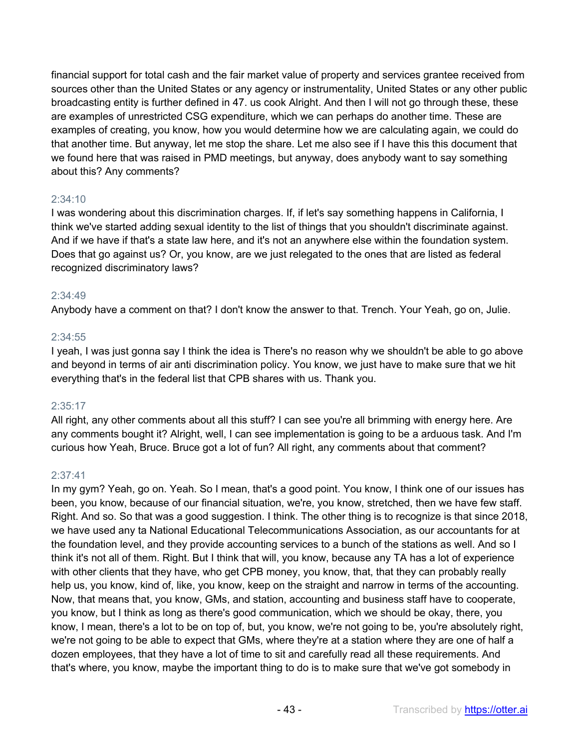financial support for total cash and the fair market value of property and services grantee received from sources other than the United States or any agency or instrumentality, United States or any other public broadcasting entity is further defined in 47. us cook Alright. And then I will not go through these, these are examples of unrestricted CSG expenditure, which we can perhaps do another time. These are examples of creating, you know, how you would determine how we are calculating again, we could do that another time. But anyway, let me stop the share. Let me also see if I have this this document that we found here that was raised in PMD meetings, but anyway, does anybody want to say something about this? Any comments?

2:34:10
I was wondering about this discrimination charges. If, if let's say something happens in California, I think we've started adding sexual identity to the list of things that you shouldn't discriminate against. And if we have if that's a state law here, and it's not an anywhere else within the foundation system. Does that go against us? Or, you know, are we just relegated to the ones that are listed as federal recognized discriminatory laws?

2:34:49
Anybody have a comment on that? I don't know the answer to that. Trench. Your Yeah, go on, Julie.

2:34:55
I yeah, I was just gonna say I think the idea is There's no reason why we shouldn't be able to go above and beyond in terms of air anti discrimination policy. You know, we just have to make sure that we hit everything that's in the federal list that CPB shares with us. Thank you.

2:35:17
All right, any other comments about all this stuff? I can see you're all brimming with energy here. Are any comments bought it? Alright, well, I can see implementation is going to be a arduous task. And I'm curious how Yeah, Bruce. Bruce got a lot of fun? All right, any comments about that comment?

2:37:41
In my gym? Yeah, go on. Yeah. So I mean, that's a good point. You know, I think one of our issues has been, you know, because of our financial situation, we're, you know, stretched, then we have few staff. Right. And so. So that was a good suggestion. I think. The other thing is to recognize is that since 2018, we have used any ta National Educational Telecommunications Association, as our accountants for at the foundation level, and they provide accounting services to a bunch of the stations as well. And so I think it's not all of them. Right. But I think that will, you know, because any TA has a lot of experience with other clients that they have, who get CPB money, you know, that, that they can probably really help us, you know, kind of, like, you know, keep on the straight and narrow in terms of the accounting. Now, that means that, you know, GMs, and station, accounting and business staff have to cooperate, you know, but I think as long as there's good communication, which we should be okay, there, you know, I mean, there's a lot to be on top of, but, you know, we're not going to be, you're absolutely right, we're not going to be able to expect that GMs, where they're at a station where they are one of half a dozen employees, that they have a lot of time to sit and carefully read all these requirements. And that's where, you know, maybe the important thing to do is to make sure that we've got somebody in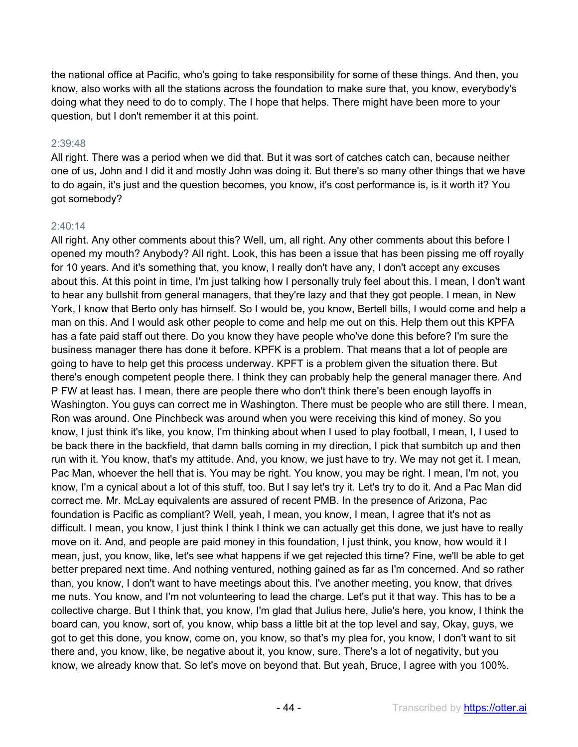the national office at Pacific, who's going to take responsibility for some of these things. And then, you know, also works with all the stations across the foundation to make sure that, you know, everybody's doing what they need to do to comply. The I hope that helps. There might have been more to your question, but I don't remember it at this point.

2:39:48

All right. There was a period when we did that. But it was sort of catches catch can, because neither one of us, John and I did it and mostly John was doing it. But there's so many other things that we have to do again, it's just and the question becomes, you know, it's cost performance is, is it worth it? You got somebody?

2:40:14

All right. Any other comments about this? Well, um, all right. Any other comments about this before I opened my mouth? Anybody? All right. Look, this has been a issue that has been pissing me off royally for 10 years. And it's something that, you know, I really don't have any, I don't accept any excuses about this. At this point in time, I'm just talking how I personally truly feel about this. I mean, I don't want to hear any bullshit from general managers, that they're lazy and that they got people. I mean, in New York, I know that Berto only has himself. So I would be, you know, Bertell bills, I would come and help a man on this. And I would ask other people to come and help me out on this. Help them out this KPFA has a fate paid staff out there. Do you know they have people who've done this before? I'm sure the business manager there has done it before. KPFK is a problem. That means that a lot of people are going to have to help get this process underway. KPFT is a problem given the situation there. But there's enough competent people there. I think they can probably help the general manager there. And P FW at least has. I mean, there are people there who don't think there's been enough layoffs in Washington. You guys can correct me in Washington. There must be people who are still there. I mean, Ron was around. One Pinchbeck was around when you were receiving this kind of money. So you know, I just think it's like, you know, I'm thinking about when I used to play football, I mean, I, I used to be back there in the backfield, that damn balls coming in my direction, I pick that sumbitch up and then run with it. You know, that's my attitude. And, you know, we just have to try. We may not get it. I mean, Pac Man, whoever the hell that is. You may be right. You know, you may be right. I mean, I'm not, you know, I'm a cynical about a lot of this stuff, too. But I say let's try it. Let's try to do it. And a Pac Man did correct me. Mr. McLay equivalents are assured of recent PMB. In the presence of Arizona, Pac foundation is Pacific as compliant? Well, yeah, I mean, you know, I mean, I agree that it's not as difficult. I mean, you know, I just think I think I think we can actually get this done, we just have to really move on it. And, and people are paid money in this foundation, I just think, you know, how would it I mean, just, you know, like, let's see what happens if we get rejected this time? Fine, we'll be able to get better prepared next time. And nothing ventured, nothing gained as far as I'm concerned. And so rather than, you know, I don't want to have meetings about this. I've another meeting, you know, that drives me nuts. You know, and I'm not volunteering to lead the charge. Let's put it that way. This has to be a collective charge. But I think that, you know, I'm glad that Julius here, Julie's here, you know, I think the board can, you know, sort of, you know, whip bass a little bit at the top level and say, Okay, guys, we got to get this done, you know, come on, you know, so that's my plea for, you know, I don't want to sit there and, you know, like, be negative about it, you know, sure. There's a lot of negativity, but you know, we already know that. So let's move on beyond that. But yeah, Bruce, I agree with you 100%.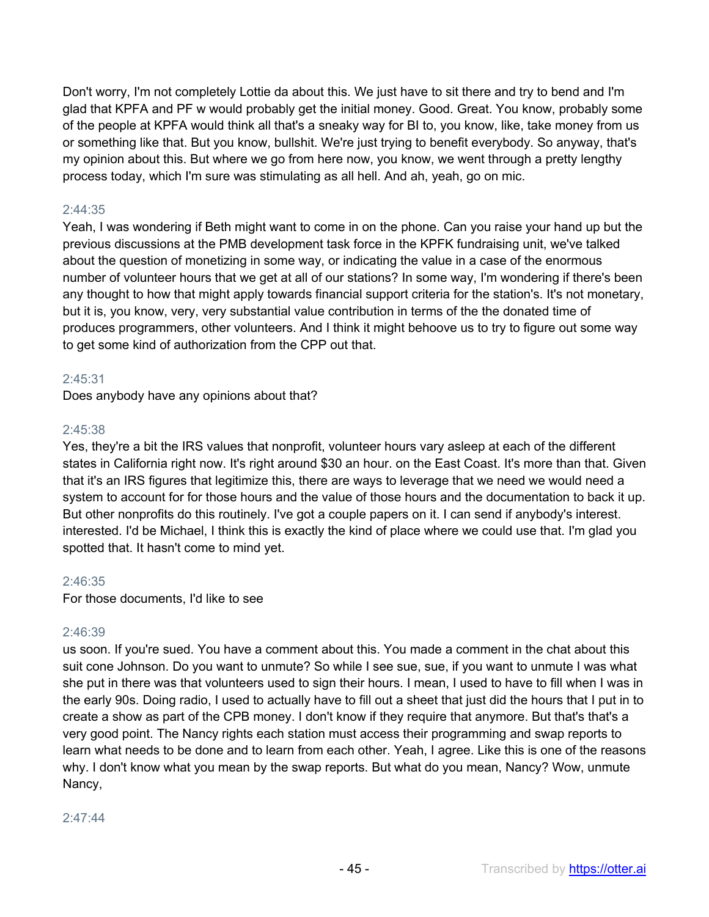Don't worry, I'm not completely Lottie da about this. We just have to sit there and try to bend and I'm glad that KPFA and PF w would probably get the initial money. Good. Great. You know, probably some of the people at KPFA would think all that's a sneaky way for BI to, you know, like, take money from us or something like that. But you know, bullshit. We're just trying to benefit everybody. So anyway, that's my opinion about this. But where we go from here now, you know, we went through a pretty lengthy process today, which I'm sure was stimulating as all hell. And ah, yeah, go on mic.

2:44:35

Yeah, I was wondering if Beth might want to come in on the phone. Can you raise your hand up but the previous discussions at the PMB development task force in the KPFK fundraising unit, we've talked about the question of monetizing in some way, or indicating the value in a case of the enormous number of volunteer hours that we get at all of our stations? In some way, I'm wondering if there's been any thought to how that might apply towards financial support criteria for the station's. It's not monetary, but it is, you know, very, very substantial value contribution in terms of the the donated time of produces programmers, other volunteers. And I think it might behoove us to try to figure out some way to get some kind of authorization from the CPP out that.

2:45:31

Does anybody have any opinions about that?

2:45:38

Yes, they're a bit the IRS values that nonprofit, volunteer hours vary asleep at each of the different states in California right now. It's right around $30 an hour. on the East Coast. It's more than that. Given that it's an IRS figures that legitimize this, there are ways to leverage that we need we would need a system to account for for those hours and the value of those hours and the documentation to back it up. But other nonprofits do this routinely. I've got a couple papers on it. I can send if anybody's interest. interested. I'd be Michael, I think this is exactly the kind of place where we could use that. I'm glad you spotted that. It hasn't come to mind yet.

2:46:35

For those documents, I'd like to see

2:46:39

us soon. If you're sued. You have a comment about this. You made a comment in the chat about this suit cone Johnson. Do you want to unmute? So while I see sue, sue, if you want to unmute I was what she put in there was that volunteers used to sign their hours. I mean, I used to have to fill when I was in the early 90s. Doing radio, I used to actually have to fill out a sheet that just did the hours that I put in to create a show as part of the CPB money. I don't know if they require that anymore. But that's that's a very good point. The Nancy rights each station must access their programming and swap reports to learn what needs to be done and to learn from each other. Yeah, I agree. Like this is one of the reasons why. I don't know what you mean by the swap reports. But what do you mean, Nancy? Wow, unmute Nancy,

2:47:44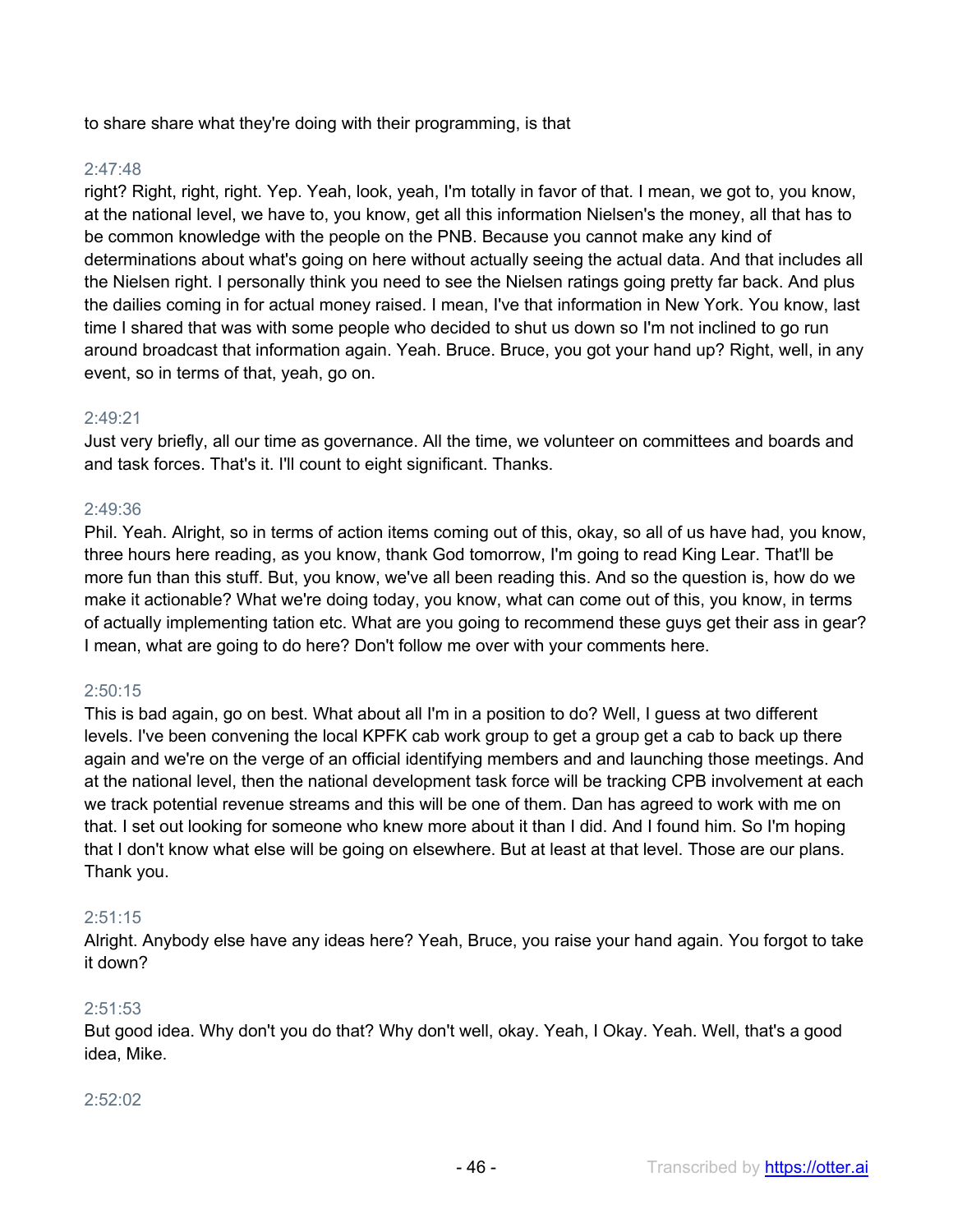to share share what they're doing with their programming, is that

2:47:48
right? Right, right, right. Yep. Yeah, look, yeah, I'm totally in favor of that. I mean, we got to, you know, at the national level, we have to, you know, get all this information Nielsen's the money, all that has to be common knowledge with the people on the PNB. Because you cannot make any kind of determinations about what's going on here without actually seeing the actual data. And that includes all the Nielsen right. I personally think you need to see the Nielsen ratings going pretty far back. And plus the dailies coming in for actual money raised. I mean, I've that information in New York. You know, last time I shared that was with some people who decided to shut us down so I'm not inclined to go run around broadcast that information again. Yeah. Bruce. Bruce, you got your hand up? Right, well, in any event, so in terms of that, yeah, go on.

2:49:21
Just very briefly, all our time as governance. All the time, we volunteer on committees and boards and and task forces. That's it. I'll count to eight significant. Thanks.

2:49:36
Phil. Yeah. Alright, so in terms of action items coming out of this, okay, so all of us have had, you know, three hours here reading, as you know, thank God tomorrow, I'm going to read King Lear. That'll be more fun than this stuff. But, you know, we've all been reading this. And so the question is, how do we make it actionable? What we're doing today, you know, what can come out of this, you know, in terms of actually implementing tation etc. What are you going to recommend these guys get their ass in gear? I mean, what are going to do here? Don't follow me over with your comments here.

2:50:15
This is bad again, go on best. What about all I'm in a position to do? Well, I guess at two different levels. I've been convening the local KPFK cab work group to get a group get a cab to back up there again and we're on the verge of an official identifying members and and launching those meetings. And at the national level, then the national development task force will be tracking CPB involvement at each we track potential revenue streams and this will be one of them. Dan has agreed to work with me on that. I set out looking for someone who knew more about it than I did. And I found him. So I'm hoping that I don't know what else will be going on elsewhere. But at least at that level. Those are our plans. Thank you.

2:51:15
Alright. Anybody else have any ideas here? Yeah, Bruce, you raise your hand again. You forgot to take it down?

2:51:53
But good idea. Why don't you do that? Why don't well, okay. Yeah, I Okay. Yeah. Well, that's a good idea, Mike.

2:52:02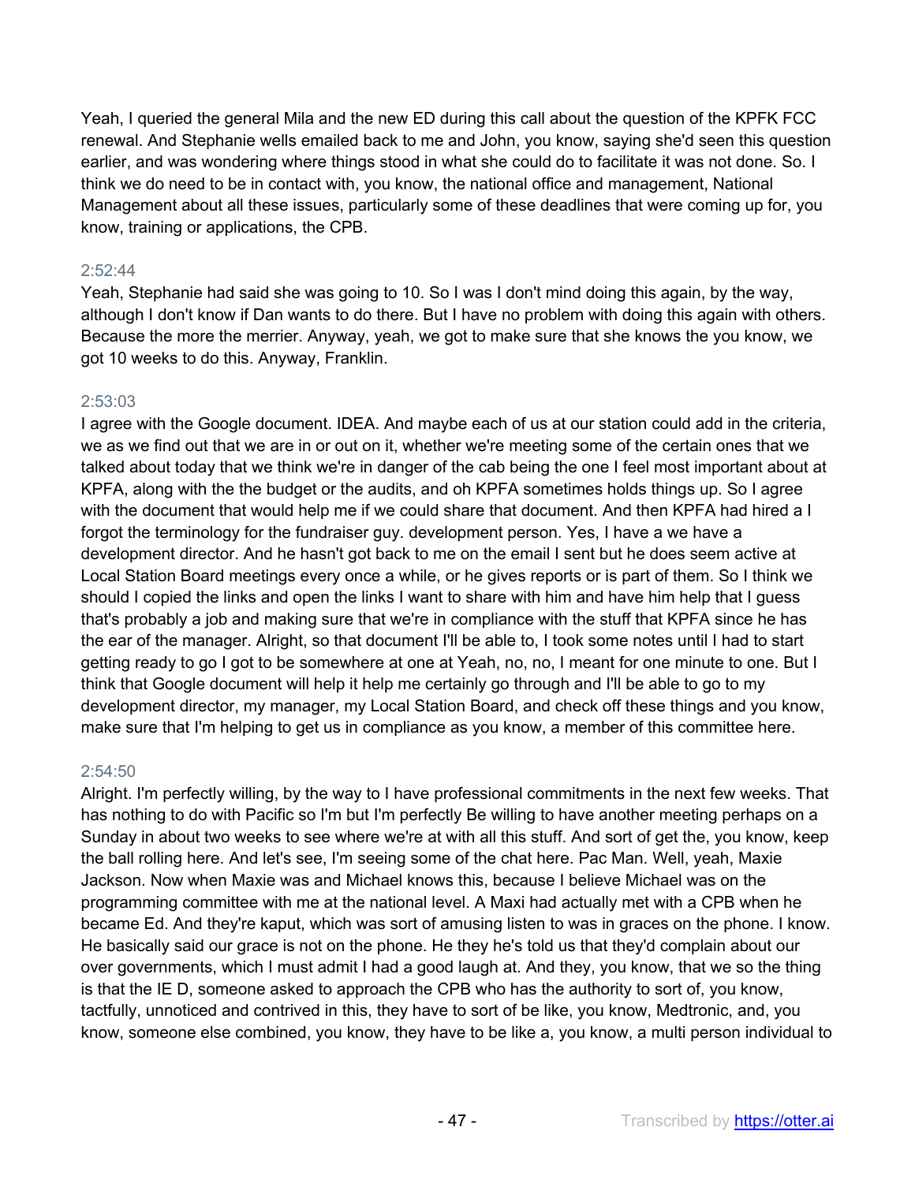Yeah, I queried the general Mila and the new ED during this call about the question of the KPFK FCC renewal. And Stephanie wells emailed back to me and John, you know, saying she'd seen this question earlier, and was wondering where things stood in what she could do to facilitate it was not done. So. I think we do need to be in contact with, you know, the national office and management, National Management about all these issues, particularly some of these deadlines that were coming up for, you know, training or applications, the CPB.

2:52:44

Yeah, Stephanie had said she was going to 10. So I was I don't mind doing this again, by the way, although I don't know if Dan wants to do there. But I have no problem with doing this again with others. Because the more the merrier. Anyway, yeah, we got to make sure that she knows the you know, we got 10 weeks to do this. Anyway, Franklin.

2:53:03

I agree with the Google document. IDEA. And maybe each of us at our station could add in the criteria, we as we find out that we are in or out on it, whether we're meeting some of the certain ones that we talked about today that we think we're in danger of the cab being the one I feel most important about at KPFA, along with the the budget or the audits, and oh KPFA sometimes holds things up. So I agree with the document that would help me if we could share that document. And then KPFA had hired a I forgot the terminology for the fundraiser guy. development person. Yes, I have a we have a development director. And he hasn't got back to me on the email I sent but he does seem active at Local Station Board meetings every once a while, or he gives reports or is part of them. So I think we should I copied the links and open the links I want to share with him and have him help that I guess that's probably a job and making sure that we're in compliance with the stuff that KPFA since he has the ear of the manager. Alright, so that document I'll be able to, I took some notes until I had to start getting ready to go I got to be somewhere at one at Yeah, no, no, I meant for one minute to one. But I think that Google document will help it help me certainly go through and I'll be able to go to my development director, my manager, my Local Station Board, and check off these things and you know, make sure that I'm helping to get us in compliance as you know, a member of this committee here.

2:54:50

Alright. I'm perfectly willing, by the way to I have professional commitments in the next few weeks. That has nothing to do with Pacific so I'm but I'm perfectly Be willing to have another meeting perhaps on a Sunday in about two weeks to see where we're at with all this stuff. And sort of get the, you know, keep the ball rolling here. And let's see, I'm seeing some of the chat here. Pac Man. Well, yeah, Maxie Jackson. Now when Maxie was and Michael knows this, because I believe Michael was on the programming committee with me at the national level. A Maxi had actually met with a CPB when he became Ed. And they're kaput, which was sort of amusing listen to was in graces on the phone. I know. He basically said our grace is not on the phone. He they he's told us that they'd complain about our over governments, which I must admit I had a good laugh at. And they, you know, that we so the thing is that the IE D, someone asked to approach the CPB who has the authority to sort of, you know, tactfully, unnoticed and contrived in this, they have to sort of be like, you know, Medtronic, and, you know, someone else combined, you know, they have to be like a, you know, a multi person individual to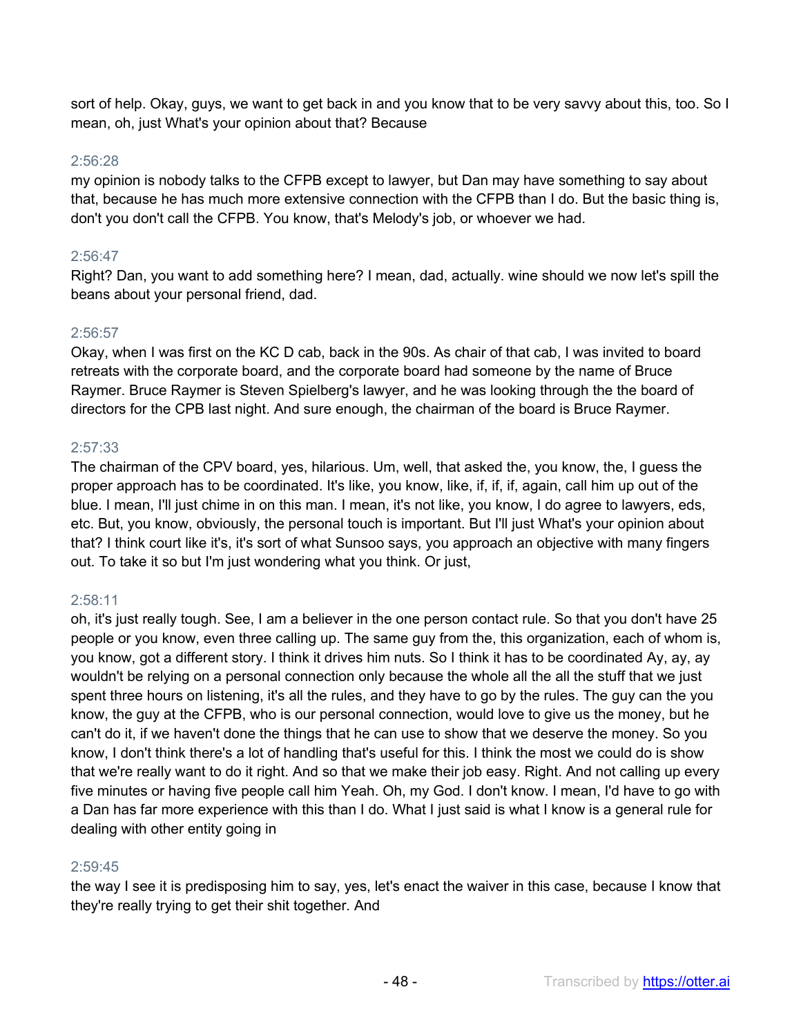sort of help. Okay, guys, we want to get back in and you know that to be very savvy about this, too. So I mean, oh, just What's your opinion about that? Because

2:56:28

my opinion is nobody talks to the CFPB except to lawyer, but Dan may have something to say about that, because he has much more extensive connection with the CFPB than I do. But the basic thing is, don't you don't call the CFPB. You know, that's Melody's job, or whoever we had.

2:56:47

Right? Dan, you want to add something here? I mean, dad, actually. wine should we now let's spill the beans about your personal friend, dad.

2:56:57

Okay, when I was first on the KC D cab, back in the 90s. As chair of that cab, I was invited to board retreats with the corporate board, and the corporate board had someone by the name of Bruce Raymer. Bruce Raymer is Steven Spielberg's lawyer, and he was looking through the the board of directors for the CPB last night. And sure enough, the chairman of the board is Bruce Raymer.

2:57:33

The chairman of the CPV board, yes, hilarious. Um, well, that asked the, you know, the, I guess the proper approach has to be coordinated. It's like, you know, like, if, if, if, again, call him up out of the blue. I mean, I'll just chime in on this man. I mean, it's not like, you know, I do agree to lawyers, eds, etc. But, you know, obviously, the personal touch is important. But I'll just What's your opinion about that? I think court like it's, it's sort of what Sunsoo says, you approach an objective with many fingers out. To take it so but I'm just wondering what you think. Or just,

2:58:11

oh, it's just really tough. See, I am a believer in the one person contact rule. So that you don't have 25 people or you know, even three calling up. The same guy from the, this organization, each of whom is, you know, got a different story. I think it drives him nuts. So I think it has to be coordinated Ay, ay, ay wouldn't be relying on a personal connection only because the whole all the all the stuff that we just spent three hours on listening, it's all the rules, and they have to go by the rules. The guy can the you know, the guy at the CFPB, who is our personal connection, would love to give us the money, but he can't do it, if we haven't done the things that he can use to show that we deserve the money. So you know, I don't think there's a lot of handling that's useful for this. I think the most we could do is show that we're really want to do it right. And so that we make their job easy. Right. And not calling up every five minutes or having five people call him Yeah. Oh, my God. I don't know. I mean, I'd have to go with a Dan has far more experience with this than I do. What I just said is what I know is a general rule for dealing with other entity going in

2:59:45

the way I see it is predisposing him to say, yes, let's enact the waiver in this case, because I know that they're really trying to get their shit together. And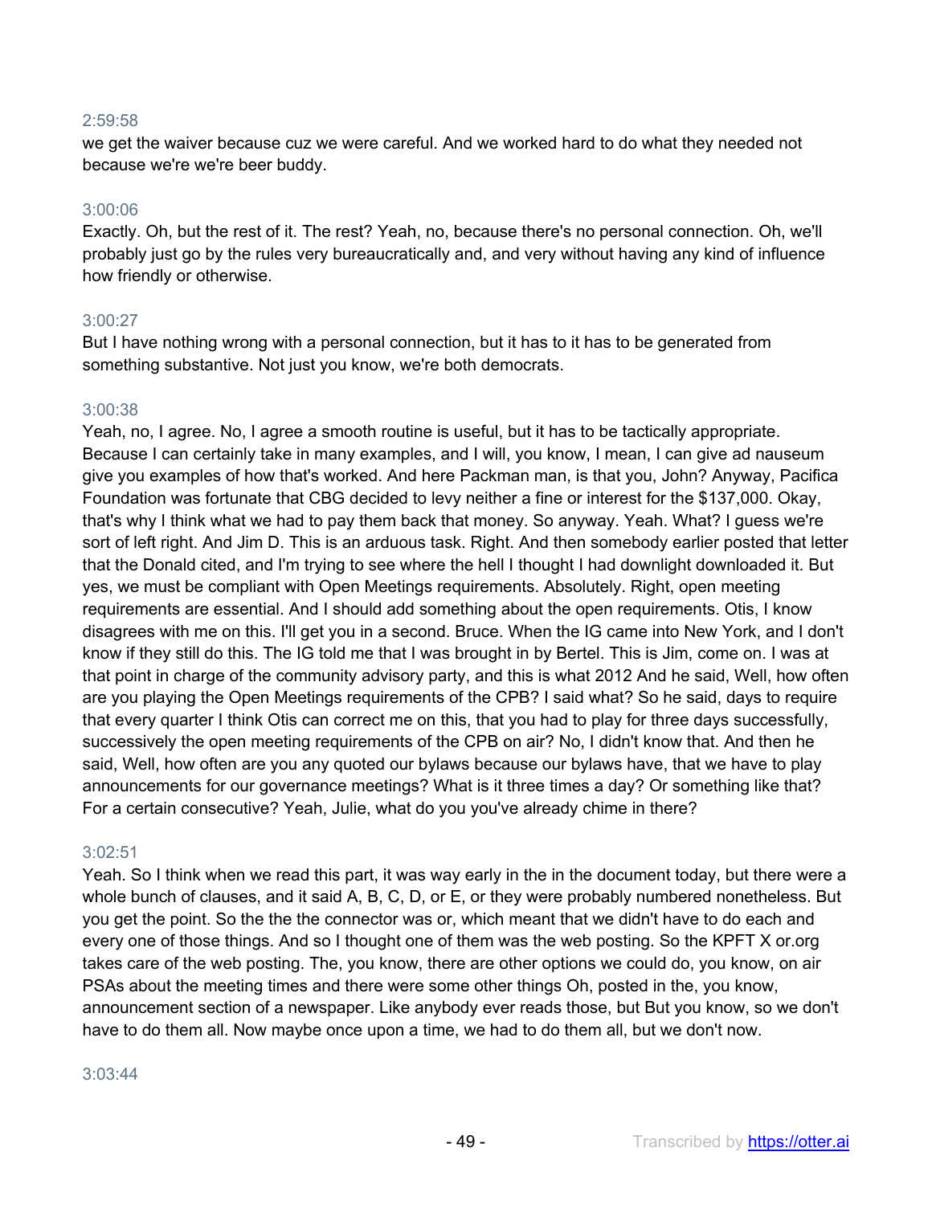2:59:58

we get the waiver because cuz we were careful. And we worked hard to do what they needed not because we're we're beer buddy.

3:00:06

Exactly. Oh, but the rest of it. The rest? Yeah, no, because there's no personal connection. Oh, we'll probably just go by the rules very bureaucratically and, and very without having any kind of influence how friendly or otherwise.

3:00:27

But I have nothing wrong with a personal connection, but it has to it has to be generated from something substantive. Not just you know, we're both democrats.

3:00:38

Yeah, no, I agree. No, I agree a smooth routine is useful, but it has to be tactically appropriate. Because I can certainly take in many examples, and I will, you know, I mean, I can give ad nauseum give you examples of how that's worked. And here Packman man, is that you, John? Anyway, Pacifica Foundation was fortunate that CBG decided to levy neither a fine or interest for the $137,000. Okay, that's why I think what we had to pay them back that money. So anyway. Yeah. What? I guess we're sort of left right. And Jim D. This is an arduous task. Right. And then somebody earlier posted that letter that the Donald cited, and I'm trying to see where the hell I thought I had downlight downloaded it. But yes, we must be compliant with Open Meetings requirements. Absolutely. Right, open meeting requirements are essential. And I should add something about the open requirements. Otis, I know disagrees with me on this. I'll get you in a second. Bruce. When the IG came into New York, and I don't know if they still do this. The IG told me that I was brought in by Bertel. This is Jim, come on. I was at that point in charge of the community advisory party, and this is what 2012 And he said, Well, how often are you playing the Open Meetings requirements of the CPB? I said what? So he said, days to require that every quarter I think Otis can correct me on this, that you had to play for three days successfully, successively the open meeting requirements of the CPB on air? No, I didn't know that. And then he said, Well, how often are you any quoted our bylaws because our bylaws have, that we have to play announcements for our governance meetings? What is it three times a day? Or something like that? For a certain consecutive? Yeah, Julie, what do you you've already chime in there?

3:02:51

Yeah. So I think when we read this part, it was way early in the in the document today, but there were a whole bunch of clauses, and it said A, B, C, D, or E, or they were probably numbered nonetheless. But you get the point. So the the the connector was or, which meant that we didn't have to do each and every one of those things. And so I thought one of them was the web posting. So the KPFT X or.org takes care of the web posting. The, you know, there are other options we could do, you know, on air PSAs about the meeting times and there were some other things Oh, posted in the, you know, announcement section of a newspaper. Like anybody ever reads those, but But you know, so we don't have to do them all. Now maybe once upon a time, we had to do them all, but we don't now.

3:03:44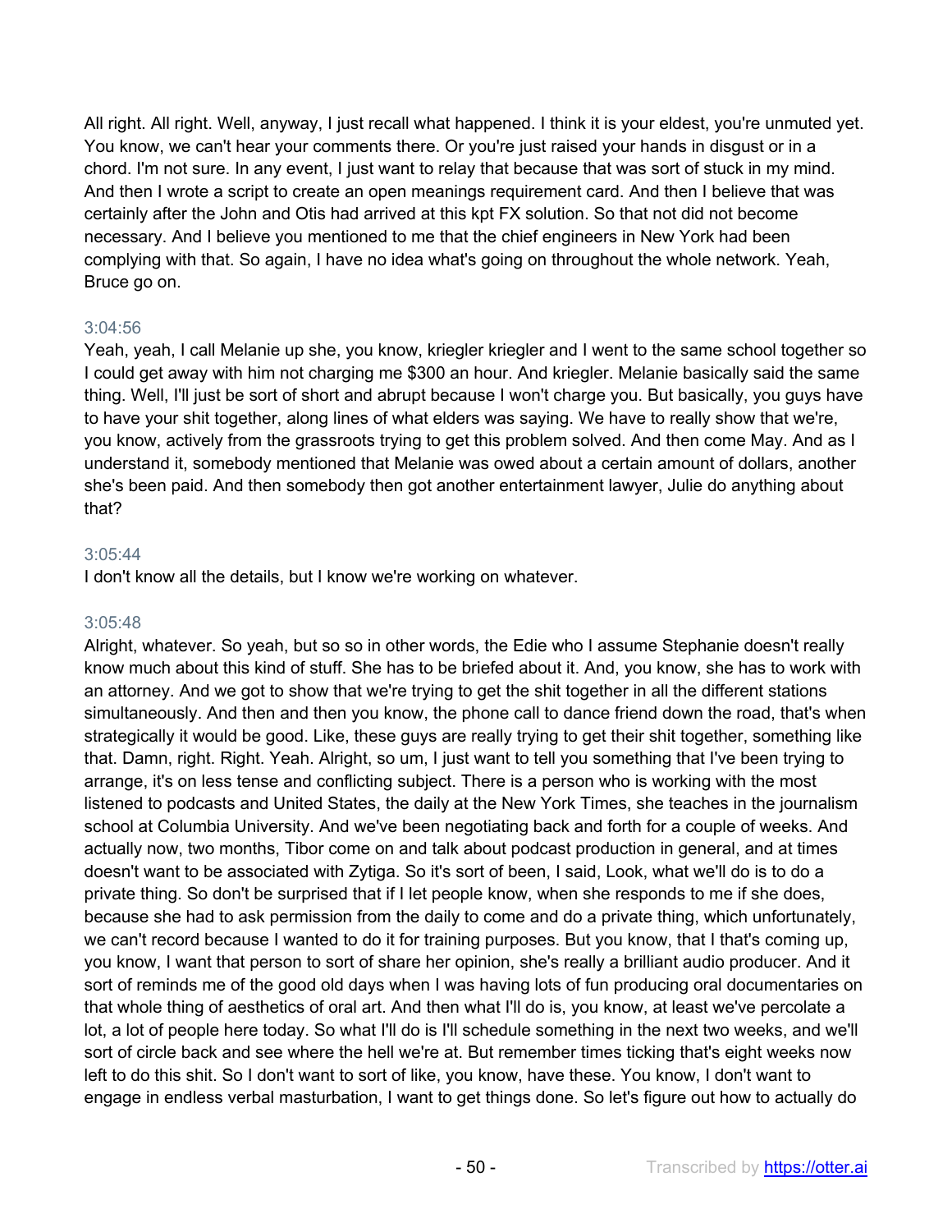All right. All right. Well, anyway, I just recall what happened. I think it is your eldest, you're unmuted yet. You know, we can't hear your comments there. Or you're just raised your hands in disgust or in a chord. I'm not sure. In any event, I just want to relay that because that was sort of stuck in my mind. And then I wrote a script to create an open meanings requirement card. And then I believe that was certainly after the John and Otis had arrived at this kpt FX solution. So that not did not become necessary. And I believe you mentioned to me that the chief engineers in New York had been complying with that. So again, I have no idea what's going on throughout the whole network. Yeah, Bruce go on.

3:04:56

Yeah, yeah, I call Melanie up she, you know, kriegler kriegler and I went to the same school together so I could get away with him not charging me $300 an hour. And kriegler. Melanie basically said the same thing. Well, I'll just be sort of short and abrupt because I won't charge you. But basically, you guys have to have your shit together, along lines of what elders was saying. We have to really show that we're, you know, actively from the grassroots trying to get this problem solved. And then come May. And as I understand it, somebody mentioned that Melanie was owed about a certain amount of dollars, another she's been paid. And then somebody then got another entertainment lawyer, Julie do anything about that?

3:05:44

I don't know all the details, but I know we're working on whatever.

3:05:48

Alright, whatever. So yeah, but so so in other words, the Edie who I assume Stephanie doesn't really know much about this kind of stuff. She has to be briefed about it. And, you know, she has to work with an attorney. And we got to show that we're trying to get the shit together in all the different stations simultaneously. And then and then you know, the phone call to dance friend down the road, that's when strategically it would be good. Like, these guys are really trying to get their shit together, something like that. Damn, right. Right. Yeah. Alright, so um, I just want to tell you something that I've been trying to arrange, it's on less tense and conflicting subject. There is a person who is working with the most listened to podcasts and United States, the daily at the New York Times, she teaches in the journalism school at Columbia University. And we've been negotiating back and forth for a couple of weeks. And actually now, two months, Tibor come on and talk about podcast production in general, and at times doesn't want to be associated with Zytiga. So it's sort of been, I said, Look, what we'll do is to do a private thing. So don't be surprised that if I let people know, when she responds to me if she does, because she had to ask permission from the daily to come and do a private thing, which unfortunately, we can't record because I wanted to do it for training purposes. But you know, that I that's coming up, you know, I want that person to sort of share her opinion, she's really a brilliant audio producer. And it sort of reminds me of the good old days when I was having lots of fun producing oral documentaries on that whole thing of aesthetics of oral art. And then what I'll do is, you know, at least we've percolate a lot, a lot of people here today. So what I'll do is I'll schedule something in the next two weeks, and we'll sort of circle back and see where the hell we're at. But remember times ticking that's eight weeks now left to do this shit. So I don't want to sort of like, you know, have these. You know, I don't want to engage in endless verbal masturbation, I want to get things done. So let's figure out how to actually do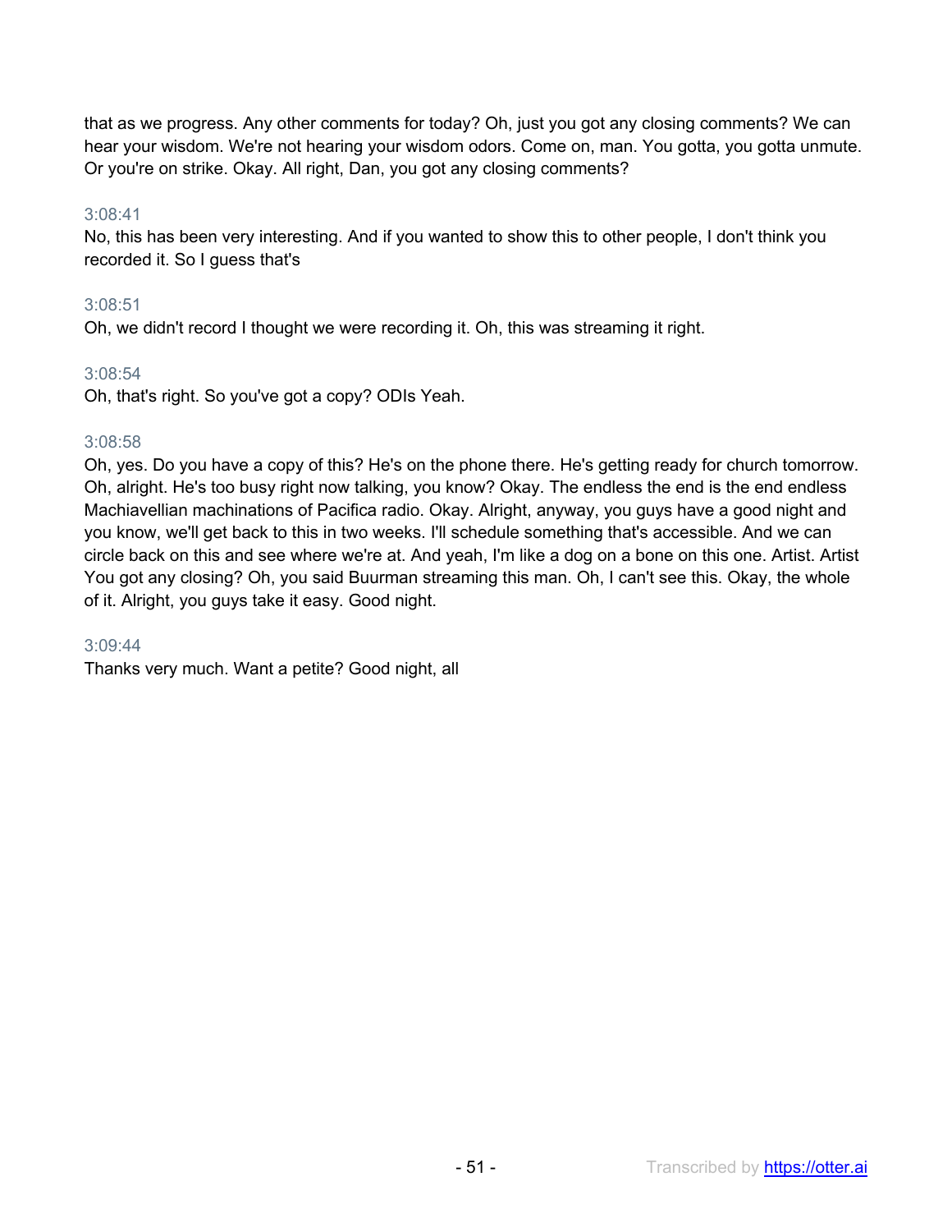that as we progress. Any other comments for today? Oh, just you got any closing comments? We can hear your wisdom. We're not hearing your wisdom odors. Come on, man. You gotta, you gotta unmute. Or you're on strike. Okay. All right, Dan, you got any closing comments?

3:08:41
No, this has been very interesting. And if you wanted to show this to other people, I don't think you recorded it. So I guess that's

3:08:51
Oh, we didn't record I thought we were recording it. Oh, this was streaming it right.

3:08:54
Oh, that's right. So you've got a copy? ODIs Yeah.

3:08:58
Oh, yes. Do you have a copy of this? He's on the phone there. He's getting ready for church tomorrow. Oh, alright. He's too busy right now talking, you know? Okay. The endless the end is the end endless Machiavellian machinations of Pacifica radio. Okay. Alright, anyway, you guys have a good night and you know, we'll get back to this in two weeks. I'll schedule something that's accessible. And we can circle back on this and see where we're at. And yeah, I'm like a dog on a bone on this one. Artist. Artist You got any closing? Oh, you said Buurman streaming this man. Oh, I can't see this. Okay, the whole of it. Alright, you guys take it easy. Good night.

3:09:44
Thanks very much. Want a petite? Good night, all